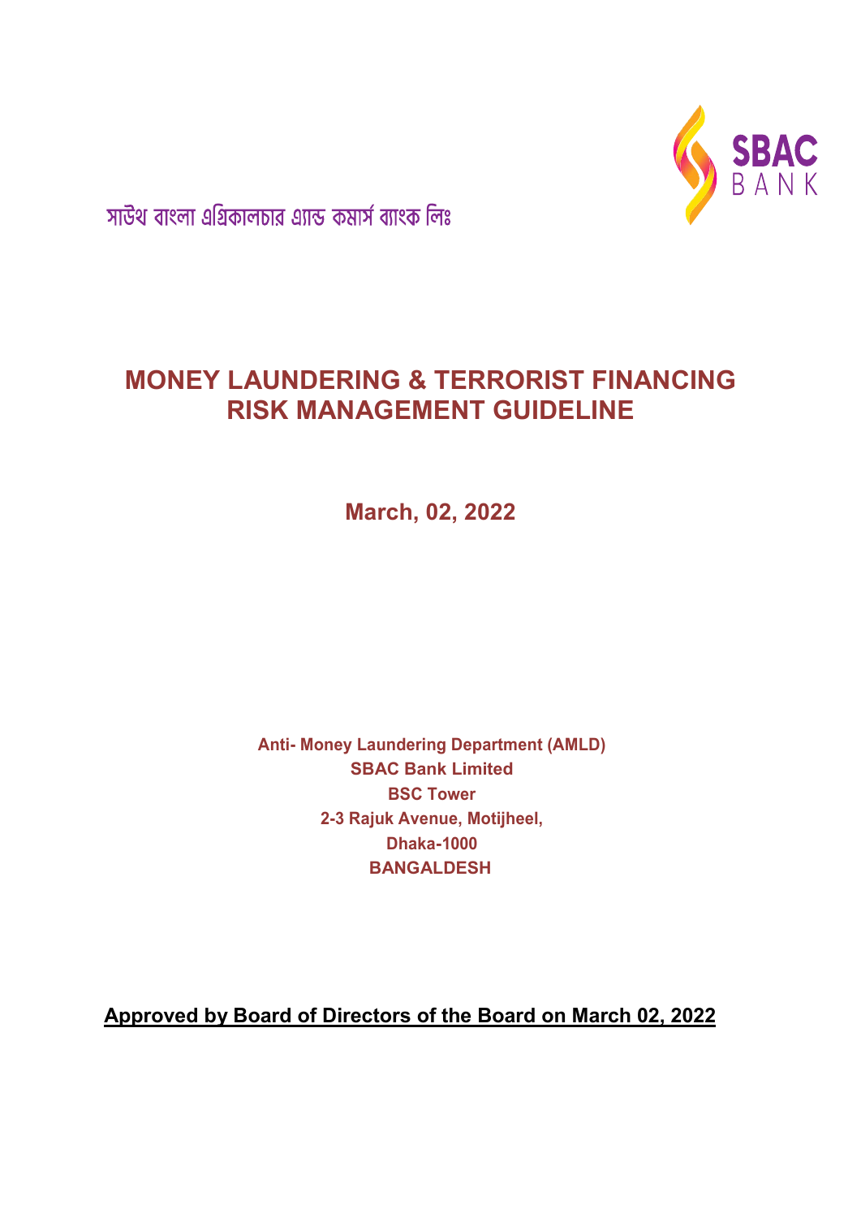সাউথ বাংলা এগ্রিকালচার এ্যান্ড কমার্স ব্যাংক লিঃ

SBAC BANK

# MONEY LAUNDERING & TERRORIST FINANCING RISK MANAGEMENT GUIDELINE

**March, 02, 2022**

**Anti- Money Laundering Department (AMLD)**
**SBAC Bank Limited**
**BSC Tower**
**2-3 Rajuk Avenue, Motijheel,**
**Dhaka-1000**
**BANGALDESH**

**Approved by Board of Directors of the Board on March 02, 2022**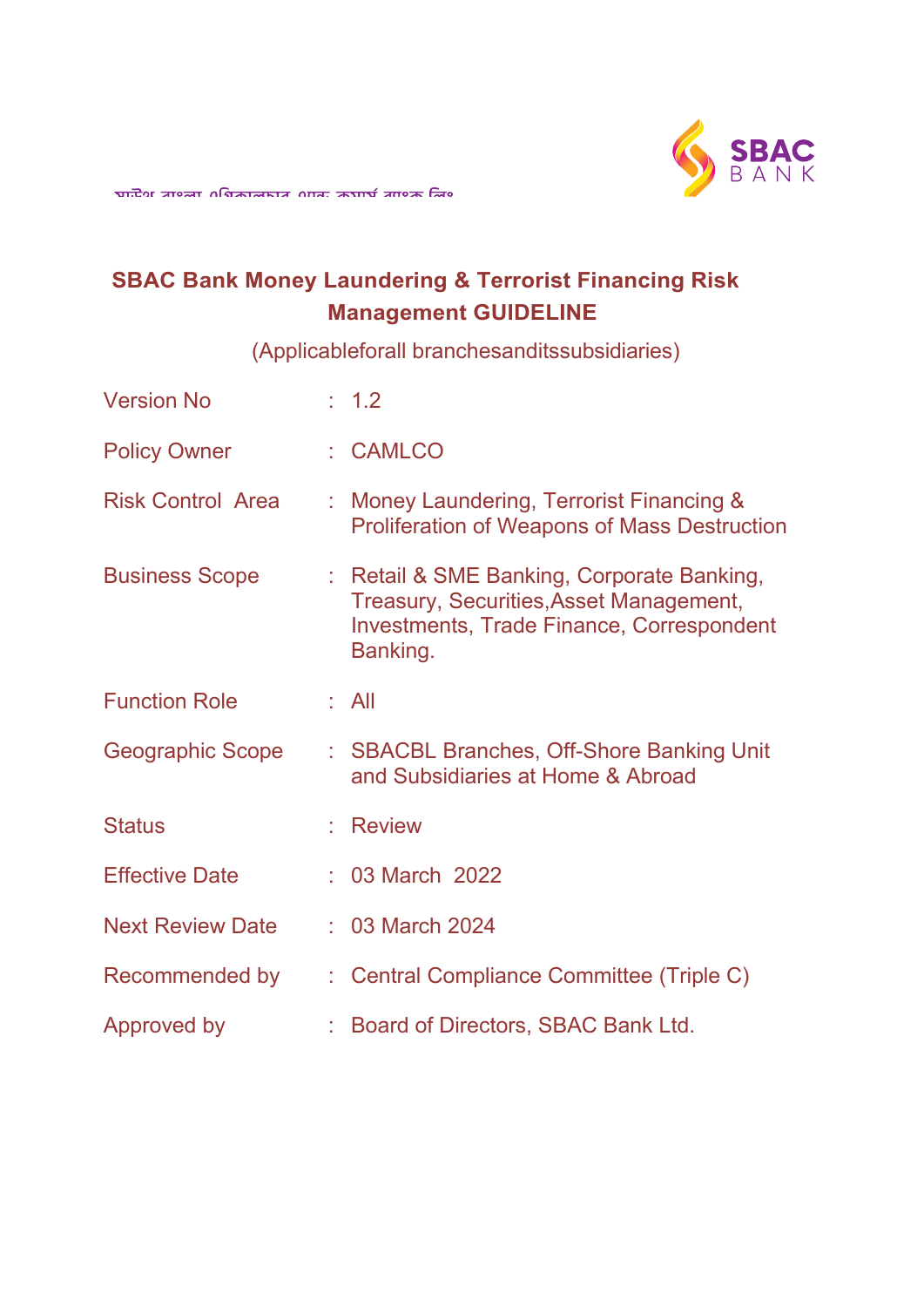সাউথ বাংলা এগ্রিকালচার এন্ড কমার্স ব্যাংক লিঃ

# SBAC Bank Money Laundering & Terrorist Financing Risk Management GUIDELINE

(Applicableforall branchesanditssubsidiaries)

| | | |
|---|---|---|
| Version No | : | 1.2 |
| Policy Owner | : | CAMLCO |
| Risk Control Area | : | Money Laundering, Terrorist Financing & Proliferation of Weapons of Mass Destruction |
| Business Scope | : | Retail & SME Banking, Corporate Banking, Treasury, Securities,Asset Management, Investments, Trade Finance, Correspondent Banking. |
| Function Role | : | All |
| Geographic Scope | : | SBACBL Branches, Off-Shore Banking Unit and Subsidiaries at Home & Abroad |
| Status | : | Review |
| Effective Date | : | 03 March 2022 |
| Next Review Date | : | 03 March 2024 |
| Recommended by | : | Central Compliance Committee (Triple C) |
| Approved by | : | Board of Directors, SBAC Bank Ltd. |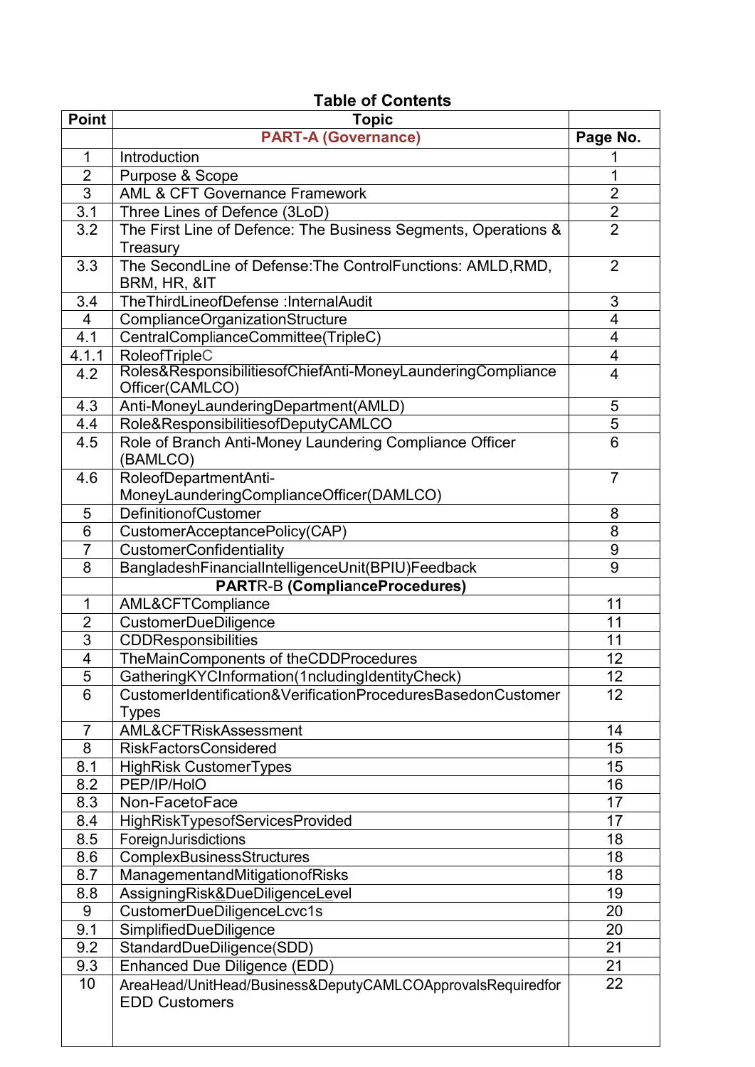# Table of Contents

| Point | Topic | |
|---|---|---|
| | **PART-A (Governance)** | **Page No.** |
| 1 | Introduction | 1 |
| 2 | Purpose & Scope | 1 |
| 3 | AML & CFT Governance Framework | 2 |
| 3.1 | Three Lines of Defence (3LoD) | 2 |
| 3.2 | The First Line of Defence: The Business Segments, Operations & Treasury | 2 |
| 3.3 | The SecondLine of Defense:The ControlFunctions: AMLD,RMD, BRM, HR, &IT | 2 |
| 3.4 | TheThirdLineofDefense :InternalAudit | 3 |
| 4 | ComplianceOrganizationStructure | 4 |
| 4.1 | CentralComplianceCommittee(TripleC) | 4 |
| 4.1.1 | RoleofTripleC | 4 |
| 4.2 | Roles&ResponsibilitiesofChiefAnti-MoneyLaunderingCompliance Officer(CAMLCO) | 4 |
| 4.3 | Anti-MoneyLaunderingDepartment(AMLD) | 5 |
| 4.4 | Role&ResponsibilitiesofDeputyCAMLCO | 5 |
| 4.5 | Role of Branch Anti-Money Laundering Compliance Officer (BAMLCO) | 6 |
| 4.6 | RoleofDepartmentAnti-MoneyLaunderingComplianceOfficer(DAMLCO) | 7 |
| 5 | DefinitionofCustomer | 8 |
| 6 | CustomerAcceptancePolicy(CAP) | 8 |
| 7 | CustomerConfidentiality | 9 |
| 8 | BangladeshFinancialIntelligenceUnit(BPIU)Feedback | 9 |
| | **PARTR-B (ComplianceProcedures)** | |
| 1 | AML&CFTCompliance | 11 |
| 2 | CustomerDueDiligence | 11 |
| 3 | CDDResponsibilities | 11 |
| 4 | TheMainComponents of theCDDProcedures | 12 |
| 5 | GatheringKYCInformation(1ncludingIdentityCheck) | 12 |
| 6 | CustomerIdentification&VerificationProceduresBasedonCustomer Types | 12 |
| 7 | AML&CFTRiskAssessment | 14 |
| 8 | RiskFactorsConsidered | 15 |
| 8.1 | HighRisk CustomerTypes | 15 |
| 8.2 | PEP/IP/HoIO | 16 |
| 8.3 | Non-FacetoFace | 17 |
| 8.4 | HighRiskTypesofServicesProvided | 17 |
| 8.5 | ForeignJurisdictions | 18 |
| 8.6 | ComplexBusinessStructures | 18 |
| 8.7 | ManagementandMitigationofRisks | 18 |
| 8.8 | AssigningRisk&DueDiligenceLevel | 19 |
| 9 | CustomerDueDiligenceLcvc1s | 20 |
| 9.1 | SimplifiedDueDiligence | 20 |
| 9.2 | StandardDueDiligence(SDD) | 21 |
| 9.3 | Enhanced Due Diligence (EDD) | 21 |
| 10 | AreaHead/UnitHead/Business&DeputyCAMLCOApprovalsRequiredfor EDD Customers | 22 |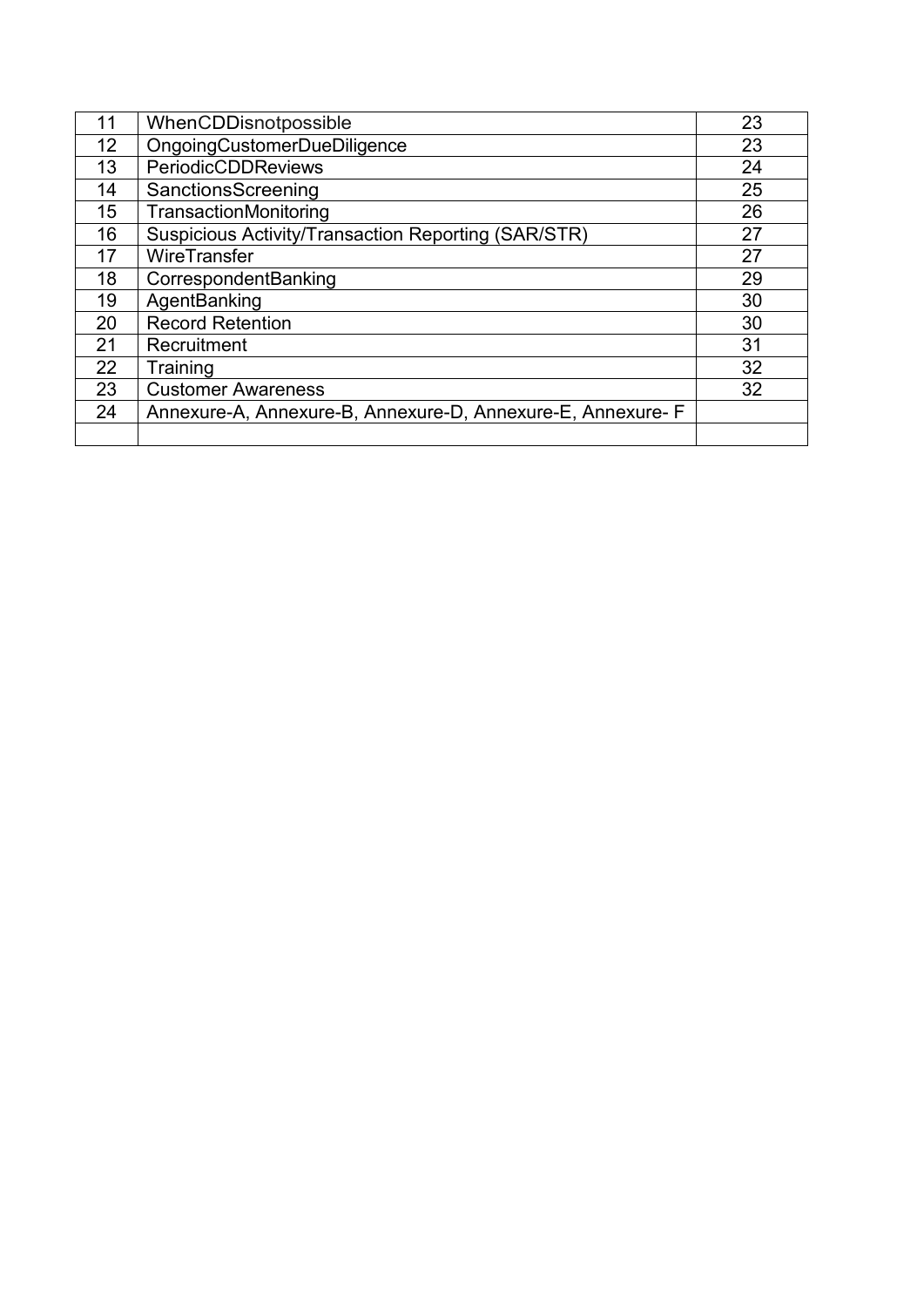| 11 | WhenCDDisnotpossible | 23 |
|---|---|---|
| 12 | OngoingCustomerDueDiligence | 23 |
| 13 | PeriodicCDDReviews | 24 |
| 14 | SanctionsScreening | 25 |
| 15 | TransactionMonitoring | 26 |
| 16 | Suspicious Activity/Transaction Reporting (SAR/STR) | 27 |
| 17 | WireTransfer | 27 |
| 18 | CorrespondentBanking | 29 |
| 19 | AgentBanking | 30 |
| 20 | Record Retention | 30 |
| 21 | Recruitment | 31 |
| 22 | Training | 32 |
| 23 | Customer Awareness | 32 |
| 24 | Annexure-A, Annexure-B, Annexure-D, Annexure-E, Annexure- F | |
| | | |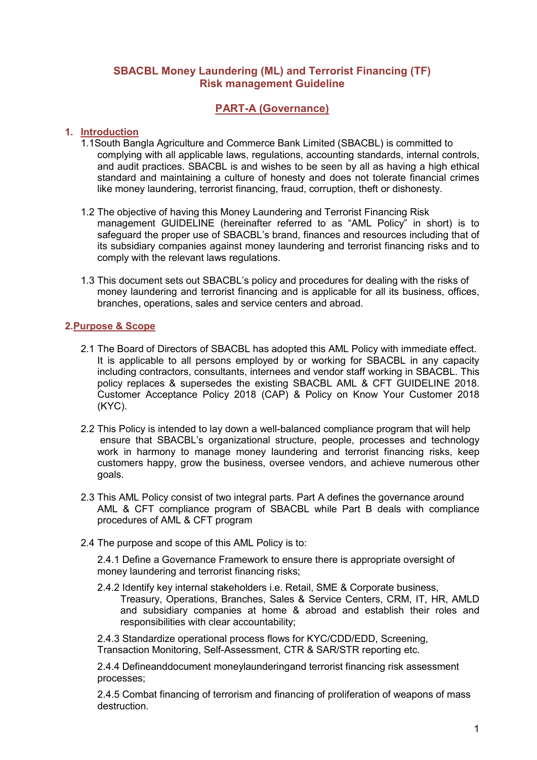# SBACBL Money Laundering (ML) and Terrorist Financing (TF) Risk management Guideline

## PART-A (Governance)

### 1. Introduction

1.1 South Bangla Agriculture and Commerce Bank Limited (SBACBL) is committed to complying with all applicable laws, regulations, accounting standards, internal controls, and audit practices. SBACBL is and wishes to be seen by all as having a high ethical standard and maintaining a culture of honesty and does not tolerate financial crimes like money laundering, terrorist financing, fraud, corruption, theft or dishonesty.

1.2 The objective of having this Money Laundering and Terrorist Financing Risk management GUIDELINE (hereinafter referred to as "AML Policy" in short) is to safeguard the proper use of SBACBL's brand, finances and resources including that of its subsidiary companies against money laundering and terrorist financing risks and to comply with the relevant laws regulations.

1.3 This document sets out SBACBL's policy and procedures for dealing with the risks of money laundering and terrorist financing and is applicable for all its business, offices, branches, operations, sales and service centers and abroad.

### 2. Purpose & Scope

2.1 The Board of Directors of SBACBL has adopted this AML Policy with immediate effect. It is applicable to all persons employed by or working for SBACBL in any capacity including contractors, consultants, internees and vendor staff working in SBACBL. This policy replaces & supersedes the existing SBACBL AML & CFT GUIDELINE 2018. Customer Acceptance Policy 2018 (CAP) & Policy on Know Your Customer 2018 (KYC).

2.2 This Policy is intended to lay down a well-balanced compliance program that will help ensure that SBACBL's organizational structure, people, processes and technology work in harmony to manage money laundering and terrorist financing risks, keep customers happy, grow the business, oversee vendors, and achieve numerous other goals.

2.3 This AML Policy consist of two integral parts. Part A defines the governance around AML & CFT compliance program of SBACBL while Part B deals with compliance procedures of AML & CFT program

2.4 The purpose and scope of this AML Policy is to:

2.4.1 Define a Governance Framework to ensure there is appropriate oversight of money laundering and terrorist financing risks;

2.4.2 Identify key internal stakeholders i.e. Retail, SME & Corporate business, Treasury, Operations, Branches, Sales & Service Centers, CRM, IT, HR, AMLD and subsidiary companies at home & abroad and establish their roles and responsibilities with clear accountability;

2.4.3 Standardize operational process flows for KYC/CDD/EDD, Screening, Transaction Monitoring, Self-Assessment, CTR & SAR/STR reporting etc.

2.4.4 Defineanddocument moneylaunderingand terrorist financing risk assessment processes;

2.4.5 Combat financing of terrorism and financing of proliferation of weapons of mass destruction.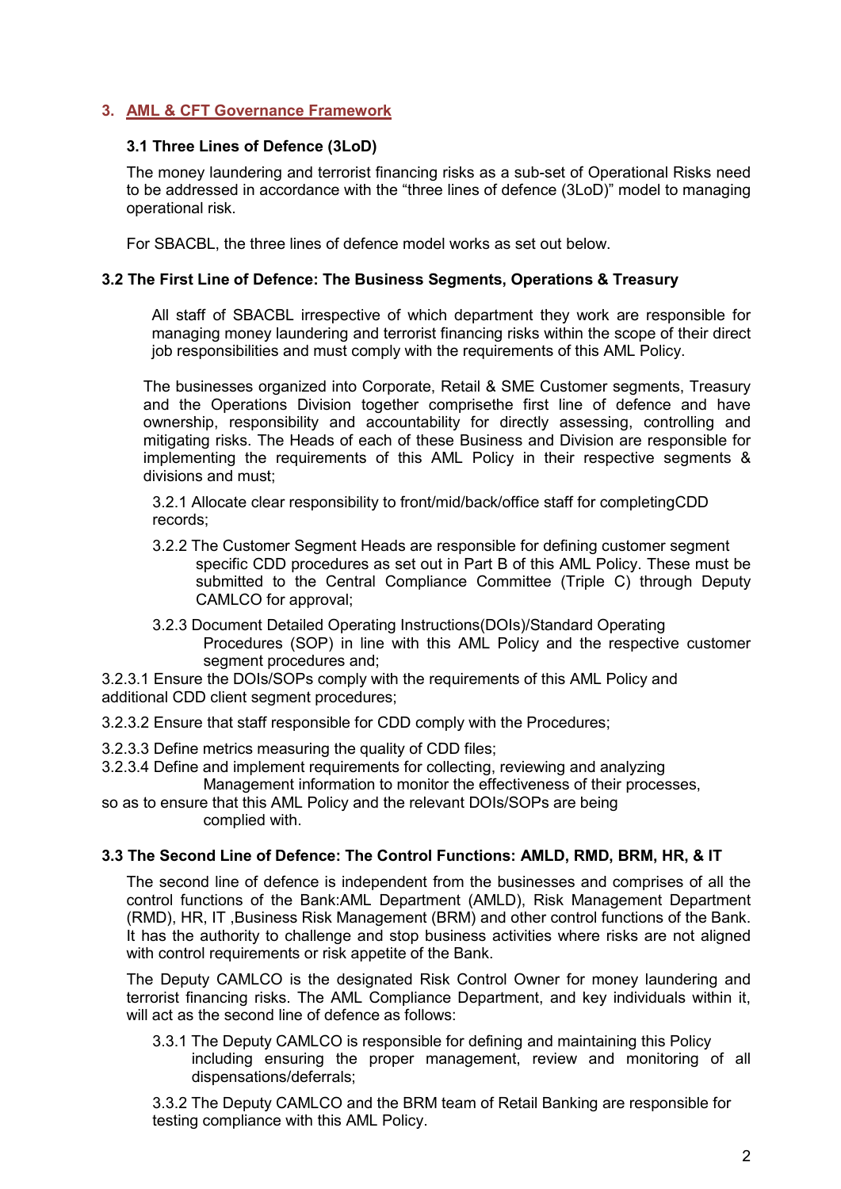## 3. AML & CFT Governance Framework

### 3.1 Three Lines of Defence (3LoD)

The money laundering and terrorist financing risks as a sub-set of Operational Risks need to be addressed in accordance with the “three lines of defence (3LoD)” model to managing operational risk.

For SBACBL, the three lines of defence model works as set out below.

### 3.2 The First Line of Defence: The Business Segments, Operations & Treasury

All staff of SBACBL irrespective of which department they work are responsible for managing money laundering and terrorist financing risks within the scope of their direct job responsibilities and must comply with the requirements of this AML Policy.

The businesses organized into Corporate, Retail & SME Customer segments, Treasury and the Operations Division together comprisethe first line of defence and have ownership, responsibility and accountability for directly assessing, controlling and mitigating risks. The Heads of each of these Business and Division are responsible for implementing the requirements of this AML Policy in their respective segments & divisions and must;

3.2.1 Allocate clear responsibility to front/mid/back/office staff for completingCDD records;

3.2.2 The Customer Segment Heads are responsible for defining customer segment specific CDD procedures as set out in Part B of this AML Policy. These must be submitted to the Central Compliance Committee (Triple C) through Deputy CAMLCO for approval;

3.2.3 Document Detailed Operating Instructions(DOIs)/Standard Operating Procedures (SOP) in line with this AML Policy and the respective customer segment procedures and;

3.2.3.1 Ensure the DOIs/SOPs comply with the requirements of this AML Policy and additional CDD client segment procedures;

3.2.3.2 Ensure that staff responsible for CDD comply with the Procedures;

3.2.3.3 Define metrics measuring the quality of CDD files;

3.2.3.4 Define and implement requirements for collecting, reviewing and analyzing Management information to monitor the effectiveness of their processes, so as to ensure that this AML Policy and the relevant DOIs/SOPs are being complied with.

### 3.3 The Second Line of Defence: The Control Functions: AMLD, RMD, BRM, HR, & IT

The second line of defence is independent from the businesses and comprises of all the control functions of the Bank:AML Department (AMLD), Risk Management Department (RMD), HR, IT ,Business Risk Management (BRM) and other control functions of the Bank. It has the authority to challenge and stop business activities where risks are not aligned with control requirements or risk appetite of the Bank.

The Deputy CAMLCO is the designated Risk Control Owner for money laundering and terrorist financing risks. The AML Compliance Department, and key individuals within it, will act as the second line of defence as follows:

3.3.1 The Deputy CAMLCO is responsible for defining and maintaining this Policy including ensuring the proper management, review and monitoring of all dispensations/deferrals;

3.3.2 The Deputy CAMLCO and the BRM team of Retail Banking are responsible for testing compliance with this AML Policy.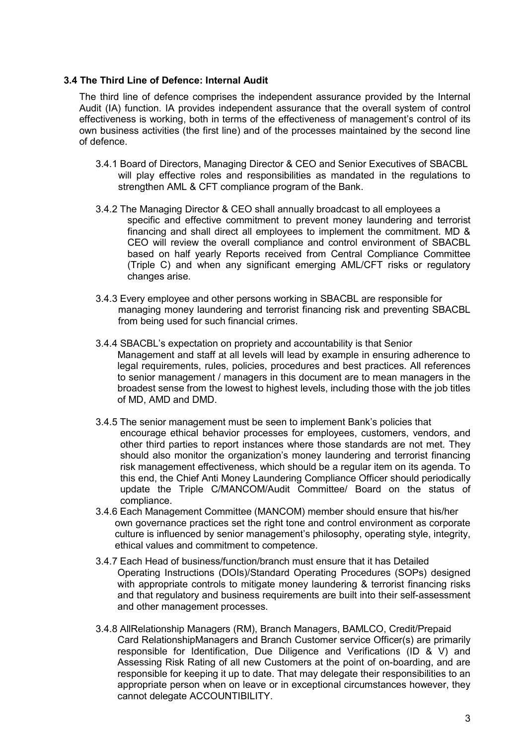### 3.4 The Third Line of Defence: Internal Audit

The third line of defence comprises the independent assurance provided by the Internal Audit (IA) function. IA provides independent assurance that the overall system of control effectiveness is working, both in terms of the effectiveness of management's control of its own business activities (the first line) and of the processes maintained by the second line of defence.

3.4.1 Board of Directors, Managing Director & CEO and Senior Executives of SBACBL will play effective roles and responsibilities as mandated in the regulations to strengthen AML & CFT compliance program of the Bank.

3.4.2 The Managing Director & CEO shall annually broadcast to all employees a specific and effective commitment to prevent money laundering and terrorist financing and shall direct all employees to implement the commitment. MD & CEO will review the overall compliance and control environment of SBACBL based on half yearly Reports received from Central Compliance Committee (Triple C) and when any significant emerging AML/CFT risks or regulatory changes arise.

3.4.3 Every employee and other persons working in SBACBL are responsible for managing money laundering and terrorist financing risk and preventing SBACBL from being used for such financial crimes.

3.4.4 SBACBL's expectation on propriety and accountability is that Senior Management and staff at all levels will lead by example in ensuring adherence to legal requirements, rules, policies, procedures and best practices. All references to senior management / managers in this document are to mean managers in the broadest sense from the lowest to highest levels, including those with the job titles of MD, AMD and DMD.

3.4.5 The senior management must be seen to implement Bank's policies that encourage ethical behavior processes for employees, customers, vendors, and other third parties to report instances where those standards are not met. They should also monitor the organization's money laundering and terrorist financing risk management effectiveness, which should be a regular item on its agenda. To this end, the Chief Anti Money Laundering Compliance Officer should periodically update the Triple C/MANCOM/Audit Committee/ Board on the status of compliance.

3.4.6 Each Management Committee (MANCOM) member should ensure that his/her own governance practices set the right tone and control environment as corporate culture is influenced by senior management's philosophy, operating style, integrity, ethical values and commitment to competence.

3.4.7 Each Head of business/function/branch must ensure that it has Detailed Operating Instructions (DOIs)/Standard Operating Procedures (SOPs) designed with appropriate controls to mitigate money laundering & terrorist financing risks and that regulatory and business requirements are built into their self-assessment and other management processes.

3.4.8 AllRelationship Managers (RM), Branch Managers, BAMLCO, Credit/Prepaid Card RelationshipManagers and Branch Customer service Officer(s) are primarily responsible for Identification, Due Diligence and Verifications (ID & V) and Assessing Risk Rating of all new Customers at the point of on-boarding, and are responsible for keeping it up to date. That may delegate their responsibilities to an appropriate person when on leave or in exceptional circumstances however, they cannot delegate ACCOUNTIBILITY.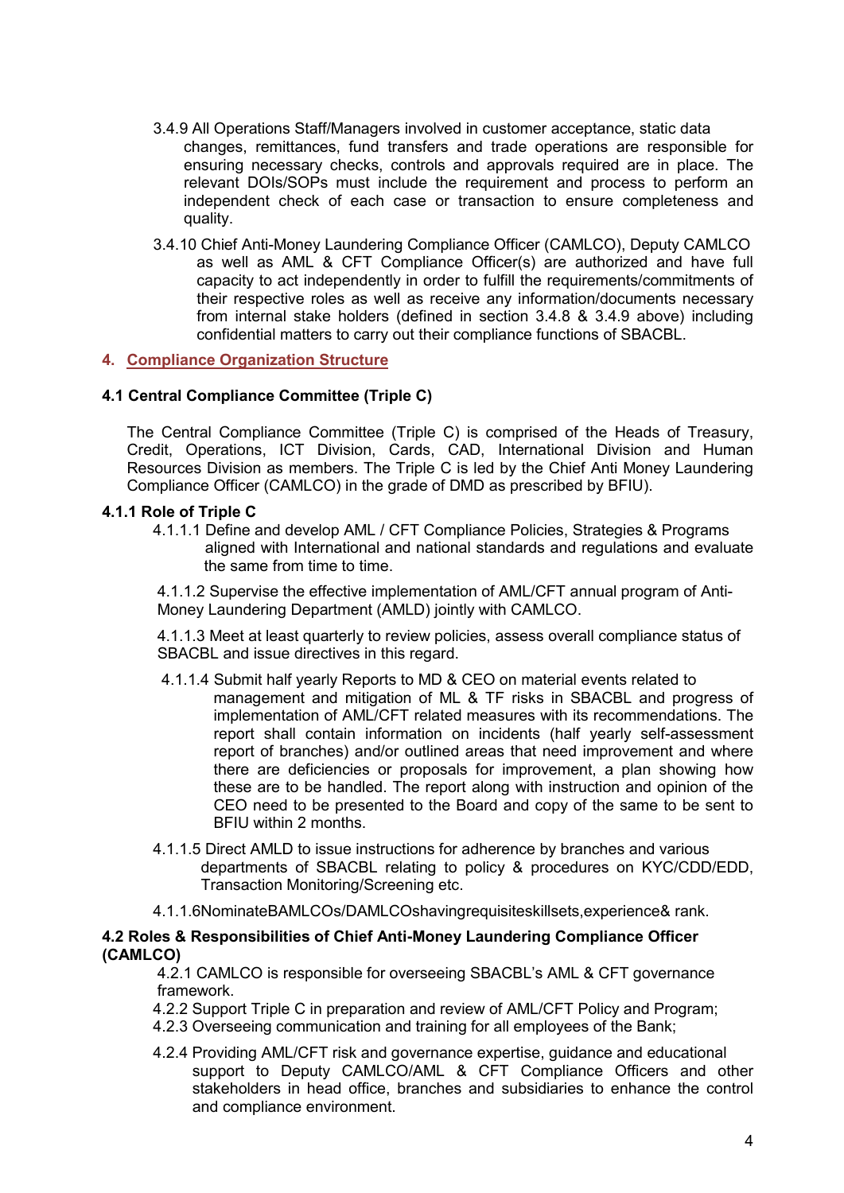3.4.9 All Operations Staff/Managers involved in customer acceptance, static data changes, remittances, fund transfers and trade operations are responsible for ensuring necessary checks, controls and approvals required are in place. The relevant DOIs/SOPs must include the requirement and process to perform an independent check of each case or transaction to ensure completeness and quality.

3.4.10 Chief Anti-Money Laundering Compliance Officer (CAMLCO), Deputy CAMLCO as well as AML & CFT Compliance Officer(s) are authorized and have full capacity to act independently in order to fulfill the requirements/commitments of their respective roles as well as receive any information/documents necessary from internal stake holders (defined in section 3.4.8 & 3.4.9 above) including confidential matters to carry out their compliance functions of SBACBL.

## 4. Compliance Organization Structure

### 4.1 Central Compliance Committee (Triple C)

The Central Compliance Committee (Triple C) is comprised of the Heads of Treasury, Credit, Operations, ICT Division, Cards, CAD, International Division and Human Resources Division as members. The Triple C is led by the Chief Anti Money Laundering Compliance Officer (CAMLCO) in the grade of DMD as prescribed by BFIU).

#### 4.1.1 Role of Triple C

4.1.1.1 Define and develop AML / CFT Compliance Policies, Strategies & Programs aligned with International and national standards and regulations and evaluate the same from time to time.

4.1.1.2 Supervise the effective implementation of AML/CFT annual program of Anti-Money Laundering Department (AMLD) jointly with CAMLCO.

4.1.1.3 Meet at least quarterly to review policies, assess overall compliance status of SBACBL and issue directives in this regard.

4.1.1.4 Submit half yearly Reports to MD & CEO on material events related to management and mitigation of ML & TF risks in SBACBL and progress of implementation of AML/CFT related measures with its recommendations. The report shall contain information on incidents (half yearly self-assessment report of branches) and/or outlined areas that need improvement and where there are deficiencies or proposals for improvement, a plan showing how these are to be handled. The report along with instruction and opinion of the CEO need to be presented to the Board and copy of the same to be sent to BFIU within 2 months.

4.1.1.5 Direct AMLD to issue instructions for adherence by branches and various departments of SBACBL relating to policy & procedures on KYC/CDD/EDD, Transaction Monitoring/Screening etc.

4.1.1.6NominateBAMLCOs/DAMLCOshavingrequisiteskillsets,experience& rank.

### 4.2 Roles & Responsibilities of Chief Anti-Money Laundering Compliance Officer (CAMLCO)

4.2.1 CAMLCO is responsible for overseeing SBACBL's AML & CFT governance framework.

4.2.2 Support Triple C in preparation and review of AML/CFT Policy and Program;

4.2.3 Overseeing communication and training for all employees of the Bank;

4.2.4 Providing AML/CFT risk and governance expertise, guidance and educational support to Deputy CAMLCO/AML & CFT Compliance Officers and other stakeholders in head office, branches and subsidiaries to enhance the control and compliance environment.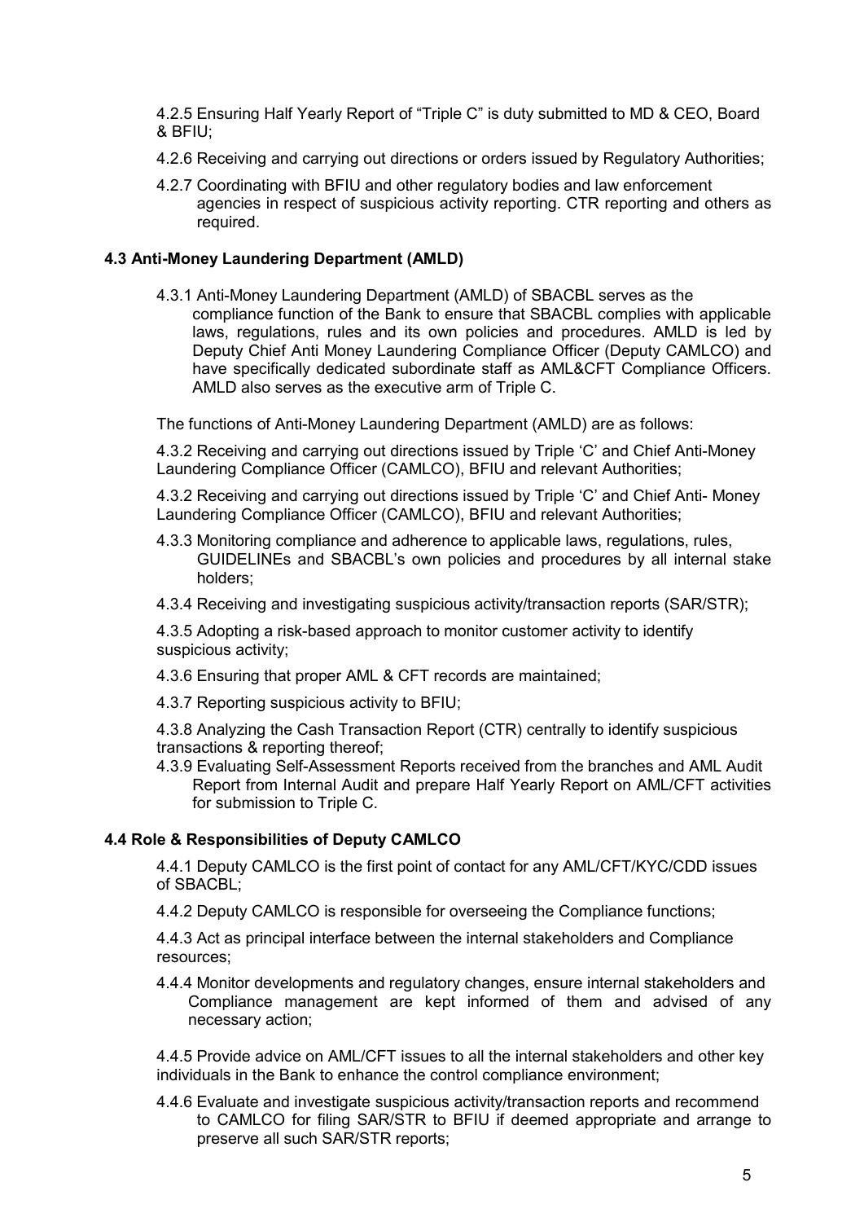4.2.5 Ensuring Half Yearly Report of "Triple C" is duty submitted to MD & CEO, Board & BFIU;

4.2.6 Receiving and carrying out directions or orders issued by Regulatory Authorities;

4.2.7 Coordinating with BFIU and other regulatory bodies and law enforcement agencies in respect of suspicious activity reporting. CTR reporting and others as required.

### 4.3 Anti-Money Laundering Department (AMLD)

4.3.1 Anti-Money Laundering Department (AMLD) of SBACBL serves as the compliance function of the Bank to ensure that SBACBL complies with applicable laws, regulations, rules and its own policies and procedures. AMLD is led by Deputy Chief Anti Money Laundering Compliance Officer (Deputy CAMLCO) and have specifically dedicated subordinate staff as AML&CFT Compliance Officers. AMLD also serves as the executive arm of Triple C.

The functions of Anti-Money Laundering Department (AMLD) are as follows:

4.3.2 Receiving and carrying out directions issued by Triple 'C' and Chief Anti-Money Laundering Compliance Officer (CAMLCO), BFIU and relevant Authorities;

4.3.2 Receiving and carrying out directions issued by Triple 'C' and Chief Anti- Money Laundering Compliance Officer (CAMLCO), BFIU and relevant Authorities;

4.3.3 Monitoring compliance and adherence to applicable laws, regulations, rules, GUIDELINEs and SBACBL's own policies and procedures by all internal stake holders;

4.3.4 Receiving and investigating suspicious activity/transaction reports (SAR/STR);

4.3.5 Adopting a risk-based approach to monitor customer activity to identify suspicious activity;

4.3.6 Ensuring that proper AML & CFT records are maintained;

4.3.7 Reporting suspicious activity to BFIU;

4.3.8 Analyzing the Cash Transaction Report (CTR) centrally to identify suspicious transactions & reporting thereof;

4.3.9 Evaluating Self-Assessment Reports received from the branches and AML Audit Report from Internal Audit and prepare Half Yearly Report on AML/CFT activities for submission to Triple C.

### 4.4 Role & Responsibilities of Deputy CAMLCO

4.4.1 Deputy CAMLCO is the first point of contact for any AML/CFT/KYC/CDD issues of SBACBL;

4.4.2 Deputy CAMLCO is responsible for overseeing the Compliance functions;

4.4.3 Act as principal interface between the internal stakeholders and Compliance resources;

4.4.4 Monitor developments and regulatory changes, ensure internal stakeholders and Compliance management are kept informed of them and advised of any necessary action;

4.4.5 Provide advice on AML/CFT issues to all the internal stakeholders and other key individuals in the Bank to enhance the control compliance environment;

4.4.6 Evaluate and investigate suspicious activity/transaction reports and recommend to CAMLCO for filing SAR/STR to BFIU if deemed appropriate and arrange to preserve all such SAR/STR reports;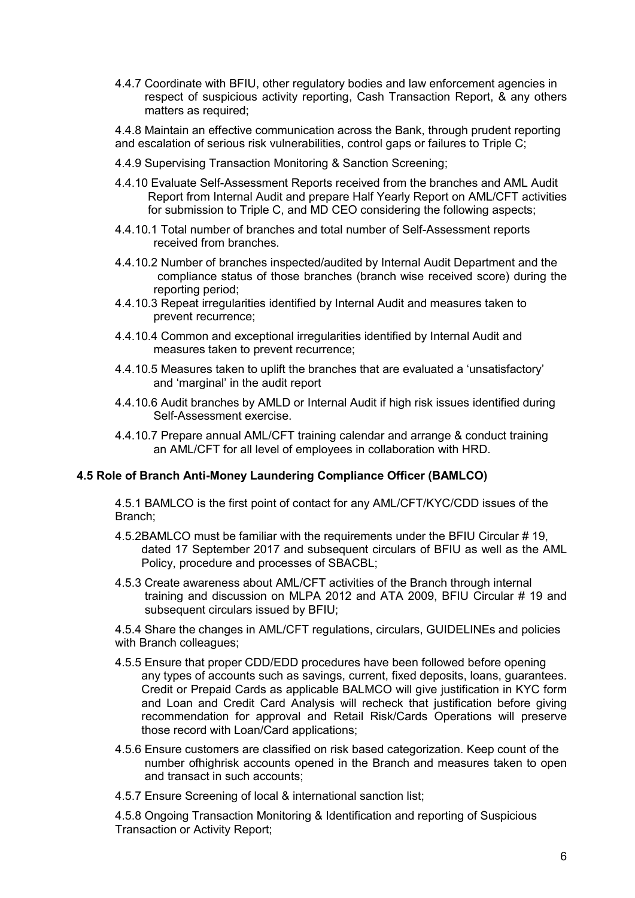4.4.7 Coordinate with BFIU, other regulatory bodies and law enforcement agencies in respect of suspicious activity reporting, Cash Transaction Report, & any others matters as required;

4.4.8 Maintain an effective communication across the Bank, through prudent reporting and escalation of serious risk vulnerabilities, control gaps or failures to Triple C;

4.4.9 Supervising Transaction Monitoring & Sanction Screening;

4.4.10 Evaluate Self-Assessment Reports received from the branches and AML Audit Report from Internal Audit and prepare Half Yearly Report on AML/CFT activities for submission to Triple C, and MD CEO considering the following aspects;

4.4.10.1 Total number of branches and total number of Self-Assessment reports received from branches.

4.4.10.2 Number of branches inspected/audited by Internal Audit Department and the compliance status of those branches (branch wise received score) during the reporting period;

4.4.10.3 Repeat irregularities identified by Internal Audit and measures taken to prevent recurrence;

4.4.10.4 Common and exceptional irregularities identified by Internal Audit and measures taken to prevent recurrence;

4.4.10.5 Measures taken to uplift the branches that are evaluated a 'unsatisfactory' and 'marginal' in the audit report

4.4.10.6 Audit branches by AMLD or Internal Audit if high risk issues identified during Self-Assessment exercise.

4.4.10.7 Prepare annual AML/CFT training calendar and arrange & conduct training an AML/CFT for all level of employees in collaboration with HRD.

### 4.5 Role of Branch Anti-Money Laundering Compliance Officer (BAMLCO)

4.5.1 BAMLCO is the first point of contact for any AML/CFT/KYC/CDD issues of the Branch;

4.5.2BAMLCO must be familiar with the requirements under the BFIU Circular # 19, dated 17 September 2017 and subsequent circulars of BFIU as well as the AML Policy, procedure and processes of SBACBL;

4.5.3 Create awareness about AML/CFT activities of the Branch through internal training and discussion on MLPA 2012 and ATA 2009, BFIU Circular # 19 and subsequent circulars issued by BFIU;

4.5.4 Share the changes in AML/CFT regulations, circulars, GUIDELINEs and policies with Branch colleagues;

4.5.5 Ensure that proper CDD/EDD procedures have been followed before opening any types of accounts such as savings, current, fixed deposits, loans, guarantees. Credit or Prepaid Cards as applicable BALMCO will give justification in KYC form and Loan and Credit Card Analysis will recheck that justification before giving recommendation for approval and Retail Risk/Cards Operations will preserve those record with Loan/Card applications;

4.5.6 Ensure customers are classified on risk based categorization. Keep count of the number ofhighrisk accounts opened in the Branch and measures taken to open and transact in such accounts;

4.5.7 Ensure Screening of local & international sanction list;

4.5.8 Ongoing Transaction Monitoring & Identification and reporting of Suspicious Transaction or Activity Report;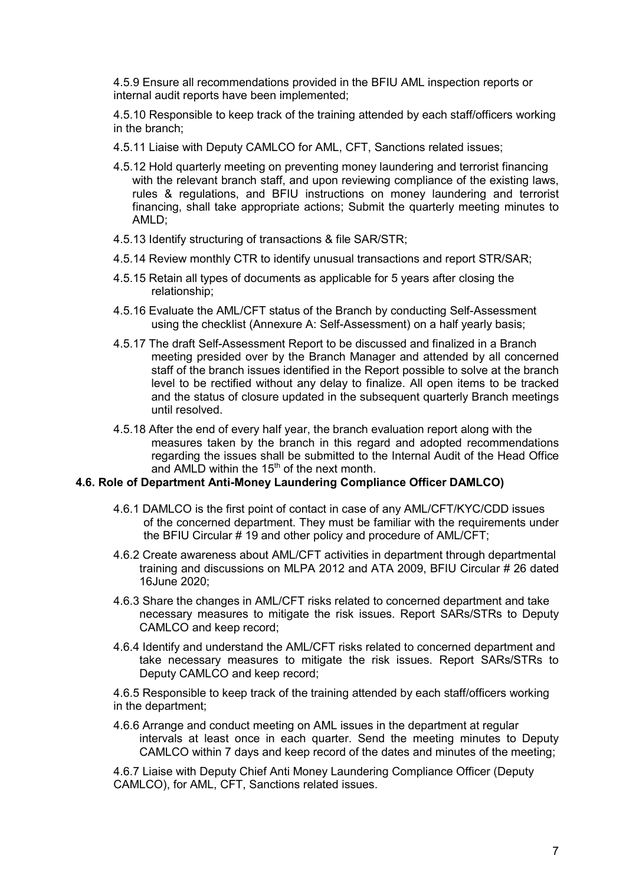4.5.9 Ensure all recommendations provided in the BFIU AML inspection reports or internal audit reports have been implemented;

4.5.10 Responsible to keep track of the training attended by each staff/officers working in the branch;

4.5.11 Liaise with Deputy CAMLCO for AML, CFT, Sanctions related issues;

4.5.12 Hold quarterly meeting on preventing money laundering and terrorist financing with the relevant branch staff, and upon reviewing compliance of the existing laws, rules & regulations, and BFIU instructions on money laundering and terrorist financing, shall take appropriate actions; Submit the quarterly meeting minutes to AMLD;

4.5.13 Identify structuring of transactions & file SAR/STR;

4.5.14 Review monthly CTR to identify unusual transactions and report STR/SAR;

4.5.15 Retain all types of documents as applicable for 5 years after closing the relationship;

4.5.16 Evaluate the AML/CFT status of the Branch by conducting Self-Assessment using the checklist (Annexure A: Self-Assessment) on a half yearly basis;

4.5.17 The draft Self-Assessment Report to be discussed and finalized in a Branch meeting presided over by the Branch Manager and attended by all concerned staff of the branch issues identified in the Report possible to solve at the branch level to be rectified without any delay to finalize. All open items to be tracked and the status of closure updated in the subsequent quarterly Branch meetings until resolved.

4.5.18 After the end of every half year, the branch evaluation report along with the measures taken by the branch in this regard and adopted recommendations regarding the issues shall be submitted to the Internal Audit of the Head Office and AMLD within the 15th of the next month.

### 4.6. Role of Department Anti-Money Laundering Compliance Officer DAMLCO)

4.6.1 DAMLCO is the first point of contact in case of any AML/CFT/KYC/CDD issues of the concerned department. They must be familiar with the requirements under the BFIU Circular # 19 and other policy and procedure of AML/CFT;

4.6.2 Create awareness about AML/CFT activities in department through departmental training and discussions on MLPA 2012 and ATA 2009, BFIU Circular # 26 dated 16June 2020;

4.6.3 Share the changes in AML/CFT risks related to concerned department and take necessary measures to mitigate the risk issues. Report SARs/STRs to Deputy CAMLCO and keep record;

4.6.4 Identify and understand the AML/CFT risks related to concerned department and take necessary measures to mitigate the risk issues. Report SARs/STRs to Deputy CAMLCO and keep record;

4.6.5 Responsible to keep track of the training attended by each staff/officers working in the department;

4.6.6 Arrange and conduct meeting on AML issues in the department at regular intervals at least once in each quarter. Send the meeting minutes to Deputy CAMLCO within 7 days and keep record of the dates and minutes of the meeting;

4.6.7 Liaise with Deputy Chief Anti Money Laundering Compliance Officer (Deputy CAMLCO), for AML, CFT, Sanctions related issues.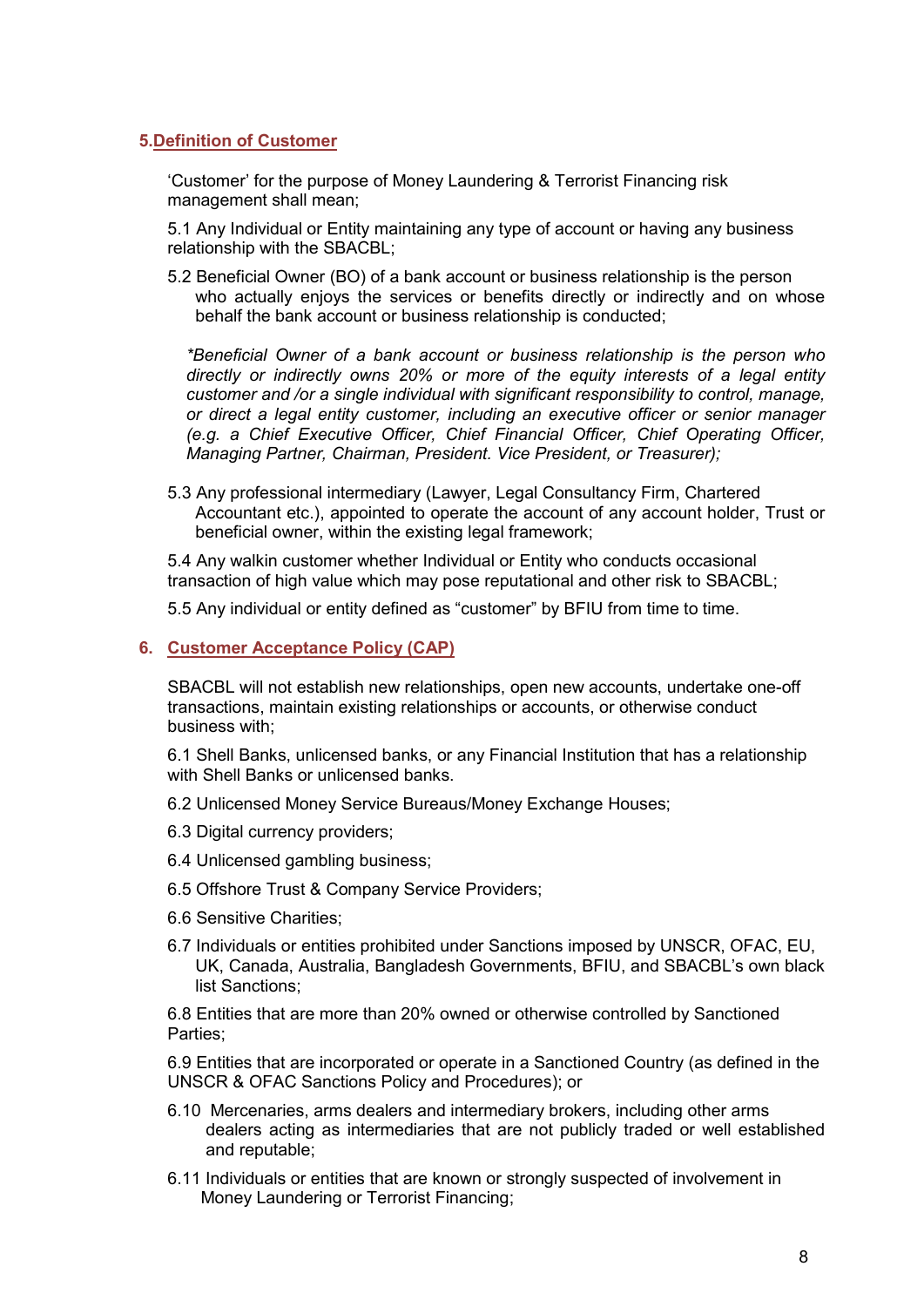## 5. Definition of Customer

'Customer' for the purpose of Money Laundering & Terrorist Financing risk management shall mean;

5.1 Any Individual or Entity maintaining any type of account or having any business relationship with the SBACBL;

5.2 Beneficial Owner (BO) of a bank account or business relationship is the person who actually enjoys the services or benefits directly or indirectly and on whose behalf the bank account or business relationship is conducted;

*\*Beneficial Owner of a bank account or business relationship is the person who directly or indirectly owns 20% or more of the equity interests of a legal entity customer and /or a single individual with significant responsibility to control, manage, or direct a legal entity customer, including an executive officer or senior manager (e.g. a Chief Executive Officer, Chief Financial Officer, Chief Operating Officer, Managing Partner, Chairman, President. Vice President, or Treasurer);*

5.3 Any professional intermediary (Lawyer, Legal Consultancy Firm, Chartered Accountant etc.), appointed to operate the account of any account holder, Trust or beneficial owner, within the existing legal framework;

5.4 Any walkin customer whether Individual or Entity who conducts occasional transaction of high value which may pose reputational and other risk to SBACBL;

5.5 Any individual or entity defined as "customer" by BFIU from time to time.

## 6. Customer Acceptance Policy (CAP)

SBACBL will not establish new relationships, open new accounts, undertake one-off transactions, maintain existing relationships or accounts, or otherwise conduct business with;

6.1 Shell Banks, unlicensed banks, or any Financial Institution that has a relationship with Shell Banks or unlicensed banks.

6.2 Unlicensed Money Service Bureaus/Money Exchange Houses;

6.3 Digital currency providers;

6.4 Unlicensed gambling business;

6.5 Offshore Trust & Company Service Providers;

6.6 Sensitive Charities;

6.7 Individuals or entities prohibited under Sanctions imposed by UNSCR, OFAC, EU, UK, Canada, Australia, Bangladesh Governments, BFIU, and SBACBL's own black list Sanctions;

6.8 Entities that are more than 20% owned or otherwise controlled by Sanctioned Parties;

6.9 Entities that are incorporated or operate in a Sanctioned Country (as defined in the UNSCR & OFAC Sanctions Policy and Procedures); or

6.10 Mercenaries, arms dealers and intermediary brokers, including other arms dealers acting as intermediaries that are not publicly traded or well established and reputable;

6.11 Individuals or entities that are known or strongly suspected of involvement in Money Laundering or Terrorist Financing;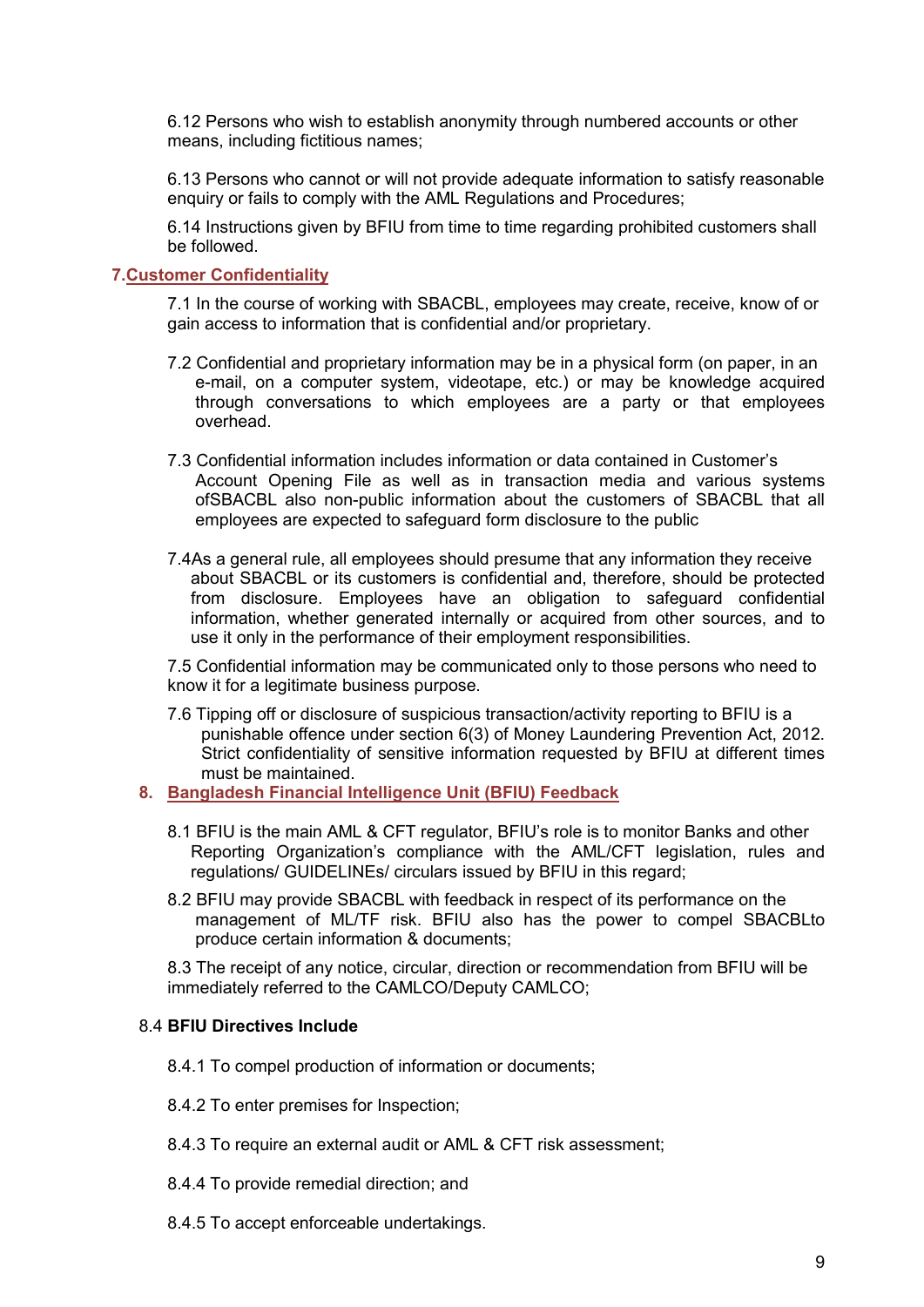6.12 Persons who wish to establish anonymity through numbered accounts or other means, including fictitious names;

6.13 Persons who cannot or will not provide adequate information to satisfy reasonable enquiry or fails to comply with the AML Regulations and Procedures;

6.14 Instructions given by BFIU from time to time regarding prohibited customers shall be followed.

## 7. Customer Confidentiality

7.1 In the course of working with SBACBL, employees may create, receive, know of or gain access to information that is confidential and/or proprietary.

7.2 Confidential and proprietary information may be in a physical form (on paper, in an e-mail, on a computer system, videotape, etc.) or may be knowledge acquired through conversations to which employees are a party or that employees overhead.

7.3 Confidential information includes information or data contained in Customer's Account Opening File as well as in transaction media and various systems ofSBACBL also non-public information about the customers of SBACBL that all employees are expected to safeguard form disclosure to the public

7.4As a general rule, all employees should presume that any information they receive about SBACBL or its customers is confidential and, therefore, should be protected from disclosure. Employees have an obligation to safeguard confidential information, whether generated internally or acquired from other sources, and to use it only in the performance of their employment responsibilities.

7.5 Confidential information may be communicated only to those persons who need to know it for a legitimate business purpose.

7.6 Tipping off or disclosure of suspicious transaction/activity reporting to BFIU is a punishable offence under section 6(3) of Money Laundering Prevention Act, 2012. Strict confidentiality of sensitive information requested by BFIU at different times must be maintained.

## 8. Bangladesh Financial Intelligence Unit (BFIU) Feedback

8.1 BFIU is the main AML & CFT regulator, BFIU's role is to monitor Banks and other Reporting Organization's compliance with the AML/CFT legislation, rules and regulations/ GUIDELINEs/ circulars issued by BFIU in this regard;

8.2 BFIU may provide SBACBL with feedback in respect of its performance on the management of ML/TF risk. BFIU also has the power to compel SBACBLto produce certain information & documents;

8.3 The receipt of any notice, circular, direction or recommendation from BFIU will be immediately referred to the CAMLCO/Deputy CAMLCO;

8.4 **BFIU Directives Include**

8.4.1 To compel production of information or documents;

8.4.2 To enter premises for Inspection;

8.4.3 To require an external audit or AML & CFT risk assessment;

8.4.4 To provide remedial direction; and

8.4.5 To accept enforceable undertakings.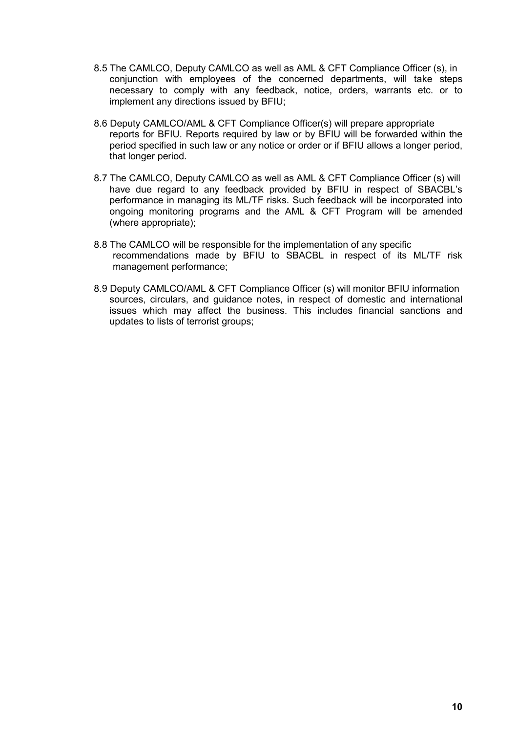8.5 The CAMLCO, Deputy CAMLCO as well as AML & CFT Compliance Officer (s), in conjunction with employees of the concerned departments, will take steps necessary to comply with any feedback, notice, orders, warrants etc. or to implement any directions issued by BFIU;

8.6 Deputy CAMLCO/AML & CFT Compliance Officer(s) will prepare appropriate reports for BFIU. Reports required by law or by BFIU will be forwarded within the period specified in such law or any notice or order or if BFIU allows a longer period, that longer period.

8.7 The CAMLCO, Deputy CAMLCO as well as AML & CFT Compliance Officer (s) will have due regard to any feedback provided by BFIU in respect of SBACBL's performance in managing its ML/TF risks. Such feedback will be incorporated into ongoing monitoring programs and the AML & CFT Program will be amended (where appropriate);

8.8 The CAMLCO will be responsible for the implementation of any specific recommendations made by BFIU to SBACBL in respect of its ML/TF risk management performance;

8.9 Deputy CAMLCO/AML & CFT Compliance Officer (s) will monitor BFIU information sources, circulars, and guidance notes, in respect of domestic and international issues which may affect the business. This includes financial sanctions and updates to lists of terrorist groups;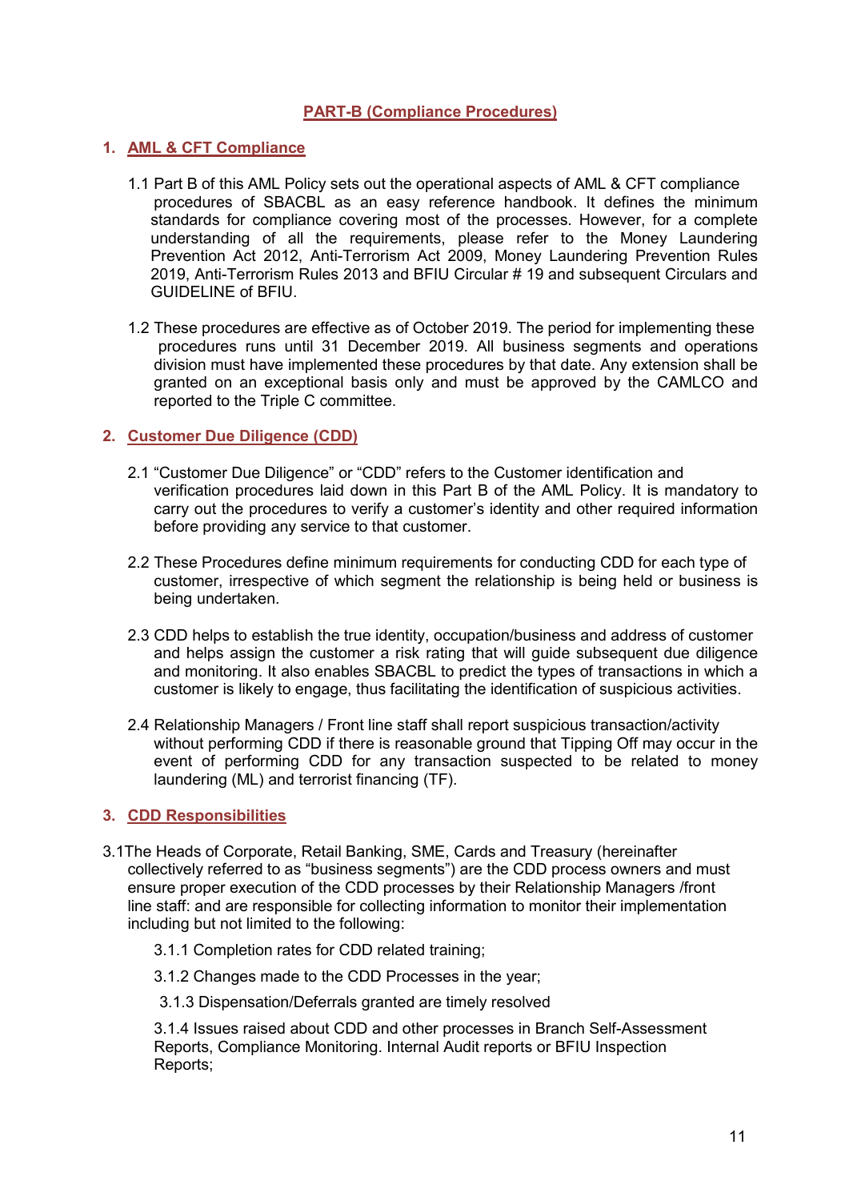## PART-B (Compliance Procedures)

### 1. AML & CFT Compliance

1.1 Part B of this AML Policy sets out the operational aspects of AML & CFT compliance procedures of SBACBL as an easy reference handbook. It defines the minimum standards for compliance covering most of the processes. However, for a complete understanding of all the requirements, please refer to the Money Laundering Prevention Act 2012, Anti-Terrorism Act 2009, Money Laundering Prevention Rules 2019, Anti-Terrorism Rules 2013 and BFIU Circular # 19 and subsequent Circulars and GUIDELINE of BFIU.

1.2 These procedures are effective as of October 2019. The period for implementing these procedures runs until 31 December 2019. All business segments and operations division must have implemented these procedures by that date. Any extension shall be granted on an exceptional basis only and must be approved by the CAMLCO and reported to the Triple C committee.

### 2. Customer Due Diligence (CDD)

2.1 "Customer Due Diligence" or "CDD" refers to the Customer identification and verification procedures laid down in this Part B of the AML Policy. It is mandatory to carry out the procedures to verify a customer's identity and other required information before providing any service to that customer.

2.2 These Procedures define minimum requirements for conducting CDD for each type of customer, irrespective of which segment the relationship is being held or business is being undertaken.

2.3 CDD helps to establish the true identity, occupation/business and address of customer and helps assign the customer a risk rating that will guide subsequent due diligence and monitoring. It also enables SBACBL to predict the types of transactions in which a customer is likely to engage, thus facilitating the identification of suspicious activities.

2.4 Relationship Managers / Front line staff shall report suspicious transaction/activity without performing CDD if there is reasonable ground that Tipping Off may occur in the event of performing CDD for any transaction suspected to be related to money laundering (ML) and terrorist financing (TF).

### 3. CDD Responsibilities

3.1The Heads of Corporate, Retail Banking, SME, Cards and Treasury (hereinafter collectively referred to as "business segments") are the CDD process owners and must ensure proper execution of the CDD processes by their Relationship Managers /front line staff: and are responsible for collecting information to monitor their implementation including but not limited to the following:

3.1.1 Completion rates for CDD related training;

3.1.2 Changes made to the CDD Processes in the year;

3.1.3 Dispensation/Deferrals granted are timely resolved

3.1.4 Issues raised about CDD and other processes in Branch Self-Assessment Reports, Compliance Monitoring. Internal Audit reports or BFIU Inspection Reports;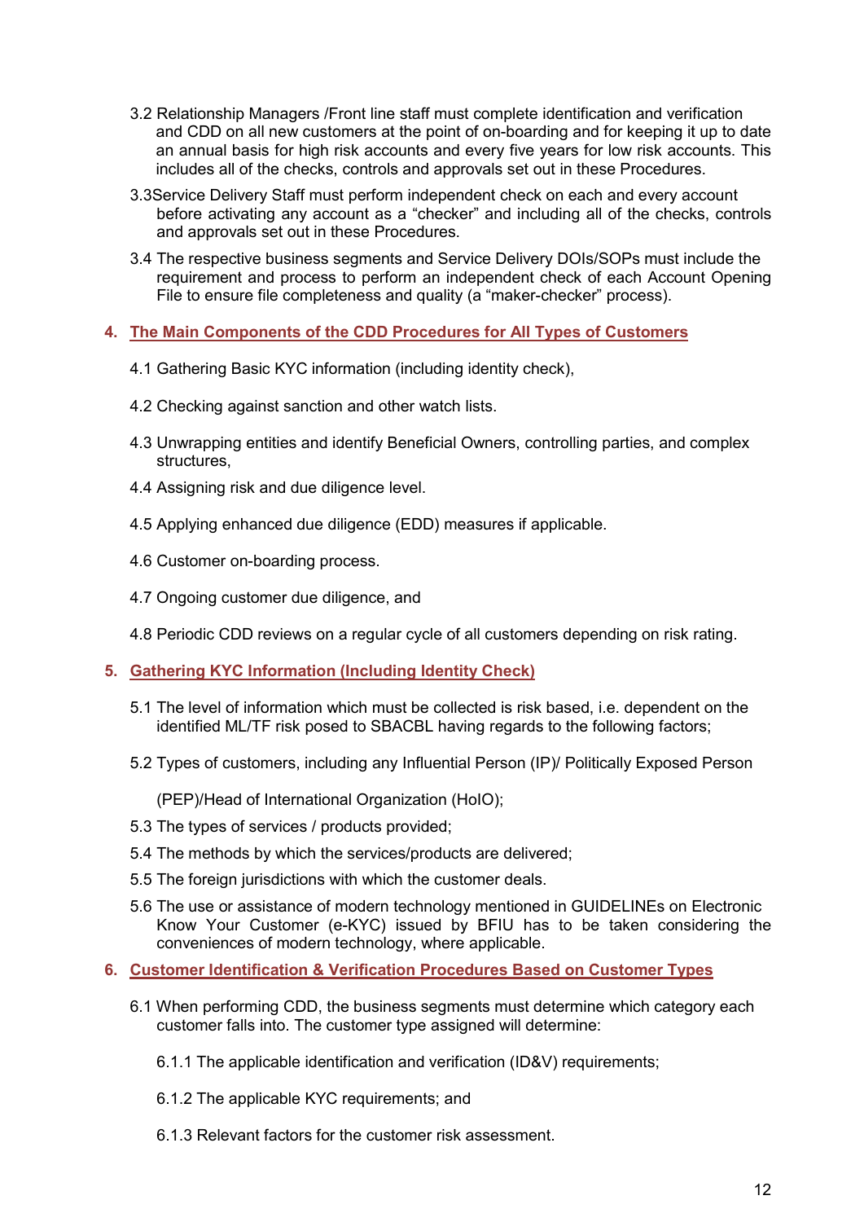3.2 Relationship Managers /Front line staff must complete identification and verification and CDD on all new customers at the point of on-boarding and for keeping it up to date an annual basis for high risk accounts and every five years for low risk accounts. This includes all of the checks, controls and approvals set out in these Procedures.

3.3Service Delivery Staff must perform independent check on each and every account before activating any account as a "checker" and including all of the checks, controls and approvals set out in these Procedures.

3.4 The respective business segments and Service Delivery DOIs/SOPs must include the requirement and process to perform an independent check of each Account Opening File to ensure file completeness and quality (a "maker-checker" process).

## 4. The Main Components of the CDD Procedures for All Types of Customers

4.1 Gathering Basic KYC information (including identity check),

4.2 Checking against sanction and other watch lists.

4.3 Unwrapping entities and identify Beneficial Owners, controlling parties, and complex structures,

4.4 Assigning risk and due diligence level.

4.5 Applying enhanced due diligence (EDD) measures if applicable.

4.6 Customer on-boarding process.

4.7 Ongoing customer due diligence, and

4.8 Periodic CDD reviews on a regular cycle of all customers depending on risk rating.

## 5. Gathering KYC Information (Including Identity Check)

5.1 The level of information which must be collected is risk based, i.e. dependent on the identified ML/TF risk posed to SBACBL having regards to the following factors;

5.2 Types of customers, including any Influential Person (IP)/ Politically Exposed Person

(PEP)/Head of International Organization (HoIO);

5.3 The types of services / products provided;

5.4 The methods by which the services/products are delivered;

5.5 The foreign jurisdictions with which the customer deals.

5.6 The use or assistance of modern technology mentioned in GUIDELINEs on Electronic Know Your Customer (e-KYC) issued by BFIU has to be taken considering the conveniences of modern technology, where applicable.

## 6. Customer Identification & Verification Procedures Based on Customer Types

6.1 When performing CDD, the business segments must determine which category each customer falls into. The customer type assigned will determine:

6.1.1 The applicable identification and verification (ID&V) requirements;

6.1.2 The applicable KYC requirements; and

6.1.3 Relevant factors for the customer risk assessment.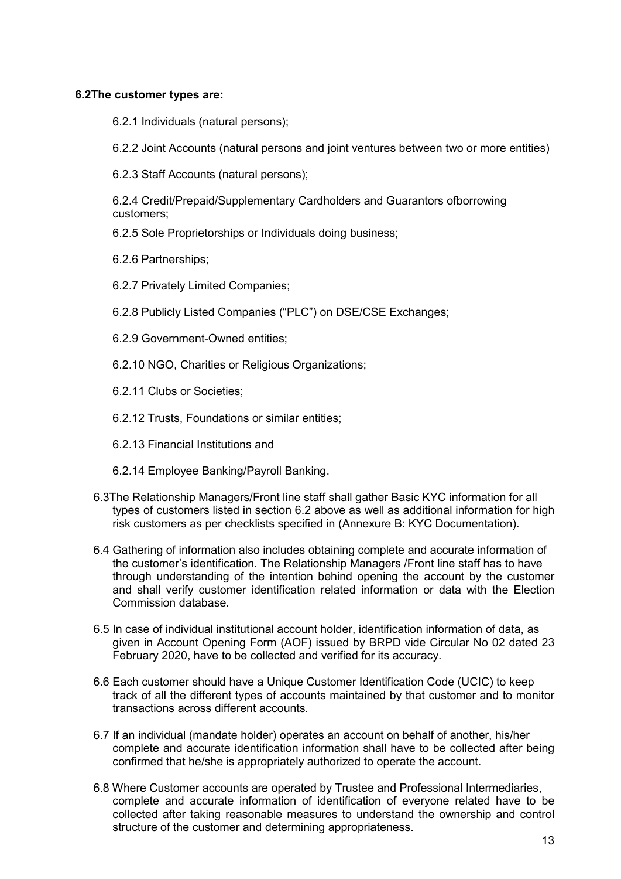**6.2 The customer types are:**

6.2.1 Individuals (natural persons);

6.2.2 Joint Accounts (natural persons and joint ventures between two or more entities)

6.2.3 Staff Accounts (natural persons);

6.2.4 Credit/Prepaid/Supplementary Cardholders and Guarantors ofborrowing customers;

6.2.5 Sole Proprietorships or Individuals doing business;

6.2.6 Partnerships;

6.2.7 Privately Limited Companies;

6.2.8 Publicly Listed Companies ("PLC") on DSE/CSE Exchanges;

6.2.9 Government-Owned entities;

6.2.10 NGO, Charities or Religious Organizations;

6.2.11 Clubs or Societies;

6.2.12 Trusts, Foundations or similar entities;

6.2.13 Financial Institutions and

6.2.14 Employee Banking/Payroll Banking.

6.3 The Relationship Managers/Front line staff shall gather Basic KYC information for all types of customers listed in section 6.2 above as well as additional information for high risk customers as per checklists specified in (Annexure B: KYC Documentation).

6.4 Gathering of information also includes obtaining complete and accurate information of the customer's identification. The Relationship Managers /Front line staff has to have through understanding of the intention behind opening the account by the customer and shall verify customer identification related information or data with the Election Commission database.

6.5 In case of individual institutional account holder, identification information of data, as given in Account Opening Form (AOF) issued by BRPD vide Circular No 02 dated 23 February 2020, have to be collected and verified for its accuracy.

6.6 Each customer should have a Unique Customer Identification Code (UCIC) to keep track of all the different types of accounts maintained by that customer and to monitor transactions across different accounts.

6.7 If an individual (mandate holder) operates an account on behalf of another, his/her complete and accurate identification information shall have to be collected after being confirmed that he/she is appropriately authorized to operate the account.

6.8 Where Customer accounts are operated by Trustee and Professional Intermediaries, complete and accurate information of identification of everyone related have to be collected after taking reasonable measures to understand the ownership and control structure of the customer and determining appropriateness.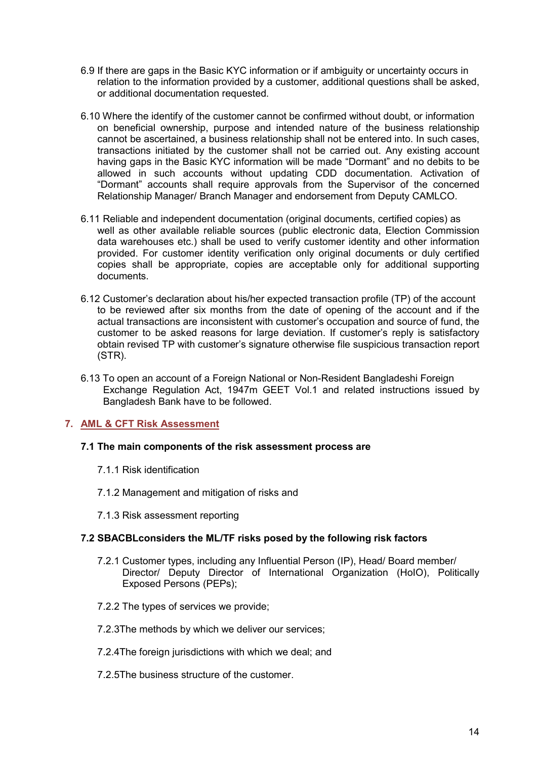6.9 If there are gaps in the Basic KYC information or if ambiguity or uncertainty occurs in relation to the information provided by a customer, additional questions shall be asked, or additional documentation requested.

6.10 Where the identify of the customer cannot be confirmed without doubt, or information on beneficial ownership, purpose and intended nature of the business relationship cannot be ascertained, a business relationship shall not be entered into. In such cases, transactions initiated by the customer shall not be carried out. Any existing account having gaps in the Basic KYC information will be made "Dormant" and no debits to be allowed in such accounts without updating CDD documentation. Activation of "Dormant" accounts shall require approvals from the Supervisor of the concerned Relationship Manager/ Branch Manager and endorsement from Deputy CAMLCO.

6.11 Reliable and independent documentation (original documents, certified copies) as well as other available reliable sources (public electronic data, Election Commission data warehouses etc.) shall be used to verify customer identity and other information provided. For customer identity verification only original documents or duly certified copies shall be appropriate, copies are acceptable only for additional supporting documents.

6.12 Customer's declaration about his/her expected transaction profile (TP) of the account to be reviewed after six months from the date of opening of the account and if the actual transactions are inconsistent with customer's occupation and source of fund, the customer to be asked reasons for large deviation. If customer's reply is satisfactory obtain revised TP with customer's signature otherwise file suspicious transaction report (STR).

6.13 To open an account of a Foreign National or Non-Resident Bangladeshi Foreign Exchange Regulation Act, 1947m GEET Vol.1 and related instructions issued by Bangladesh Bank have to be followed.

## 7. AML & CFT Risk Assessment

### 7.1 The main components of the risk assessment process are

7.1.1 Risk identification

7.1.2 Management and mitigation of risks and

7.1.3 Risk assessment reporting

### 7.2 SBACBLconsiders the ML/TF risks posed by the following risk factors

7.2.1 Customer types, including any Influential Person (IP), Head/ Board member/ Director/ Deputy Director of International Organization (HoIO), Politically Exposed Persons (PEPs);

7.2.2 The types of services we provide;

7.2.3The methods by which we deliver our services;

7.2.4The foreign jurisdictions with which we deal; and

7.2.5The business structure of the customer.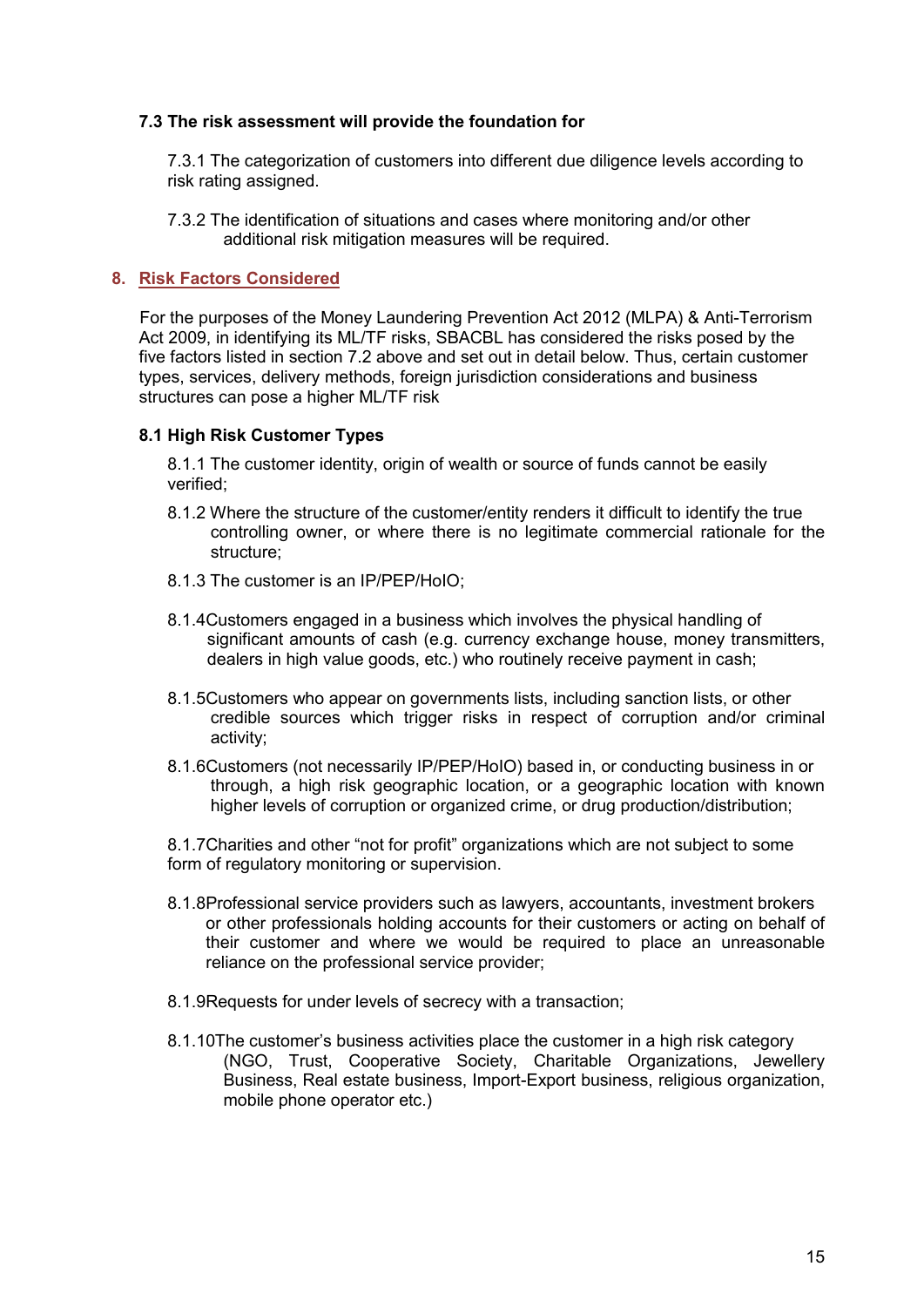**7.3 The risk assessment will provide the foundation for**

7.3.1 The categorization of customers into different due diligence levels according to risk rating assigned.

7.3.2 The identification of situations and cases where monitoring and/or other additional risk mitigation measures will be required.

## 8. Risk Factors Considered

For the purposes of the Money Laundering Prevention Act 2012 (MLPA) & Anti-Terrorism Act 2009, in identifying its ML/TF risks, SBACBL has considered the risks posed by the five factors listed in section 7.2 above and set out in detail below. Thus, certain customer types, services, delivery methods, foreign jurisdiction considerations and business structures can pose a higher ML/TF risk

### 8.1 High Risk Customer Types

8.1.1 The customer identity, origin of wealth or source of funds cannot be easily verified;

8.1.2 Where the structure of the customer/entity renders it difficult to identify the true controlling owner, or where there is no legitimate commercial rationale for the structure;

8.1.3 The customer is an IP/PEP/HoIO;

8.1.4Customers engaged in a business which involves the physical handling of significant amounts of cash (e.g. currency exchange house, money transmitters, dealers in high value goods, etc.) who routinely receive payment in cash;

8.1.5Customers who appear on governments lists, including sanction lists, or other credible sources which trigger risks in respect of corruption and/or criminal activity;

8.1.6Customers (not necessarily IP/PEP/HoIO) based in, or conducting business in or through, a high risk geographic location, or a geographic location with known higher levels of corruption or organized crime, or drug production/distribution;

8.1.7Charities and other "not for profit" organizations which are not subject to some form of regulatory monitoring or supervision.

8.1.8Professional service providers such as lawyers, accountants, investment brokers or other professionals holding accounts for their customers or acting on behalf of their customer and where we would be required to place an unreasonable reliance on the professional service provider;

8.1.9Requests for under levels of secrecy with a transaction;

8.1.10The customer's business activities place the customer in a high risk category (NGO, Trust, Cooperative Society, Charitable Organizations, Jewellery Business, Real estate business, Import-Export business, religious organization, mobile phone operator etc.)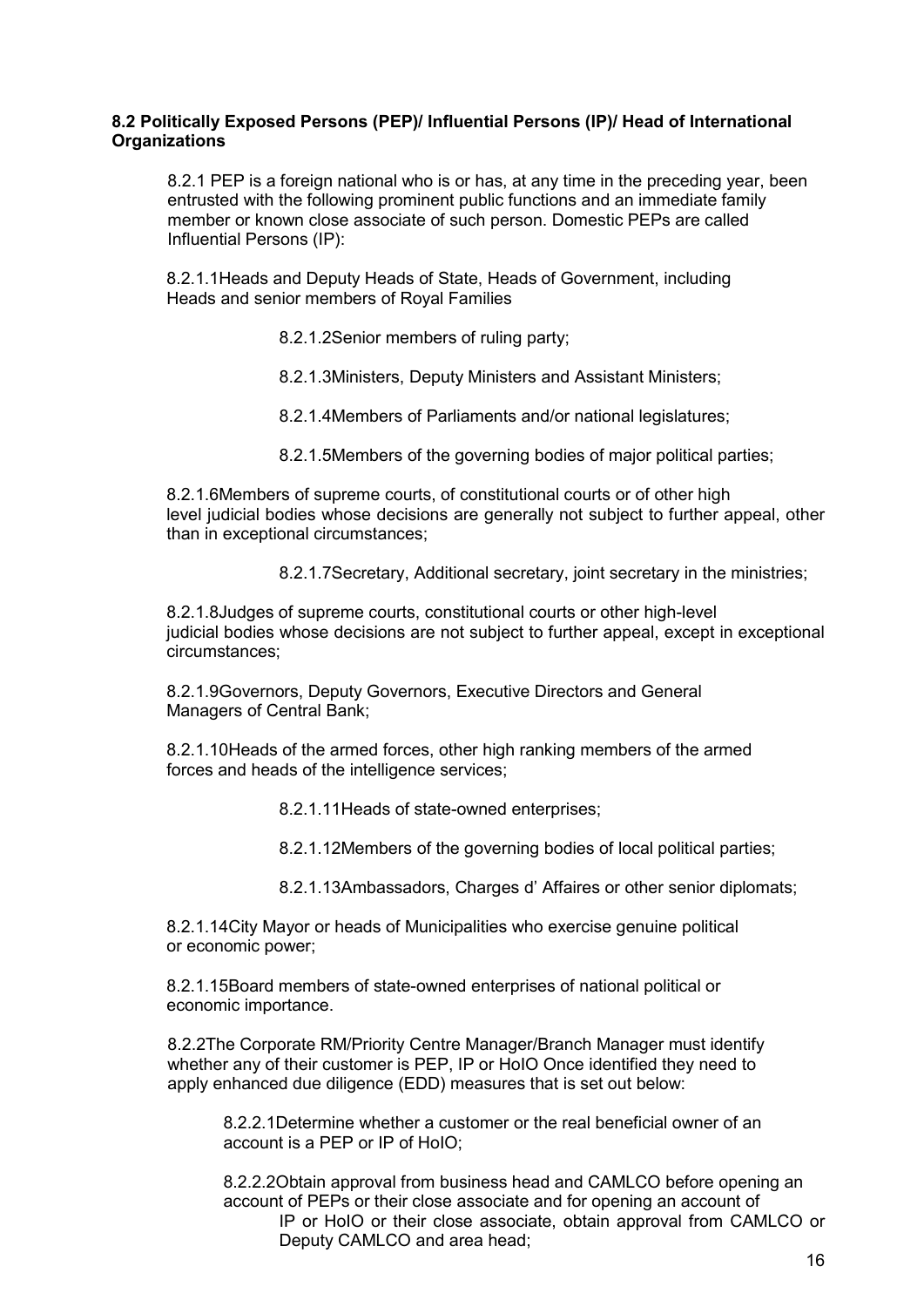**8.2 Politically Exposed Persons (PEP)/ Influential Persons (IP)/ Head of International Organizations**

8.2.1 PEP is a foreign national who is or has, at any time in the preceding year, been entrusted with the following prominent public functions and an immediate family member or known close associate of such person. Domestic PEPs are called Influential Persons (IP):

8.2.1.1Heads and Deputy Heads of State, Heads of Government, including Heads and senior members of Royal Families

8.2.1.2Senior members of ruling party;

8.2.1.3Ministers, Deputy Ministers and Assistant Ministers;

8.2.1.4Members of Parliaments and/or national legislatures;

8.2.1.5Members of the governing bodies of major political parties;

8.2.1.6Members of supreme courts, of constitutional courts or of other high level judicial bodies whose decisions are generally not subject to further appeal, other than in exceptional circumstances;

8.2.1.7Secretary, Additional secretary, joint secretary in the ministries;

8.2.1.8Judges of supreme courts, constitutional courts or other high-level judicial bodies whose decisions are not subject to further appeal, except in exceptional circumstances;

8.2.1.9Governors, Deputy Governors, Executive Directors and General Managers of Central Bank;

8.2.1.10Heads of the armed forces, other high ranking members of the armed forces and heads of the intelligence services;

8.2.1.11Heads of state-owned enterprises;

8.2.1.12Members of the governing bodies of local political parties;

8.2.1.13Ambassadors, Charges d' Affaires or other senior diplomats;

8.2.1.14City Mayor or heads of Municipalities who exercise genuine political or economic power;

8.2.1.15Board members of state-owned enterprises of national political or economic importance.

8.2.2The Corporate RM/Priority Centre Manager/Branch Manager must identify whether any of their customer is PEP, IP or HoIO Once identified they need to apply enhanced due diligence (EDD) measures that is set out below:

8.2.2.1Determine whether a customer or the real beneficial owner of an account is a PEP or IP of HoIO;

8.2.2.2Obtain approval from business head and CAMLCO before opening an account of PEPs or their close associate and for opening an account of IP or HoIO or their close associate, obtain approval from CAMLCO or Deputy CAMLCO and area head;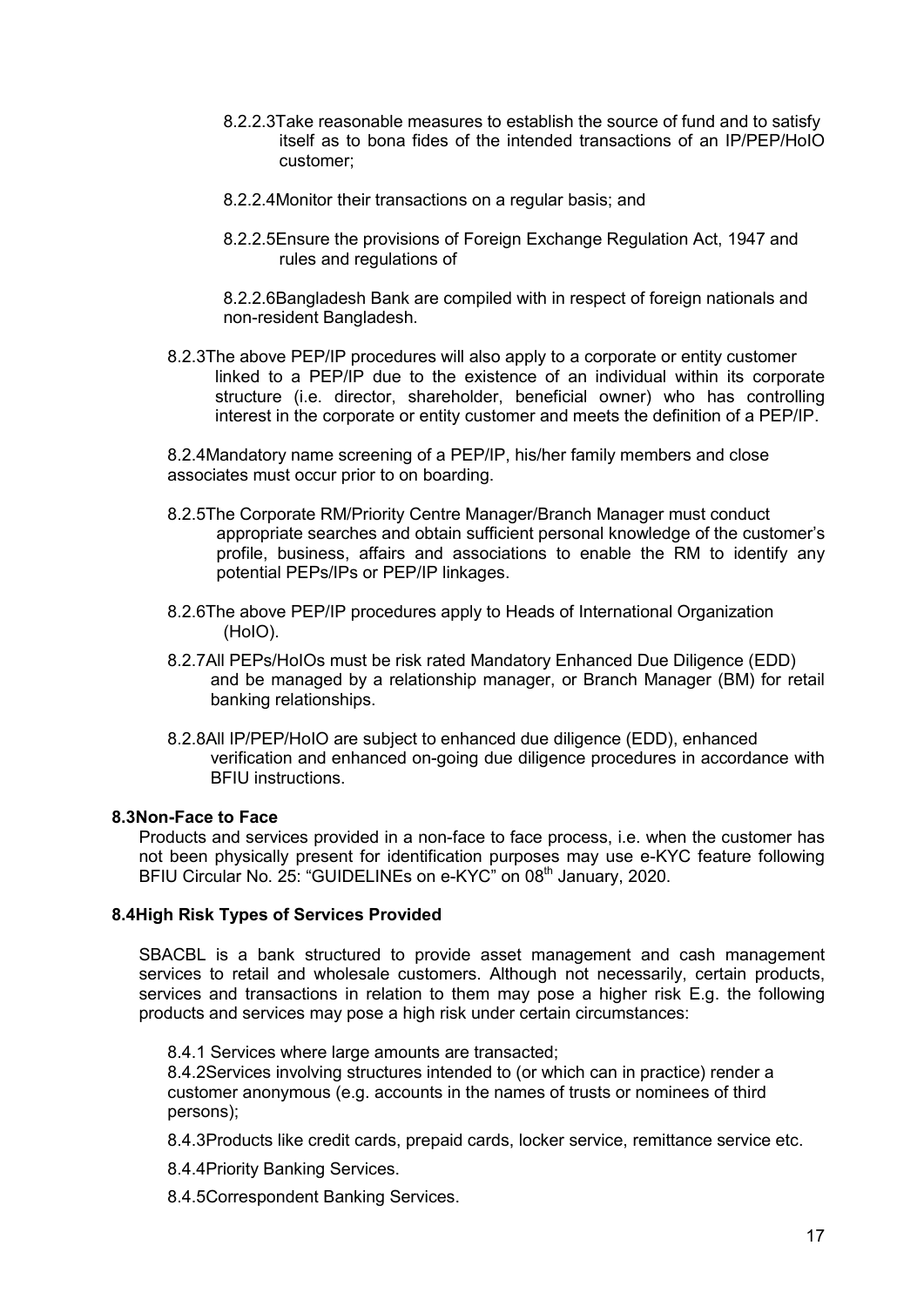8.2.2.3 Take reasonable measures to establish the source of fund and to satisfy itself as to bona fides of the intended transactions of an IP/PEP/HoIO customer;

8.2.2.4 Monitor their transactions on a regular basis; and

8.2.2.5 Ensure the provisions of Foreign Exchange Regulation Act, 1947 and rules and regulations of

8.2.2.6 Bangladesh Bank are compiled with in respect of foreign nationals and non-resident Bangladesh.

8.2.3 The above PEP/IP procedures will also apply to a corporate or entity customer linked to a PEP/IP due to the existence of an individual within its corporate structure (i.e. director, shareholder, beneficial owner) who has controlling interest in the corporate or entity customer and meets the definition of a PEP/IP.

8.2.4 Mandatory name screening of a PEP/IP, his/her family members and close associates must occur prior to on boarding.

8.2.5 The Corporate RM/Priority Centre Manager/Branch Manager must conduct appropriate searches and obtain sufficient personal knowledge of the customer's profile, business, affairs and associations to enable the RM to identify any potential PEPs/IPs or PEP/IP linkages.

8.2.6 The above PEP/IP procedures apply to Heads of International Organization (HoIO).

8.2.7 All PEPs/HoIOs must be risk rated Mandatory Enhanced Due Diligence (EDD) and be managed by a relationship manager, or Branch Manager (BM) for retail banking relationships.

8.2.8 All IP/PEP/HoIO are subject to enhanced due diligence (EDD), enhanced verification and enhanced on-going due diligence procedures in accordance with BFIU instructions.

### 8.3 Non-Face to Face

Products and services provided in a non-face to face process, i.e. when the customer has not been physically present for identification purposes may use e-KYC feature following BFIU Circular No. 25: "GUIDELINEs on e-KYC" on 08th January, 2020.

### 8.4 High Risk Types of Services Provided

SBACBL is a bank structured to provide asset management and cash management services to retail and wholesale customers. Although not necessarily, certain products, services and transactions in relation to them may pose a higher risk E.g. the following products and services may pose a high risk under certain circumstances:

8.4.1 Services where large amounts are transacted;

8.4.2 Services involving structures intended to (or which can in practice) render a customer anonymous (e.g. accounts in the names of trusts or nominees of third persons);

8.4.3 Products like credit cards, prepaid cards, locker service, remittance service etc.

8.4.4 Priority Banking Services.

8.4.5 Correspondent Banking Services.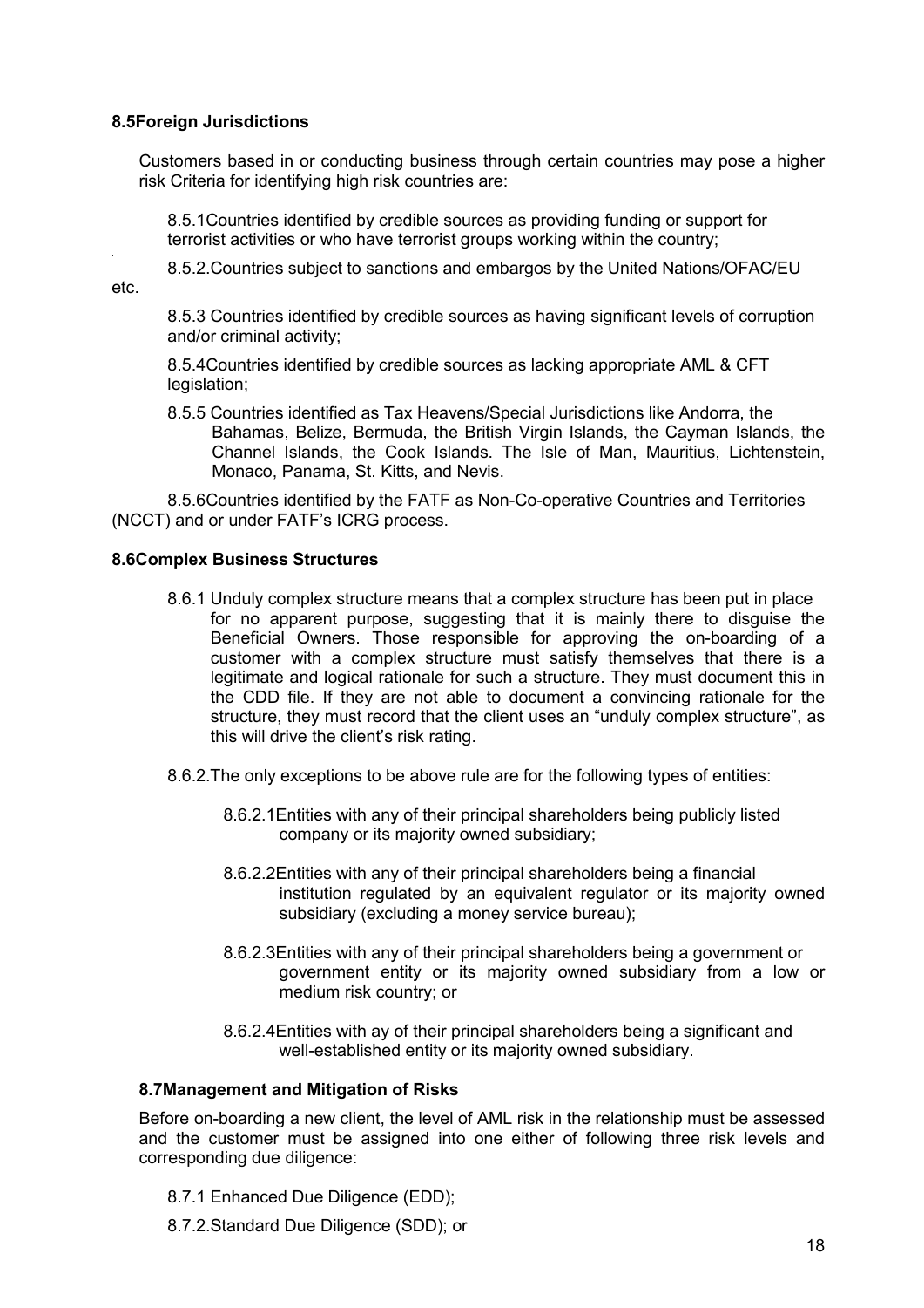### 8.5Foreign Jurisdictions

Customers based in or conducting business through certain countries may pose a higher risk Criteria for identifying high risk countries are:

8.5.1Countries identified by credible sources as providing funding or support for terrorist activities or who have terrorist groups working within the country;

8.5.2.Countries subject to sanctions and embargos by the United Nations/OFAC/EU etc.

8.5.3 Countries identified by credible sources as having significant levels of corruption and/or criminal activity;

8.5.4Countries identified by credible sources as lacking appropriate AML & CFT legislation;

8.5.5 Countries identified as Tax Heavens/Special Jurisdictions like Andorra, the Bahamas, Belize, Bermuda, the British Virgin Islands, the Cayman Islands, the Channel Islands, the Cook Islands. The Isle of Man, Mauritius, Lichtenstein, Monaco, Panama, St. Kitts, and Nevis.

8.5.6Countries identified by the FATF as Non-Co-operative Countries and Territories (NCCT) and or under FATF's ICRG process.

### 8.6Complex Business Structures

8.6.1 Unduly complex structure means that a complex structure has been put in place for no apparent purpose, suggesting that it is mainly there to disguise the Beneficial Owners. Those responsible for approving the on-boarding of a customer with a complex structure must satisfy themselves that there is a legitimate and logical rationale for such a structure. They must document this in the CDD file. If they are not able to document a convincing rationale for the structure, they must record that the client uses an "unduly complex structure", as this will drive the client's risk rating.

8.6.2.The only exceptions to be above rule are for the following types of entities:

8.6.2.1Entities with any of their principal shareholders being publicly listed company or its majority owned subsidiary;

8.6.2.2Entities with any of their principal shareholders being a financial institution regulated by an equivalent regulator or its majority owned subsidiary (excluding a money service bureau);

8.6.2.3Entities with any of their principal shareholders being a government or government entity or its majority owned subsidiary from a low or medium risk country; or

8.6.2.4Entities with ay of their principal shareholders being a significant and well-established entity or its majority owned subsidiary.

### 8.7Management and Mitigation of Risks

Before on-boarding a new client, the level of AML risk in the relationship must be assessed and the customer must be assigned into one either of following three risk levels and corresponding due diligence:

8.7.1 Enhanced Due Diligence (EDD);

8.7.2.Standard Due Diligence (SDD); or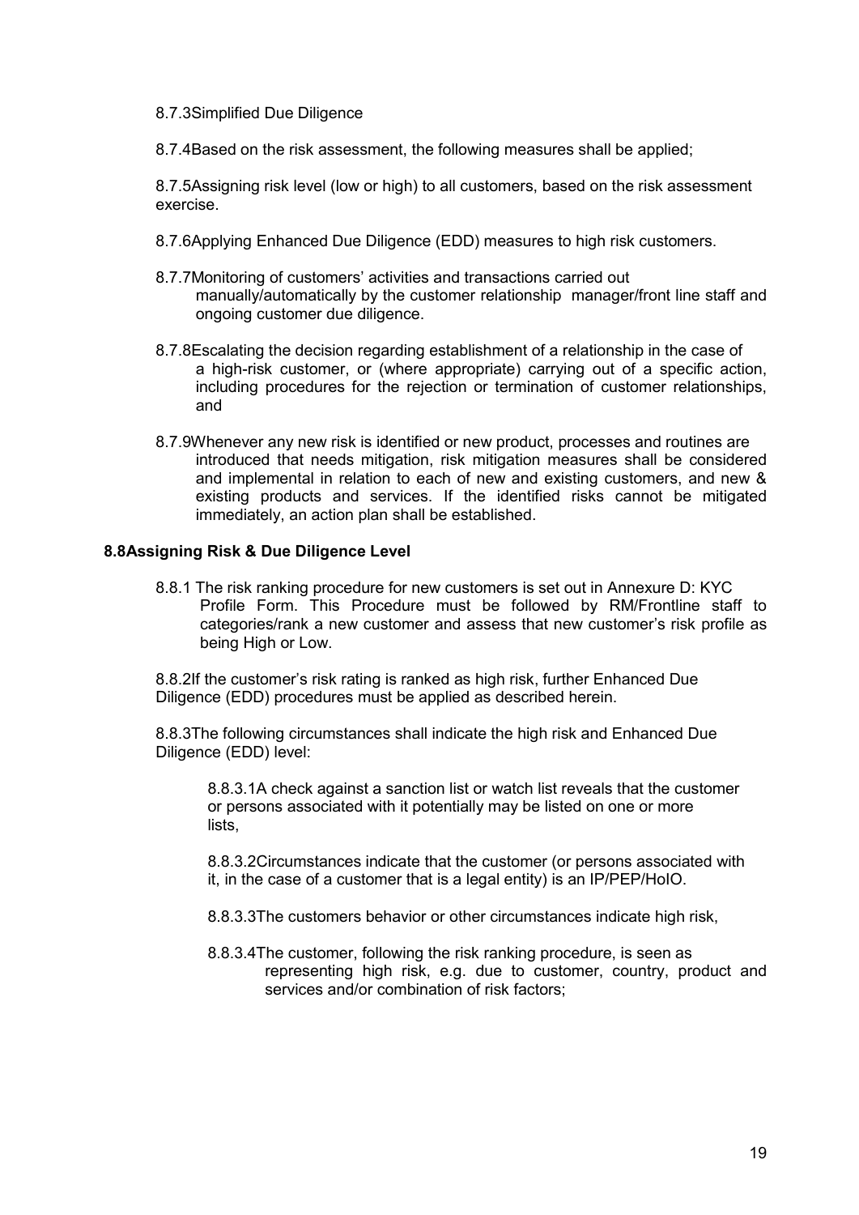8.7.3Simplified Due Diligence

8.7.4Based on the risk assessment, the following measures shall be applied;

8.7.5Assigning risk level (low or high) to all customers, based on the risk assessment exercise.

8.7.6Applying Enhanced Due Diligence (EDD) measures to high risk customers.

8.7.7Monitoring of customers' activities and transactions carried out manually/automatically by the customer relationship manager/front line staff and ongoing customer due diligence.

8.7.8Escalating the decision regarding establishment of a relationship in the case of a high-risk customer, or (where appropriate) carrying out of a specific action, including procedures for the rejection or termination of customer relationships, and

8.7.9Whenever any new risk is identified or new product, processes and routines are introduced that needs mitigation, risk mitigation measures shall be considered and implemental in relation to each of new and existing customers, and new & existing products and services. If the identified risks cannot be mitigated immediately, an action plan shall be established.

**8.8Assigning Risk & Due Diligence Level**

8.8.1 The risk ranking procedure for new customers is set out in Annexure D: KYC Profile Form. This Procedure must be followed by RM/Frontline staff to categories/rank a new customer and assess that new customer's risk profile as being High or Low.

8.8.2If the customer's risk rating is ranked as high risk, further Enhanced Due Diligence (EDD) procedures must be applied as described herein.

8.8.3The following circumstances shall indicate the high risk and Enhanced Due Diligence (EDD) level:

8.8.3.1A check against a sanction list or watch list reveals that the customer or persons associated with it potentially may be listed on one or more lists,

8.8.3.2Circumstances indicate that the customer (or persons associated with it, in the case of a customer that is a legal entity) is an IP/PEP/HoIO.

8.8.3.3The customers behavior or other circumstances indicate high risk,

8.8.3.4The customer, following the risk ranking procedure, is seen as representing high risk, e.g. due to customer, country, product and services and/or combination of risk factors;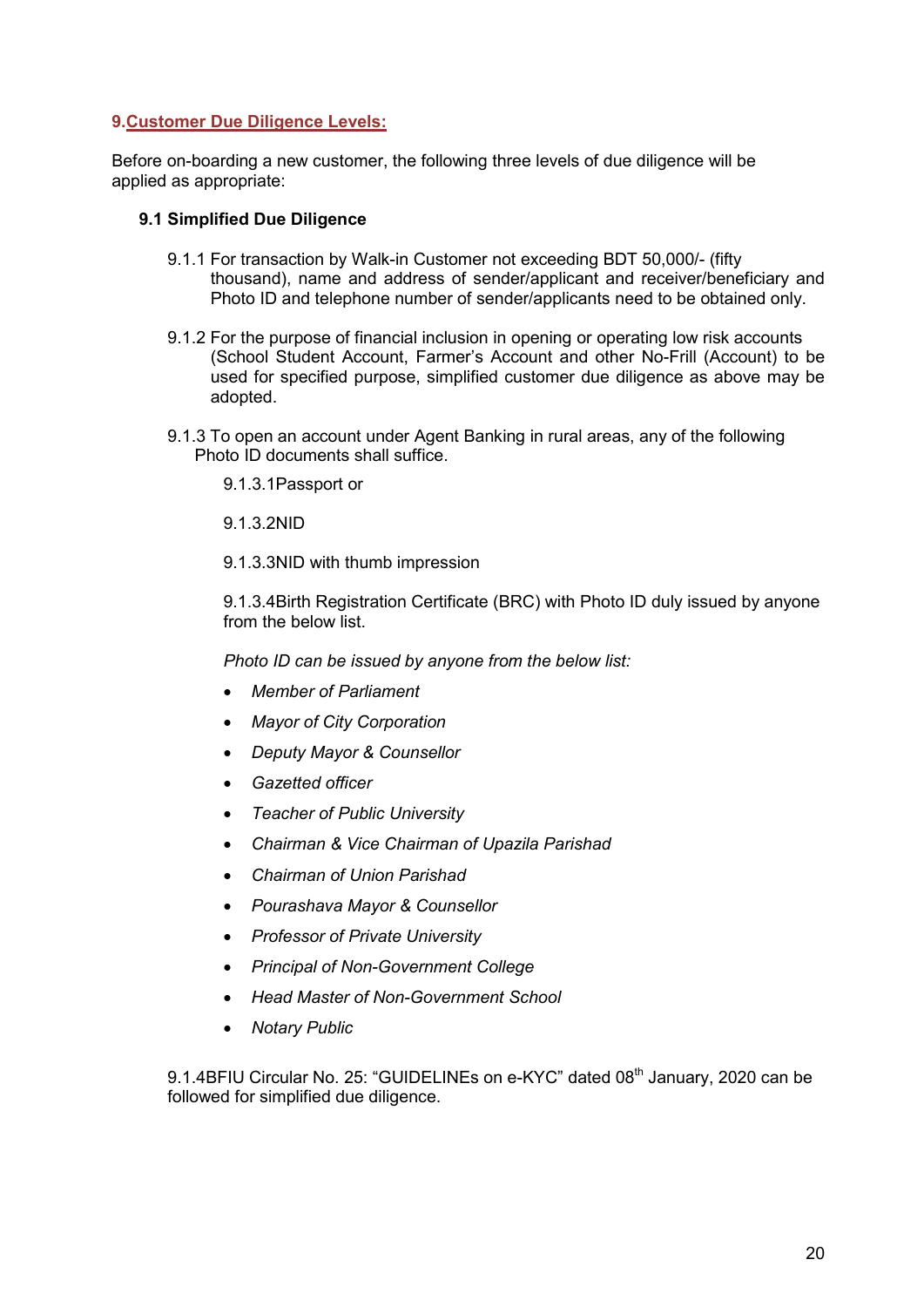## 9. Customer Due Diligence Levels:

Before on-boarding a new customer, the following three levels of due diligence will be applied as appropriate:

### 9.1 Simplified Due Diligence

9.1.1 For transaction by Walk-in Customer not exceeding BDT 50,000/- (fifty thousand), name and address of sender/applicant and receiver/beneficiary and Photo ID and telephone number of sender/applicants need to be obtained only.

9.1.2 For the purpose of financial inclusion in opening or operating low risk accounts (School Student Account, Farmer's Account and other No-Frill (Account) to be used for specified purpose, simplified customer due diligence as above may be adopted.

9.1.3 To open an account under Agent Banking in rural areas, any of the following Photo ID documents shall suffice.

9.1.3.1Passport or

9.1.3.2NID

9.1.3.3NID with thumb impression

9.1.3.4Birth Registration Certificate (BRC) with Photo ID duly issued by anyone from the below list.

*Photo ID can be issued by anyone from the below list:*

- *Member of Parliament*
- *Mayor of City Corporation*
- *Deputy Mayor & Counsellor*
- *Gazetted officer*
- *Teacher of Public University*
- *Chairman & Vice Chairman of Upazila Parishad*
- *Chairman of Union Parishad*
- *Pourashava Mayor & Counsellor*
- *Professor of Private University*
- *Principal of Non-Government College*
- *Head Master of Non-Government School*
- *Notary Public*

9.1.4BFIU Circular No. 25: "GUIDELINEs on e-KYC" dated 08th January, 2020 can be followed for simplified due diligence.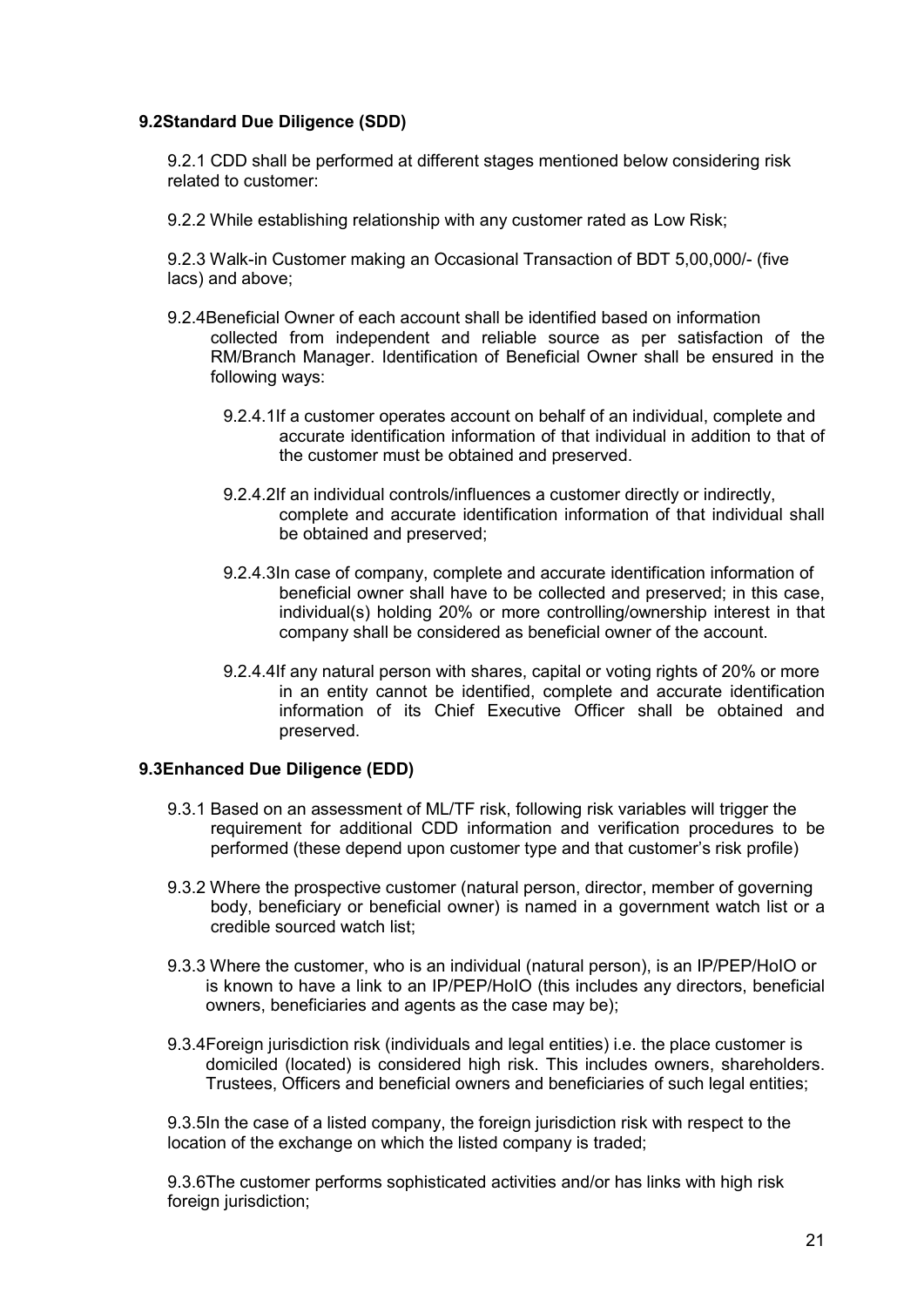### 9.2 Standard Due Diligence (SDD)

9.2.1 CDD shall be performed at different stages mentioned below considering risk related to customer:

9.2.2 While establishing relationship with any customer rated as Low Risk;

9.2.3 Walk-in Customer making an Occasional Transaction of BDT 5,00,000/- (five lacs) and above;

9.2.4 Beneficial Owner of each account shall be identified based on information collected from independent and reliable source as per satisfaction of the RM/Branch Manager. Identification of Beneficial Owner shall be ensured in the following ways:

9.2.4.1 If a customer operates account on behalf of an individual, complete and accurate identification information of that individual in addition to that of the customer must be obtained and preserved.

9.2.4.2 If an individual controls/influences a customer directly or indirectly, complete and accurate identification information of that individual shall be obtained and preserved;

9.2.4.3 In case of company, complete and accurate identification information of beneficial owner shall have to be collected and preserved; in this case, individual(s) holding 20% or more controlling/ownership interest in that company shall be considered as beneficial owner of the account.

9.2.4.4 If any natural person with shares, capital or voting rights of 20% or more in an entity cannot be identified, complete and accurate identification information of its Chief Executive Officer shall be obtained and preserved.

### 9.3 Enhanced Due Diligence (EDD)

9.3.1 Based on an assessment of ML/TF risk, following risk variables will trigger the requirement for additional CDD information and verification procedures to be performed (these depend upon customer type and that customer's risk profile)

9.3.2 Where the prospective customer (natural person, director, member of governing body, beneficiary or beneficial owner) is named in a government watch list or a credible sourced watch list;

9.3.3 Where the customer, who is an individual (natural person), is an IP/PEP/HoIO or is known to have a link to an IP/PEP/HoIO (this includes any directors, beneficial owners, beneficiaries and agents as the case may be);

9.3.4 Foreign jurisdiction risk (individuals and legal entities) i.e. the place customer is domiciled (located) is considered high risk. This includes owners, shareholders. Trustees, Officers and beneficial owners and beneficiaries of such legal entities;

9.3.5 In the case of a listed company, the foreign jurisdiction risk with respect to the location of the exchange on which the listed company is traded;

9.3.6 The customer performs sophisticated activities and/or has links with high risk foreign jurisdiction;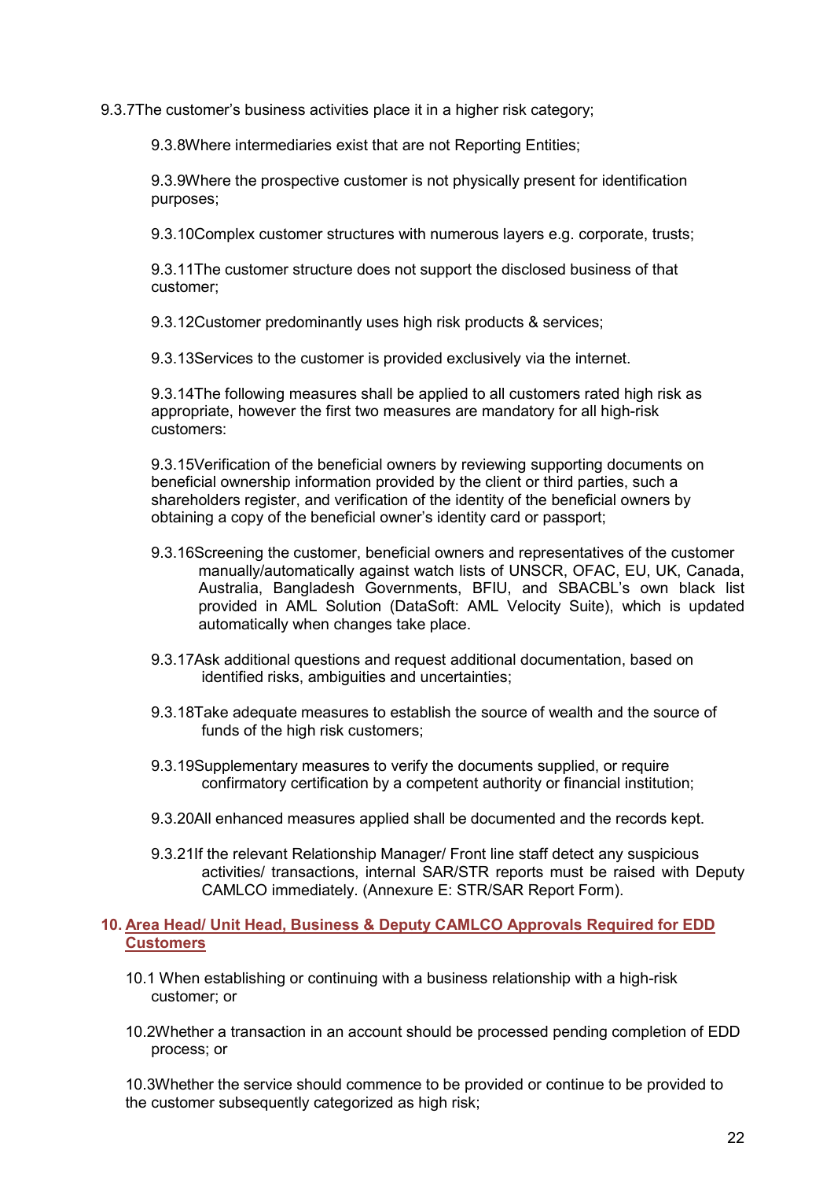9.3.7The customer's business activities place it in a higher risk category;

9.3.8Where intermediaries exist that are not Reporting Entities;

9.3.9Where the prospective customer is not physically present for identification purposes;

9.3.10Complex customer structures with numerous layers e.g. corporate, trusts;

9.3.11The customer structure does not support the disclosed business of that customer;

9.3.12Customer predominantly uses high risk products & services;

9.3.13Services to the customer is provided exclusively via the internet.

9.3.14The following measures shall be applied to all customers rated high risk as appropriate, however the first two measures are mandatory for all high-risk customers:

9.3.15Verification of the beneficial owners by reviewing supporting documents on beneficial ownership information provided by the client or third parties, such a shareholders register, and verification of the identity of the beneficial owners by obtaining a copy of the beneficial owner's identity card or passport;

9.3.16Screening the customer, beneficial owners and representatives of the customer manually/automatically against watch lists of UNSCR, OFAC, EU, UK, Canada, Australia, Bangladesh Governments, BFIU, and SBACBL's own black list provided in AML Solution (DataSoft: AML Velocity Suite), which is updated automatically when changes take place.

9.3.17Ask additional questions and request additional documentation, based on identified risks, ambiguities and uncertainties;

9.3.18Take adequate measures to establish the source of wealth and the source of funds of the high risk customers;

9.3.19Supplementary measures to verify the documents supplied, or require confirmatory certification by a competent authority or financial institution;

9.3.20All enhanced measures applied shall be documented and the records kept.

9.3.21If the relevant Relationship Manager/ Front line staff detect any suspicious activities/ transactions, internal SAR/STR reports must be raised with Deputy CAMLCO immediately. (Annexure E: STR/SAR Report Form).

## 10. Area Head/ Unit Head, Business & Deputy CAMLCO Approvals Required for EDD Customers

10.1 When establishing or continuing with a business relationship with a high-risk customer; or

10.2Whether a transaction in an account should be processed pending completion of EDD process; or

10.3Whether the service should commence to be provided or continue to be provided to the customer subsequently categorized as high risk;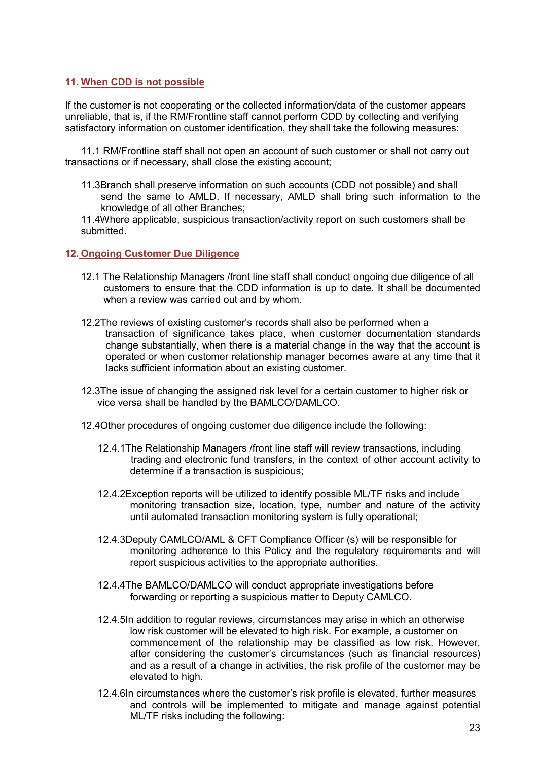## 11. When CDD is not possible

If the customer is not cooperating or the collected information/data of the customer appears unreliable, that is, if the RM/Frontline staff cannot perform CDD by collecting and verifying satisfactory information on customer identification, they shall take the following measures:

11.1 RM/Frontline staff shall not open an account of such customer or shall not carry out transactions or if necessary, shall close the existing account;

11.3Branch shall preserve information on such accounts (CDD not possible) and shall send the same to AMLD. If necessary, AMLD shall bring such information to the knowledge of all other Branches;

11.4Where applicable, suspicious transaction/activity report on such customers shall be submitted.

## 12. Ongoing Customer Due Diligence

12.1 The Relationship Managers /front line staff shall conduct ongoing due diligence of all customers to ensure that the CDD information is up to date. It shall be documented when a review was carried out and by whom.

12.2The reviews of existing customer's records shall also be performed when a transaction of significance takes place, when customer documentation standards change substantially, when there is a material change in the way that the account is operated or when customer relationship manager becomes aware at any time that it lacks sufficient information about an existing customer.

12.3The issue of changing the assigned risk level for a certain customer to higher risk or vice versa shall be handled by the BAMLCO/DAMLCO.

12.4Other procedures of ongoing customer due diligence include the following:

12.4.1The Relationship Managers /front line staff will review transactions, including trading and electronic fund transfers, in the context of other account activity to determine if a transaction is suspicious;

12.4.2Exception reports will be utilized to identify possible ML/TF risks and include monitoring transaction size, location, type, number and nature of the activity until automated transaction monitoring system is fully operational;

12.4.3Deputy CAMLCO/AML & CFT Compliance Officer (s) will be responsible for monitoring adherence to this Policy and the regulatory requirements and will report suspicious activities to the appropriate authorities.

12.4.4The BAMLCO/DAMLCO will conduct appropriate investigations before forwarding or reporting a suspicious matter to Deputy CAMLCO.

12.4.5In addition to regular reviews, circumstances may arise in which an otherwise low risk customer will be elevated to high risk. For example, a customer on commencement of the relationship may be classified as low risk. However, after considering the customer's circumstances (such as financial resources) and as a result of a change in activities, the risk profile of the customer may be elevated to high.

12.4.6In circumstances where the customer's risk profile is elevated, further measures and controls will be implemented to mitigate and manage against potential ML/TF risks including the following: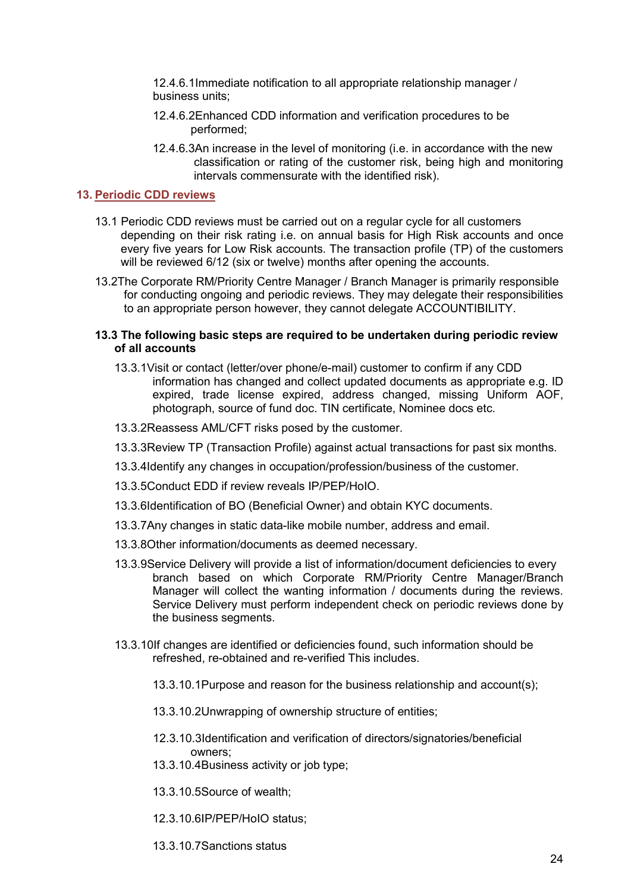12.4.6.1 Immediate notification to all appropriate relationship manager / business units;

12.4.6.2 Enhanced CDD information and verification procedures to be performed;

12.4.6.3 An increase in the level of monitoring (i.e. in accordance with the new classification or rating of the customer risk, being high and monitoring intervals commensurate with the identified risk).

## 13. Periodic CDD reviews

13.1 Periodic CDD reviews must be carried out on a regular cycle for all customers depending on their risk rating i.e. on annual basis for High Risk accounts and once every five years for Low Risk accounts. The transaction profile (TP) of the customers will be reviewed 6/12 (six or twelve) months after opening the accounts.

13.2 The Corporate RM/Priority Centre Manager / Branch Manager is primarily responsible for conducting ongoing and periodic reviews. They may delegate their responsibilities to an appropriate person however, they cannot delegate ACCOUNTIBILITY.

**13.3 The following basic steps are required to be undertaken during periodic review of all accounts**

13.3.1 Visit or contact (letter/over phone/e-mail) customer to confirm if any CDD information has changed and collect updated documents as appropriate e.g. ID expired, trade license expired, address changed, missing Uniform AOF, photograph, source of fund doc. TIN certificate, Nominee docs etc.

13.3.2 Reassess AML/CFT risks posed by the customer.

13.3.3 Review TP (Transaction Profile) against actual transactions for past six months.

13.3.4 Identify any changes in occupation/profession/business of the customer.

13.3.5 Conduct EDD if review reveals IP/PEP/HoIO.

13.3.6 Identification of BO (Beneficial Owner) and obtain KYC documents.

13.3.7 Any changes in static data-like mobile number, address and email.

13.3.8 Other information/documents as deemed necessary.

13.3.9 Service Delivery will provide a list of information/document deficiencies to every branch based on which Corporate RM/Priority Centre Manager/Branch Manager will collect the wanting information / documents during the reviews. Service Delivery must perform independent check on periodic reviews done by the business segments.

13.3.10 If changes are identified or deficiencies found, such information should be refreshed, re-obtained and re-verified This includes.

13.3.10.1 Purpose and reason for the business relationship and account(s);

13.3.10.2 Unwrapping of ownership structure of entities;

12.3.10.3 Identification and verification of directors/signatories/beneficial owners;

13.3.10.4 Business activity or job type;

13.3.10.5 Source of wealth;

12.3.10.6 IP/PEP/HoIO status;

13.3.10.7 Sanctions status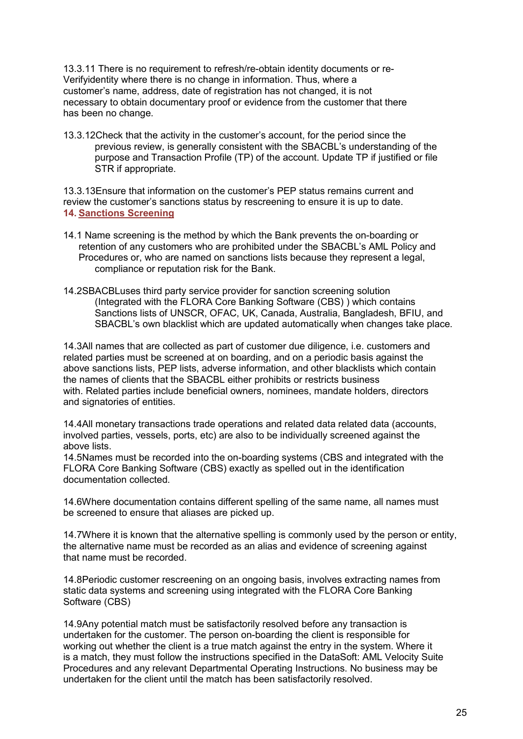13.3.11 There is no requirement to refresh/re-obtain identity documents or re-Verifyidentity where there is no change in information. Thus, where a customer's name, address, date of registration has not changed, it is not necessary to obtain documentary proof or evidence from the customer that there has been no change.

13.3.12Check that the activity in the customer's account, for the period since the previous review, is generally consistent with the SBACBL's understanding of the purpose and Transaction Profile (TP) of the account. Update TP if justified or file STR if appropriate.

13.3.13Ensure that information on the customer's PEP status remains current and review the customer's sanctions status by rescreening to ensure it is up to date.

## 14. Sanctions Screening

14.1 Name screening is the method by which the Bank prevents the on-boarding or retention of any customers who are prohibited under the SBACBL's AML Policy and Procedures or, who are named on sanctions lists because they represent a legal, compliance or reputation risk for the Bank.

14.2SBACBLuses third party service provider for sanction screening solution (Integrated with the FLORA Core Banking Software (CBS) ) which contains Sanctions lists of UNSCR, OFAC, UK, Canada, Australia, Bangladesh, BFIU, and SBACBL's own blacklist which are updated automatically when changes take place.

14.3All names that are collected as part of customer due diligence, i.e. customers and related parties must be screened at on boarding, and on a periodic basis against the above sanctions lists, PEP lists, adverse information, and other blacklists which contain the names of clients that the SBACBL either prohibits or restricts business with. Related parties include beneficial owners, nominees, mandate holders, directors and signatories of entities.

14.4All monetary transactions trade operations and related data related data (accounts, involved parties, vessels, ports, etc) are also to be individually screened against the above lists.

14.5Names must be recorded into the on-boarding systems (CBS and integrated with the FLORA Core Banking Software (CBS) exactly as spelled out in the identification documentation collected.

14.6Where documentation contains different spelling of the same name, all names must be screened to ensure that aliases are picked up.

14.7Where it is known that the alternative spelling is commonly used by the person or entity, the alternative name must be recorded as an alias and evidence of screening against that name must be recorded.

14.8Periodic customer rescreening on an ongoing basis, involves extracting names from static data systems and screening using integrated with the FLORA Core Banking Software (CBS)

14.9Any potential match must be satisfactorily resolved before any transaction is undertaken for the customer. The person on-boarding the client is responsible for working out whether the client is a true match against the entry in the system. Where it is a match, they must follow the instructions specified in the DataSoft: AML Velocity Suite Procedures and any relevant Departmental Operating Instructions. No business may be undertaken for the client until the match has been satisfactorily resolved.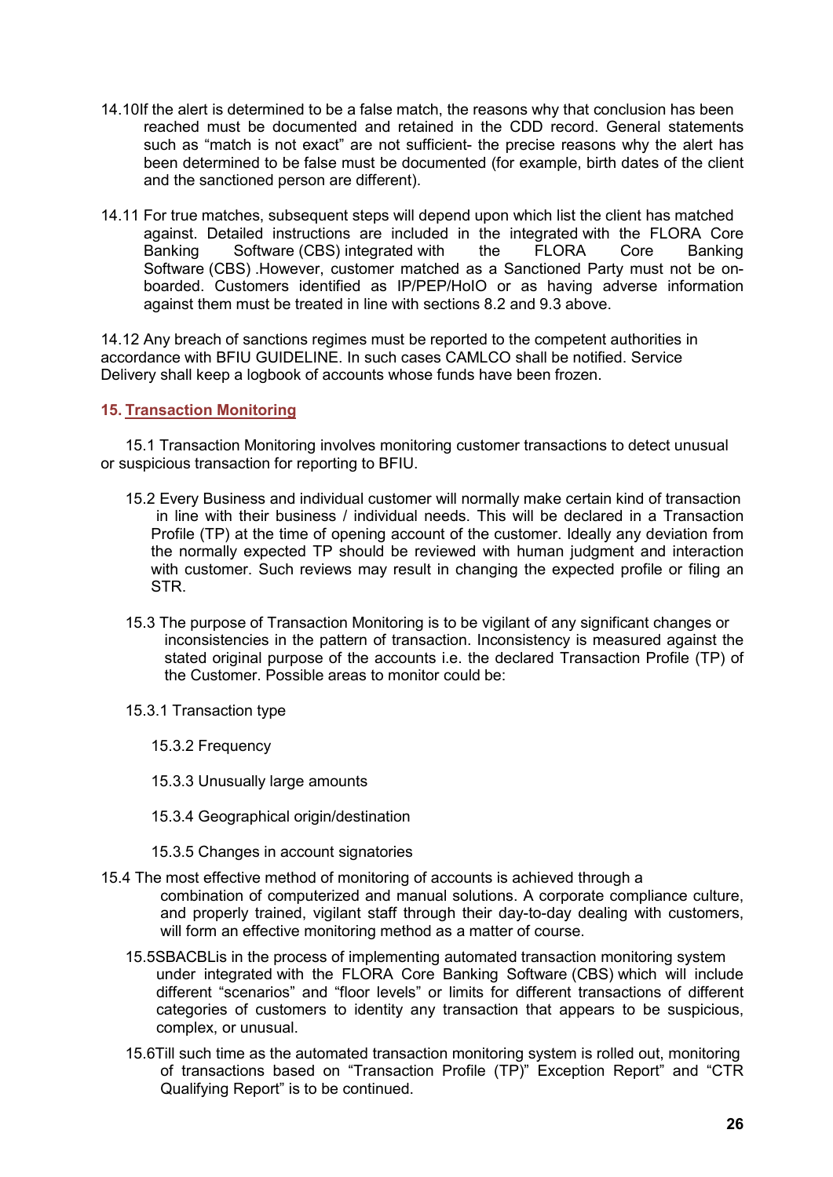14.10 If the alert is determined to be a false match, the reasons why that conclusion has been reached must be documented and retained in the CDD record. General statements such as "match is not exact" are not sufficient- the precise reasons why the alert has been determined to be false must be documented (for example, birth dates of the client and the sanctioned person are different).

14.11 For true matches, subsequent steps will depend upon which list the client has matched against. Detailed instructions are included in the integrated with the FLORA Core Banking Software (CBS) integrated with the FLORA Core Banking Software (CBS) .However, customer matched as a Sanctioned Party must not be on-boarded. Customers identified as IP/PEP/HoIO or as having adverse information against them must be treated in line with sections 8.2 and 9.3 above.

14.12 Any breach of sanctions regimes must be reported to the competent authorities in accordance with BFIU GUIDELINE. In such cases CAMLCO shall be notified. Service Delivery shall keep a logbook of accounts whose funds have been frozen.

## 15. Transaction Monitoring

15.1 Transaction Monitoring involves monitoring customer transactions to detect unusual or suspicious transaction for reporting to BFIU.

15.2 Every Business and individual customer will normally make certain kind of transaction in line with their business / individual needs. This will be declared in a Transaction Profile (TP) at the time of opening account of the customer. Ideally any deviation from the normally expected TP should be reviewed with human judgment and interaction with customer. Such reviews may result in changing the expected profile or filing an STR.

15.3 The purpose of Transaction Monitoring is to be vigilant of any significant changes or inconsistencies in the pattern of transaction. Inconsistency is measured against the stated original purpose of the accounts i.e. the declared Transaction Profile (TP) of the Customer. Possible areas to monitor could be:

15.3.1 Transaction type

15.3.2 Frequency

15.3.3 Unusually large amounts

15.3.4 Geographical origin/destination

15.3.5 Changes in account signatories

15.4 The most effective method of monitoring of accounts is achieved through a combination of computerized and manual solutions. A corporate compliance culture, and properly trained, vigilant staff through their day-to-day dealing with customers, will form an effective monitoring method as a matter of course.

15.5 SBACBL is in the process of implementing automated transaction monitoring system under integrated with the FLORA Core Banking Software (CBS) which will include different "scenarios" and "floor levels" or limits for different transactions of different categories of customers to identity any transaction that appears to be suspicious, complex, or unusual.

15.6 Till such time as the automated transaction monitoring system is rolled out, monitoring of transactions based on "Transaction Profile (TP)" Exception Report" and "CTR Qualifying Report" is to be continued.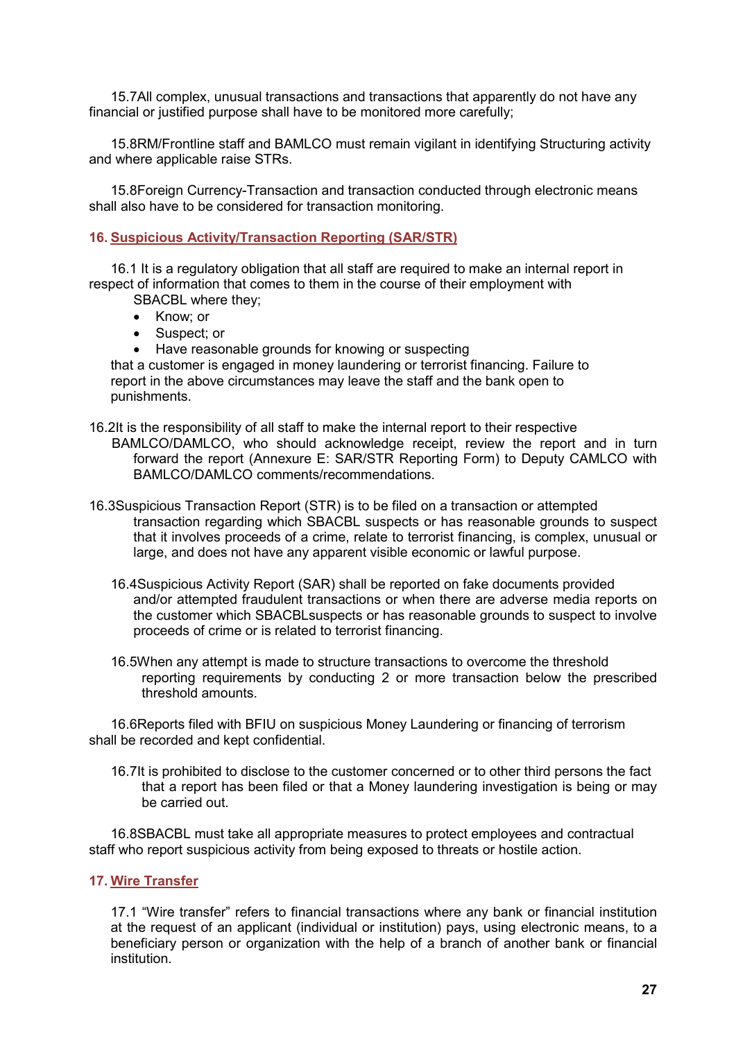15.7All complex, unusual transactions and transactions that apparently do not have any financial or justified purpose shall have to be monitored more carefully;

15.8RM/Frontline staff and BAMLCO must remain vigilant in identifying Structuring activity and where applicable raise STRs.

15.8Foreign Currency-Transaction and transaction conducted through electronic means shall also have to be considered for transaction monitoring.

## 16. Suspicious Activity/Transaction Reporting (SAR/STR)

16.1 It is a regulatory obligation that all staff are required to make an internal report in respect of information that comes to them in the course of their employment with SBACBL where they;

- Know; or
- Suspect; or
- Have reasonable grounds for knowing or suspecting

that a customer is engaged in money laundering or terrorist financing. Failure to report in the above circumstances may leave the staff and the bank open to punishments.

16.2It is the responsibility of all staff to make the internal report to their respective BAMLCO/DAMLCO, who should acknowledge receipt, review the report and in turn forward the report (Annexure E: SAR/STR Reporting Form) to Deputy CAMLCO with BAMLCO/DAMLCO comments/recommendations.

16.3Suspicious Transaction Report (STR) is to be filed on a transaction or attempted transaction regarding which SBACBL suspects or has reasonable grounds to suspect that it involves proceeds of a crime, relate to terrorist financing, is complex, unusual or large, and does not have any apparent visible economic or lawful purpose.

16.4Suspicious Activity Report (SAR) shall be reported on fake documents provided and/or attempted fraudulent transactions or when there are adverse media reports on the customer which SBACBLsuspects or has reasonable grounds to suspect to involve proceeds of crime or is related to terrorist financing.

16.5When any attempt is made to structure transactions to overcome the threshold reporting requirements by conducting 2 or more transaction below the prescribed threshold amounts.

16.6Reports filed with BFIU on suspicious Money Laundering or financing of terrorism shall be recorded and kept confidential.

16.7It is prohibited to disclose to the customer concerned or to other third persons the fact that a report has been filed or that a Money laundering investigation is being or may be carried out.

16.8SBACBL must take all appropriate measures to protect employees and contractual staff who report suspicious activity from being exposed to threats or hostile action.

## 17. Wire Transfer

17.1 “Wire transfer” refers to financial transactions where any bank or financial institution at the request of an applicant (individual or institution) pays, using electronic means, to a beneficiary person or organization with the help of a branch of another bank or financial institution.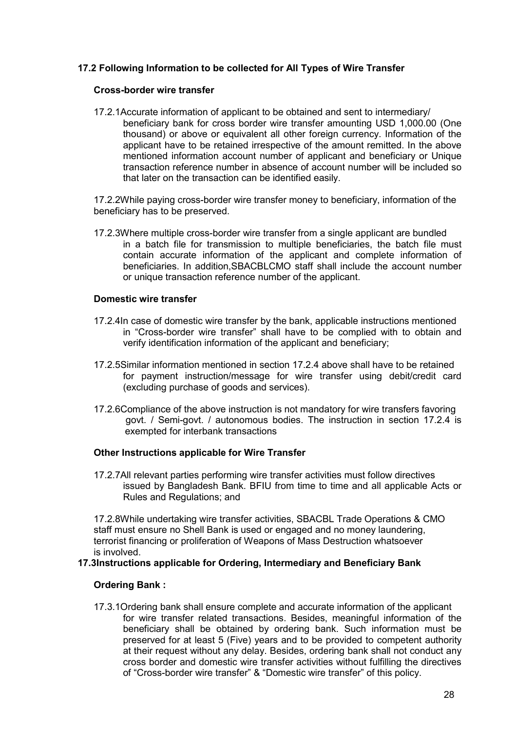### 17.2 Following Information to be collected for All Types of Wire Transfer

**Cross-border wire transfer**

17.2.1Accurate information of applicant to be obtained and sent to intermediary/ beneficiary bank for cross border wire transfer amounting USD 1,000.00 (One thousand) or above or equivalent all other foreign currency. Information of the applicant have to be retained irrespective of the amount remitted. In the above mentioned information account number of applicant and beneficiary or Unique transaction reference number in absence of account number will be included so that later on the transaction can be identified easily.

17.2.2While paying cross-border wire transfer money to beneficiary, information of the beneficiary has to be preserved.

17.2.3Where multiple cross-border wire transfer from a single applicant are bundled in a batch file for transmission to multiple beneficiaries, the batch file must contain accurate information of the applicant and complete information of beneficiaries. In addition,SBACBLCMO staff shall include the account number or unique transaction reference number of the applicant.

**Domestic wire transfer**

17.2.4In case of domestic wire transfer by the bank, applicable instructions mentioned in “Cross-border wire transfer” shall have to be complied with to obtain and verify identification information of the applicant and beneficiary;

17.2.5Similar information mentioned in section 17.2.4 above shall have to be retained for payment instruction/message for wire transfer using debit/credit card (excluding purchase of goods and services).

17.2.6Compliance of the above instruction is not mandatory for wire transfers favoring govt. / Semi-govt. / autonomous bodies. The instruction in section 17.2.4 is exempted for interbank transactions

**Other Instructions applicable for Wire Transfer**

17.2.7All relevant parties performing wire transfer activities must follow directives issued by Bangladesh Bank. BFIU from time to time and all applicable Acts or Rules and Regulations; and

17.2.8While undertaking wire transfer activities, SBACBL Trade Operations & CMO staff must ensure no Shell Bank is used or engaged and no money laundering, terrorist financing or proliferation of Weapons of Mass Destruction whatsoever is involved.

### 17.3Instructions applicable for Ordering, Intermediary and Beneficiary Bank

**Ordering Bank :**

17.3.1Ordering bank shall ensure complete and accurate information of the applicant for wire transfer related transactions. Besides, meaningful information of the beneficiary shall be obtained by ordering bank. Such information must be preserved for at least 5 (Five) years and to be provided to competent authority at their request without any delay. Besides, ordering bank shall not conduct any cross border and domestic wire transfer activities without fulfilling the directives of “Cross-border wire transfer” & “Domestic wire transfer” of this policy.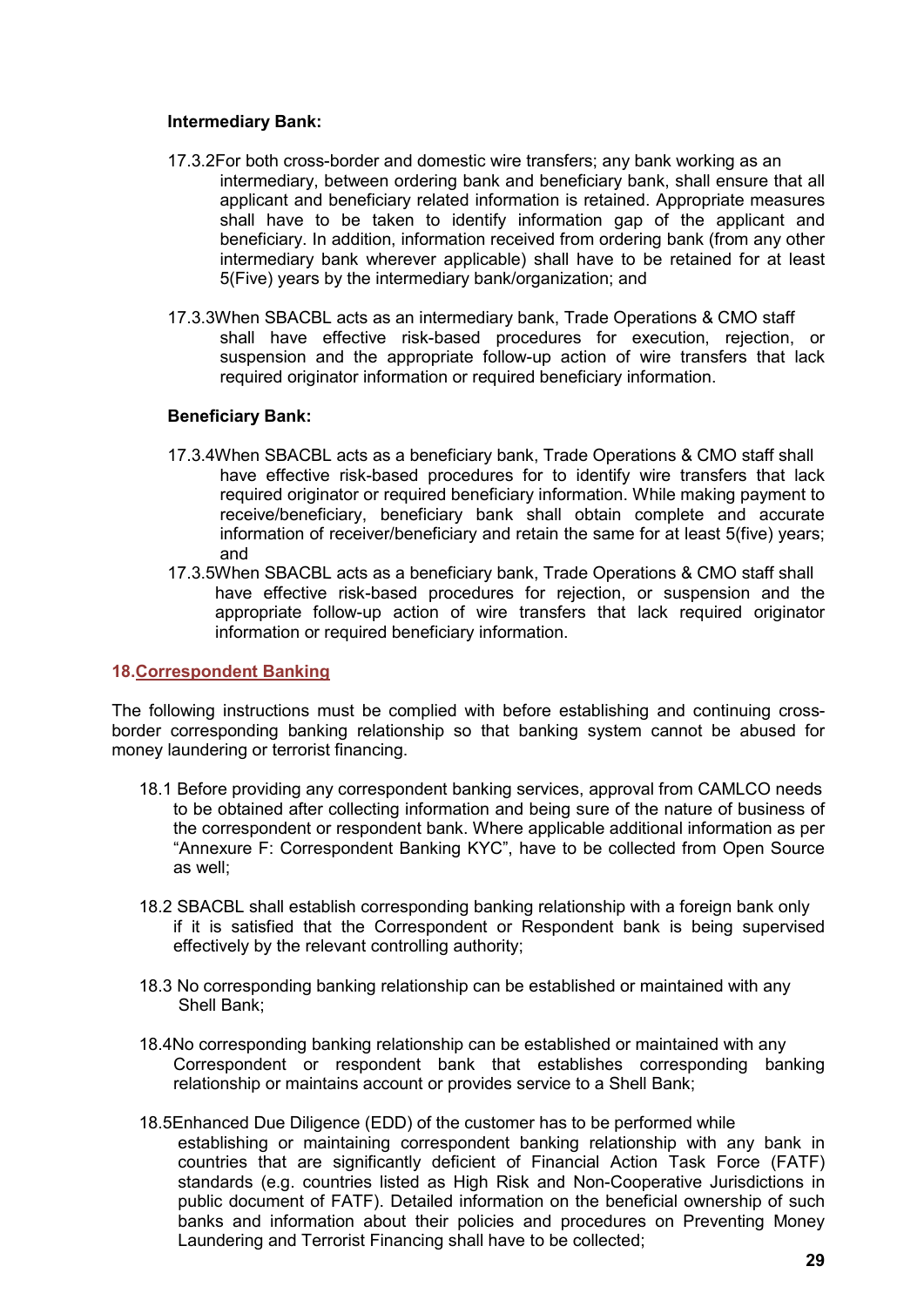**Intermediary Bank:**

17.3.2For both cross-border and domestic wire transfers; any bank working as an intermediary, between ordering bank and beneficiary bank, shall ensure that all applicant and beneficiary related information is retained. Appropriate measures shall have to be taken to identify information gap of the applicant and beneficiary. In addition, information received from ordering bank (from any other intermediary bank wherever applicable) shall have to be retained for at least 5(Five) years by the intermediary bank/organization; and

17.3.3When SBACBL acts as an intermediary bank, Trade Operations & CMO staff shall have effective risk-based procedures for execution, rejection, or suspension and the appropriate follow-up action of wire transfers that lack required originator information or required beneficiary information.

**Beneficiary Bank:**

17.3.4When SBACBL acts as a beneficiary bank, Trade Operations & CMO staff shall have effective risk-based procedures for to identify wire transfers that lack required originator or required beneficiary information. While making payment to receive/beneficiary, beneficiary bank shall obtain complete and accurate information of receiver/beneficiary and retain the same for at least 5(five) years; and

17.3.5When SBACBL acts as a beneficiary bank, Trade Operations & CMO staff shall have effective risk-based procedures for rejection, or suspension and the appropriate follow-up action of wire transfers that lack required originator information or required beneficiary information.

## 18.Correspondent Banking

The following instructions must be complied with before establishing and continuing cross-border corresponding banking relationship so that banking system cannot be abused for money laundering or terrorist financing.

18.1 Before providing any correspondent banking services, approval from CAMLCO needs to be obtained after collecting information and being sure of the nature of business of the correspondent or respondent bank. Where applicable additional information as per "Annexure F: Correspondent Banking KYC", have to be collected from Open Source as well;

18.2 SBACBL shall establish corresponding banking relationship with a foreign bank only if it is satisfied that the Correspondent or Respondent bank is being supervised effectively by the relevant controlling authority;

18.3 No corresponding banking relationship can be established or maintained with any Shell Bank;

18.4No corresponding banking relationship can be established or maintained with any Correspondent or respondent bank that establishes corresponding banking relationship or maintains account or provides service to a Shell Bank;

18.5Enhanced Due Diligence (EDD) of the customer has to be performed while establishing or maintaining correspondent banking relationship with any bank in countries that are significantly deficient of Financial Action Task Force (FATF) standards (e.g. countries listed as High Risk and Non-Cooperative Jurisdictions in public document of FATF). Detailed information on the beneficial ownership of such banks and information about their policies and procedures on Preventing Money Laundering and Terrorist Financing shall have to be collected;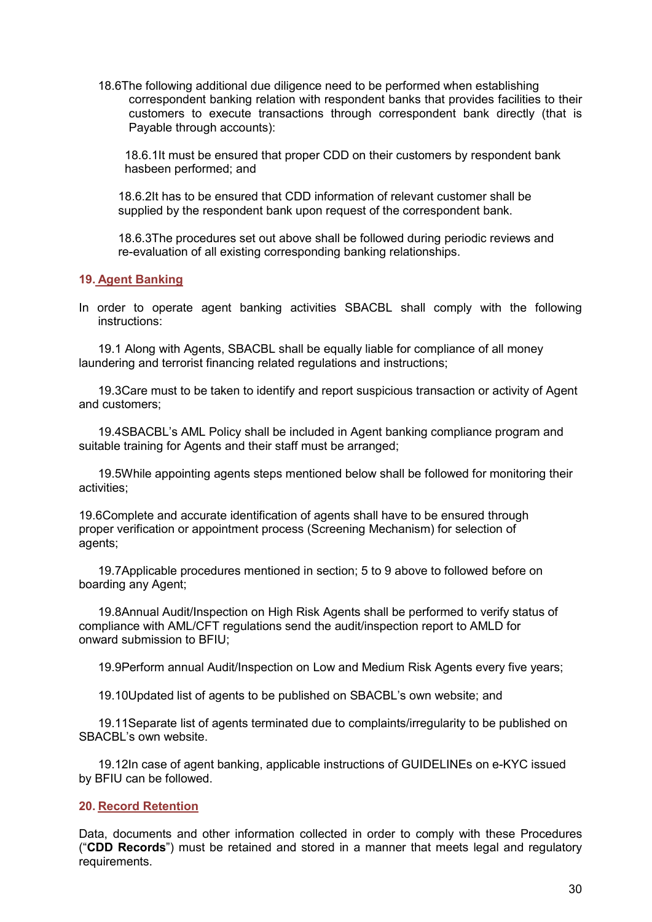18.6The following additional due diligence need to be performed when establishing correspondent banking relation with respondent banks that provides facilities to their customers to execute transactions through correspondent bank directly (that is Payable through accounts):

18.6.1It must be ensured that proper CDD on their customers by respondent bank hasbeen performed; and

18.6.2It has to be ensured that CDD information of relevant customer shall be supplied by the respondent bank upon request of the correspondent bank.

18.6.3The procedures set out above shall be followed during periodic reviews and re-evaluation of all existing corresponding banking relationships.

## 19. Agent Banking

In order to operate agent banking activities SBACBL shall comply with the following instructions:

19.1 Along with Agents, SBACBL shall be equally liable for compliance of all money laundering and terrorist financing related regulations and instructions;

19.3Care must to be taken to identify and report suspicious transaction or activity of Agent and customers;

19.4SBACBL's AML Policy shall be included in Agent banking compliance program and suitable training for Agents and their staff must be arranged;

19.5While appointing agents steps mentioned below shall be followed for monitoring their activities;

19.6Complete and accurate identification of agents shall have to be ensured through proper verification or appointment process (Screening Mechanism) for selection of agents;

19.7Applicable procedures mentioned in section; 5 to 9 above to followed before on boarding any Agent;

19.8Annual Audit/Inspection on High Risk Agents shall be performed to verify status of compliance with AML/CFT regulations send the audit/inspection report to AMLD for onward submission to BFIU;

19.9Perform annual Audit/Inspection on Low and Medium Risk Agents every five years;

19.10Updated list of agents to be published on SBACBL's own website; and

19.11Separate list of agents terminated due to complaints/irregularity to be published on SBACBL's own website.

19.12In case of agent banking, applicable instructions of GUIDELINEs on e-KYC issued by BFIU can be followed.

## 20. Record Retention

Data, documents and other information collected in order to comply with these Procedures ("**CDD Records**") must be retained and stored in a manner that meets legal and regulatory requirements.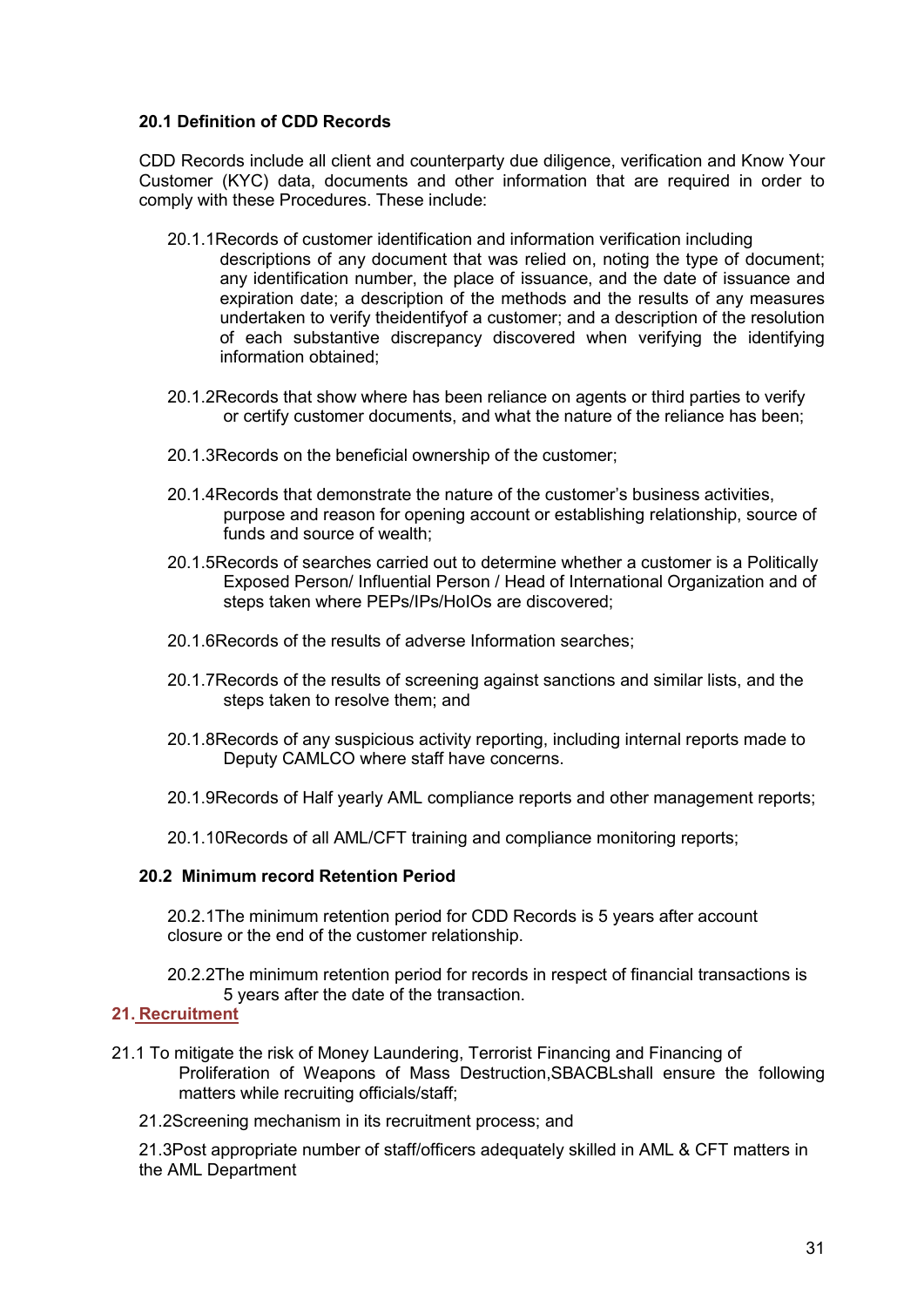### 20.1 Definition of CDD Records

CDD Records include all client and counterparty due diligence, verification and Know Your Customer (KYC) data, documents and other information that are required in order to comply with these Procedures. These include:

20.1.1Records of customer identification and information verification including descriptions of any document that was relied on, noting the type of document; any identification number, the place of issuance, and the date of issuance and expiration date; a description of the methods and the results of any measures undertaken to verify theidentifyof a customer; and a description of the resolution of each substantive discrepancy discovered when verifying the identifying information obtained;

20.1.2Records that show where has been reliance on agents or third parties to verify or certify customer documents, and what the nature of the reliance has been;

20.1.3Records on the beneficial ownership of the customer;

20.1.4Records that demonstrate the nature of the customer's business activities, purpose and reason for opening account or establishing relationship, source of funds and source of wealth;

20.1.5Records of searches carried out to determine whether a customer is a Politically Exposed Person/ Influential Person / Head of International Organization and of steps taken where PEPs/IPs/HoIOs are discovered;

20.1.6Records of the results of adverse Information searches;

20.1.7Records of the results of screening against sanctions and similar lists, and the steps taken to resolve them; and

20.1.8Records of any suspicious activity reporting, including internal reports made to Deputy CAMLCO where staff have concerns.

20.1.9Records of Half yearly AML compliance reports and other management reports;

20.1.10Records of all AML/CFT training and compliance monitoring reports;

### 20.2 Minimum record Retention Period

20.2.1The minimum retention period for CDD Records is 5 years after account closure or the end of the customer relationship.

20.2.2The minimum retention period for records in respect of financial transactions is 5 years after the date of the transaction.

## 21. Recruitment

21.1 To mitigate the risk of Money Laundering, Terrorist Financing and Financing of Proliferation of Weapons of Mass Destruction,SBACBLshall ensure the following matters while recruiting officials/staff;

21.2Screening mechanism in its recruitment process; and

21.3Post appropriate number of staff/officers adequately skilled in AML & CFT matters in the AML Department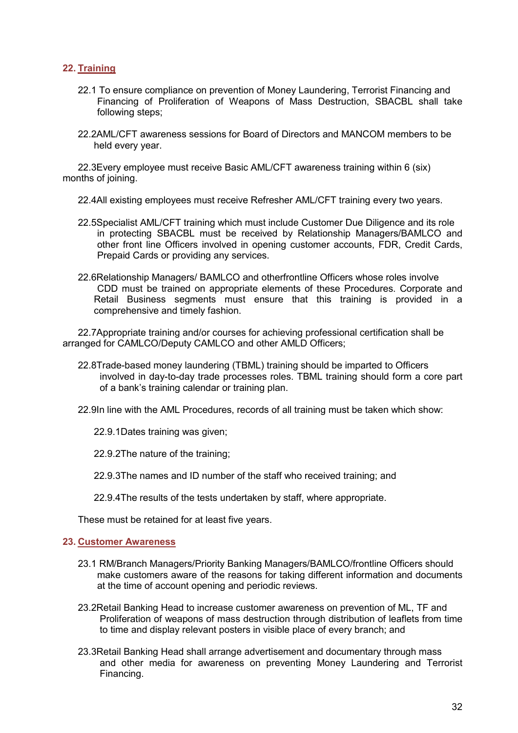## 22. Training

22.1 To ensure compliance on prevention of Money Laundering, Terrorist Financing and Financing of Proliferation of Weapons of Mass Destruction, SBACBL shall take following steps;

22.2AML/CFT awareness sessions for Board of Directors and MANCOM members to be held every year.

22.3Every employee must receive Basic AML/CFT awareness training within 6 (six) months of joining.

22.4All existing employees must receive Refresher AML/CFT training every two years.

22.5Specialist AML/CFT training which must include Customer Due Diligence and its role in protecting SBACBL must be received by Relationship Managers/BAMLCO and other front line Officers involved in opening customer accounts, FDR, Credit Cards, Prepaid Cards or providing any services.

22.6Relationship Managers/ BAMLCO and otherfrontline Officers whose roles involve CDD must be trained on appropriate elements of these Procedures. Corporate and Retail Business segments must ensure that this training is provided in a comprehensive and timely fashion.

22.7Appropriate training and/or courses for achieving professional certification shall be arranged for CAMLCO/Deputy CAMLCO and other AMLD Officers;

22.8Trade-based money laundering (TBML) training should be imparted to Officers involved in day-to-day trade processes roles. TBML training should form a core part of a bank's training calendar or training plan.

22.9In line with the AML Procedures, records of all training must be taken which show:

22.9.1Dates training was given;

22.9.2The nature of the training;

22.9.3The names and ID number of the staff who received training; and

22.9.4The results of the tests undertaken by staff, where appropriate.

These must be retained for at least five years.

## 23. Customer Awareness

23.1 RM/Branch Managers/Priority Banking Managers/BAMLCO/frontline Officers should make customers aware of the reasons for taking different information and documents at the time of account opening and periodic reviews.

23.2Retail Banking Head to increase customer awareness on prevention of ML, TF and Proliferation of weapons of mass destruction through distribution of leaflets from time to time and display relevant posters in visible place of every branch; and

23.3Retail Banking Head shall arrange advertisement and documentary through mass and other media for awareness on preventing Money Laundering and Terrorist Financing.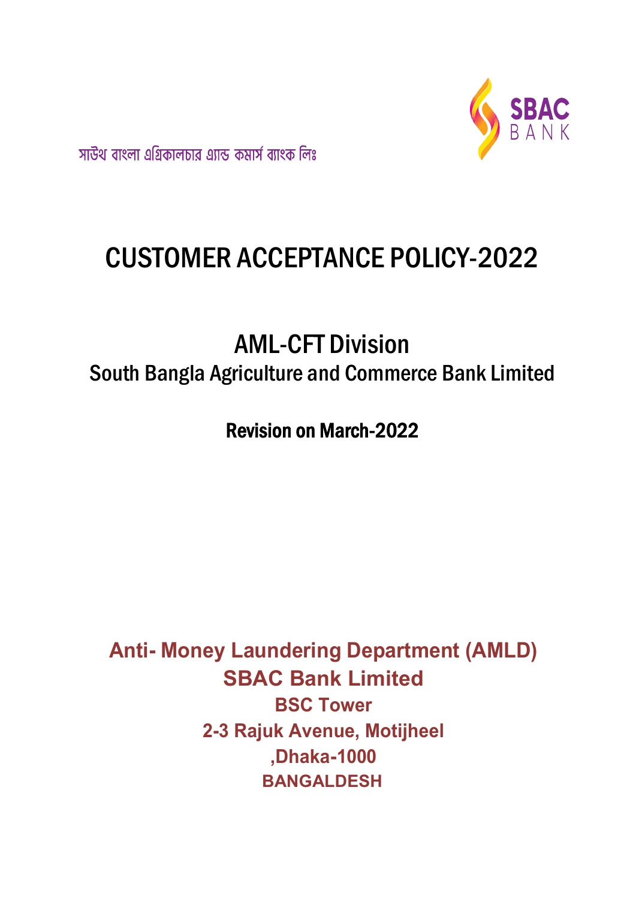সাউথ বাংলা এগ্রিকালচার এ্যান্ড কমার্স ব্যাংক লিঃ

SBAC BANK

# CUSTOMER ACCEPTANCE POLICY-2022

## AML-CFT Division

South Bangla Agriculture and Commerce Bank Limited

**Revision on March-2022**

**Anti- Money Laundering Department (AMLD)**
**SBAC Bank Limited**
**BSC Tower**
**2-3 Rajuk Avenue, Motijheel**
**,Dhaka-1000**
**BANGALDESH**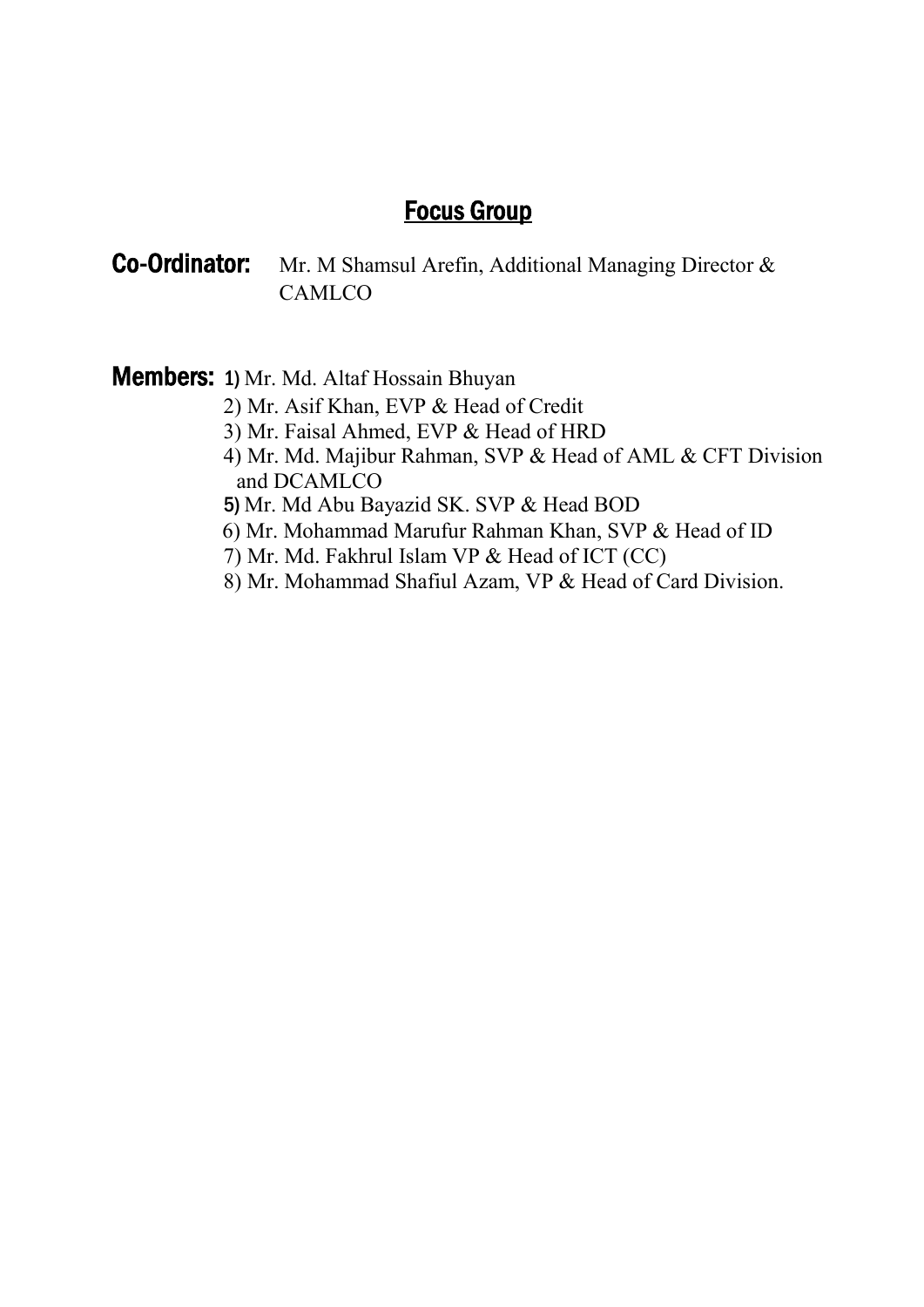## Focus Group

**Co-Ordinator:** Mr. M Shamsul Arefin, Additional Managing Director & CAMLCO

**Members:**

1) Mr. Md. Altaf Hossain Bhuyan
2) Mr. Asif Khan, EVP & Head of Credit
3) Mr. Faisal Ahmed, EVP & Head of HRD
4) Mr. Md. Majibur Rahman, SVP & Head of AML & CFT Division and DCAMLCO
5) Mr. Md Abu Bayazid SK. SVP & Head BOD
6) Mr. Mohammad Marufur Rahman Khan, SVP & Head of ID
7) Mr. Md. Fakhrul Islam VP & Head of ICT (CC)
8) Mr. Mohammad Shafiul Azam, VP & Head of Card Division.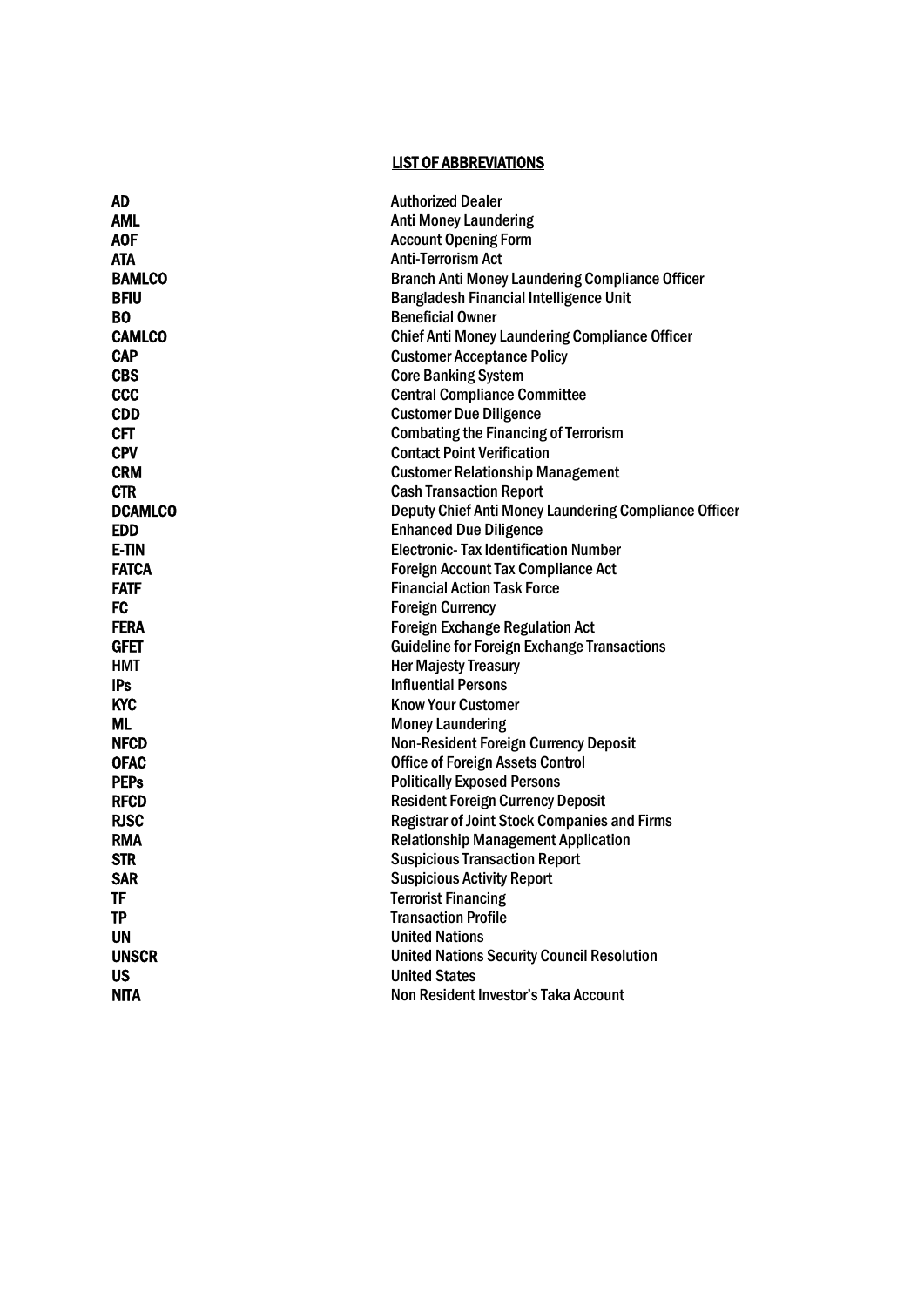## LIST OF ABBREVIATIONS

| | |
|---|---|
| **AD** | Authorized Dealer |
| **AML** | Anti Money Laundering |
| **AOF** | Account Opening Form |
| **ATA** | Anti-Terrorism Act |
| **BAMLCO** | Branch Anti Money Laundering Compliance Officer |
| **BFIU** | Bangladesh Financial Intelligence Unit |
| **BO** | Beneficial Owner |
| **CAMLCO** | Chief Anti Money Laundering Compliance Officer |
| **CAP** | Customer Acceptance Policy |
| **CBS** | Core Banking System |
| **CCC** | Central Compliance Committee |
| **CDD** | Customer Due Diligence |
| **CFT** | Combating the Financing of Terrorism |
| **CPV** | Contact Point Verification |
| **CRM** | Customer Relationship Management |
| **CTR** | Cash Transaction Report |
| **DCAMLCO** | Deputy Chief Anti Money Laundering Compliance Officer |
| **EDD** | Enhanced Due Diligence |
| **E-TIN** | Electronic- Tax Identification Number |
| **FATCA** | Foreign Account Tax Compliance Act |
| **FATF** | Financial Action Task Force |
| **FC** | Foreign Currency |
| **FERA** | Foreign Exchange Regulation Act |
| **GFET** | Guideline for Foreign Exchange Transactions |
| **HMT** | Her Majesty Treasury |
| **IPs** | Influential Persons |
| **KYC** | Know Your Customer |
| **ML** | Money Laundering |
| **NFCD** | Non-Resident Foreign Currency Deposit |
| **OFAC** | Office of Foreign Assets Control |
| **PEPs** | Politically Exposed Persons |
| **RFCD** | Resident Foreign Currency Deposit |
| **RJSC** | Registrar of Joint Stock Companies and Firms |
| **RMA** | Relationship Management Application |
| **STR** | Suspicious Transaction Report |
| **SAR** | Suspicious Activity Report |
| **TF** | Terrorist Financing |
| **TP** | Transaction Profile |
| **UN** | United Nations |
| **UNSCR** | United Nations Security Council Resolution |
| **US** | United States |
| **NITA** | Non Resident Investor's Taka Account |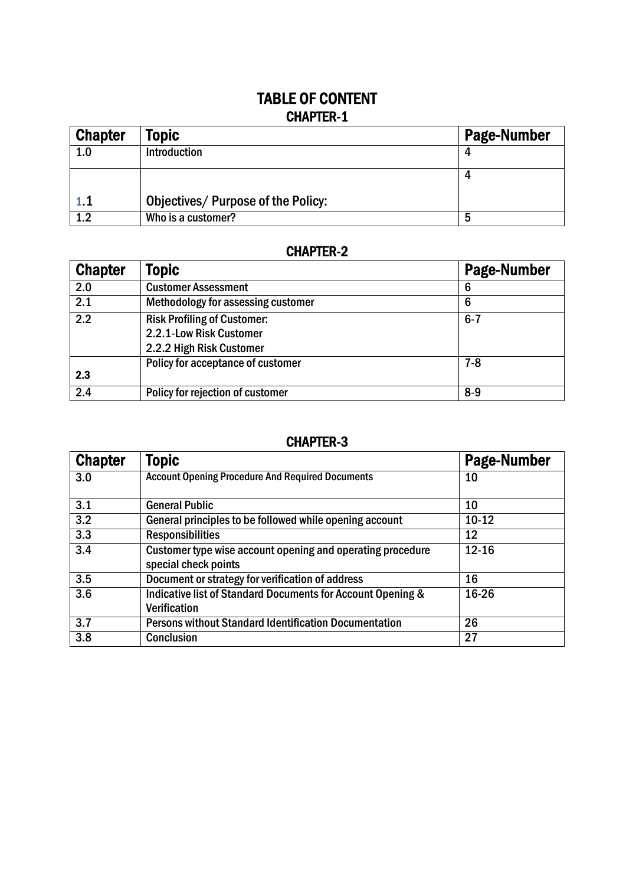# TABLE OF CONTENT

## CHAPTER-1

| Chapter | Topic | Page-Number |
|---|---|---|
| 1.0 | Introduction | 4 |
| 1.1 | Objectives/ Purpose of the Policy: | 4 |
| 1.2 | Who is a customer? | 5 |

## CHAPTER-2

| Chapter | Topic | Page-Number |
|---|---|---|
| 2.0 | Customer Assessment | 6 |
| 2.1 | Methodology for assessing customer | 6 |
| 2.2 | Risk Profiling of Customer:<br>2.2.1-Low Risk Customer<br>2.2.2 High Risk Customer | 6-7 |
| 2.3 | Policy for acceptance of customer | 7-8 |
| 2.4 | Policy for rejection of customer | 8-9 |

## CHAPTER-3

| Chapter | Topic | Page-Number |
|---|---|---|
| 3.0 | Account Opening Procedure And Required Documents | 10 |
| 3.1 | General Public | 10 |
| 3.2 | General principles to be followed while opening account | 10-12 |
| 3.3 | Responsibilities | 12 |
| 3.4 | Customer type wise account opening and operating procedure special check points | 12-16 |
| 3.5 | Document or strategy for verification of address | 16 |
| 3.6 | Indicative list of Standard Documents for Account Opening & Verification | 16-26 |
| 3.7 | Persons without Standard Identification Documentation | 26 |
| 3.8 | Conclusion | 27 |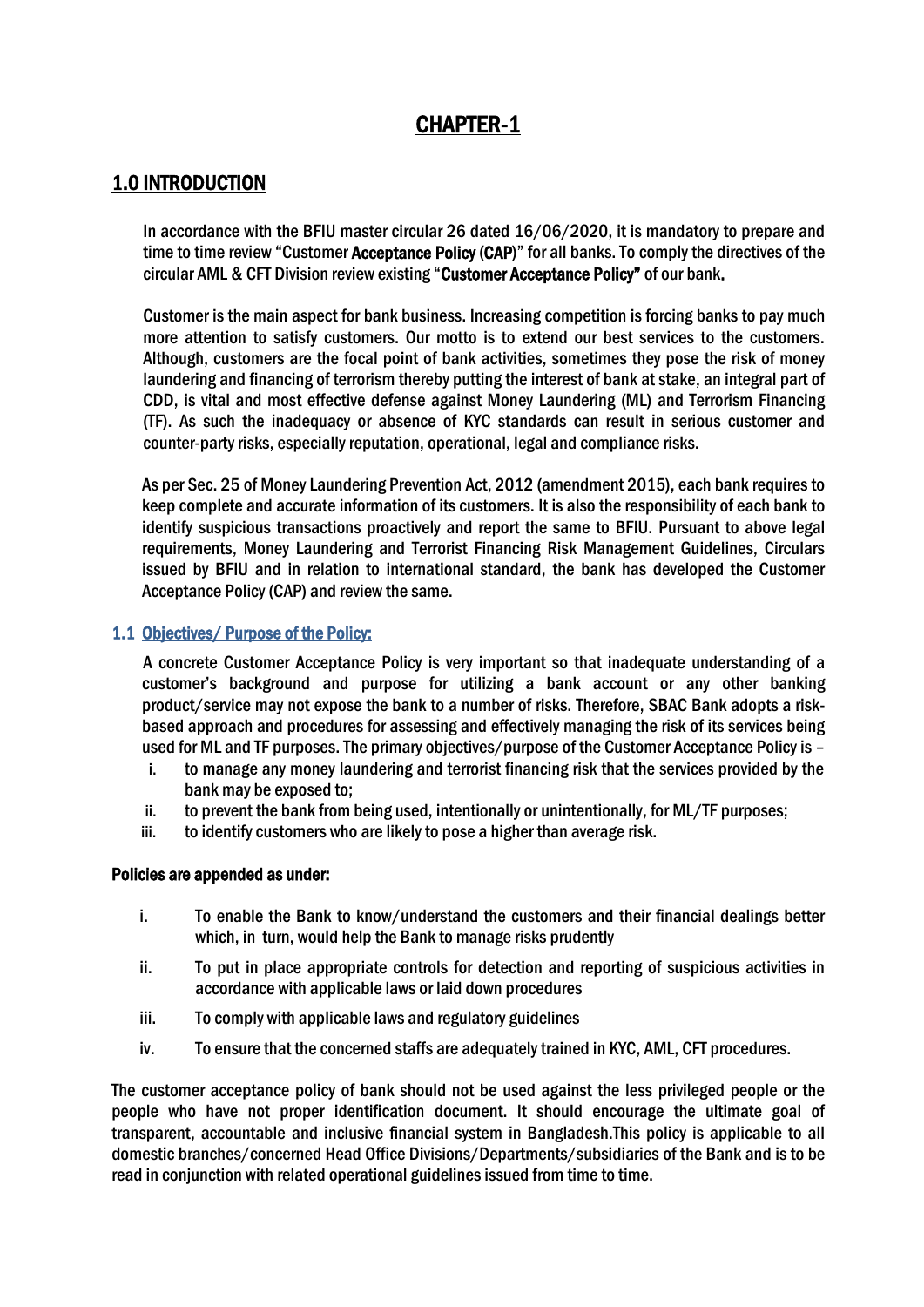# CHAPTER-1

## 1.0 INTRODUCTION

In accordance with the BFIU master circular 26 dated 16/06/2020, it is mandatory to prepare and time to time review "Customer **Acceptance Policy (CAP)**" for all banks. To comply the directives of the circular AML & CFT Division review existing "**Customer Acceptance Policy"** of our bank**.**

Customer is the main aspect for bank business. Increasing competition is forcing banks to pay much more attention to satisfy customers. Our motto is to extend our best services to the customers. Although, customers are the focal point of bank activities, sometimes they pose the risk of money laundering and financing of terrorism thereby putting the interest of bank at stake, an integral part of CDD, is vital and most effective defense against Money Laundering (ML) and Terrorism Financing (TF). As such the inadequacy or absence of KYC standards can result in serious customer and counter-party risks, especially reputation, operational, legal and compliance risks.

As per Sec. 25 of Money Laundering Prevention Act, 2012 (amendment 2015), each bank requires to keep complete and accurate information of its customers. It is also the responsibility of each bank to identify suspicious transactions proactively and report the same to BFIU. Pursuant to above legal requirements, Money Laundering and Terrorist Financing Risk Management Guidelines, Circulars issued by BFIU and in relation to international standard, the bank has developed the Customer Acceptance Policy (CAP) and review the same.

### 1.1 Objectives/ Purpose of the Policy:

A concrete Customer Acceptance Policy is very important so that inadequate understanding of a customer's background and purpose for utilizing a bank account or any other banking product/service may not expose the bank to a number of risks. Therefore, SBAC Bank adopts a risk-based approach and procedures for assessing and effectively managing the risk of its services being used for ML and TF purposes. The primary objectives/purpose of the Customer Acceptance Policy is –

i. to manage any money laundering and terrorist financing risk that the services provided by the bank may be exposed to;
ii. to prevent the bank from being used, intentionally or unintentionally, for ML/TF purposes;
iii. to identify customers who are likely to pose a higher than average risk.

**Policies are appended as under:**

i. To enable the Bank to know/understand the customers and their financial dealings better which, in turn, would help the Bank to manage risks prudently
ii. To put in place appropriate controls for detection and reporting of suspicious activities in accordance with applicable laws or laid down procedures
iii. To comply with applicable laws and regulatory guidelines
iv. To ensure that the concerned staffs are adequately trained in KYC, AML, CFT procedures.

The customer acceptance policy of bank should not be used against the less privileged people or the people who have not proper identification document. It should encourage the ultimate goal of transparent, accountable and inclusive financial system in Bangladesh.This policy is applicable to all domestic branches/concerned Head Office Divisions/Departments/subsidiaries of the Bank and is to be read in conjunction with related operational guidelines issued from time to time.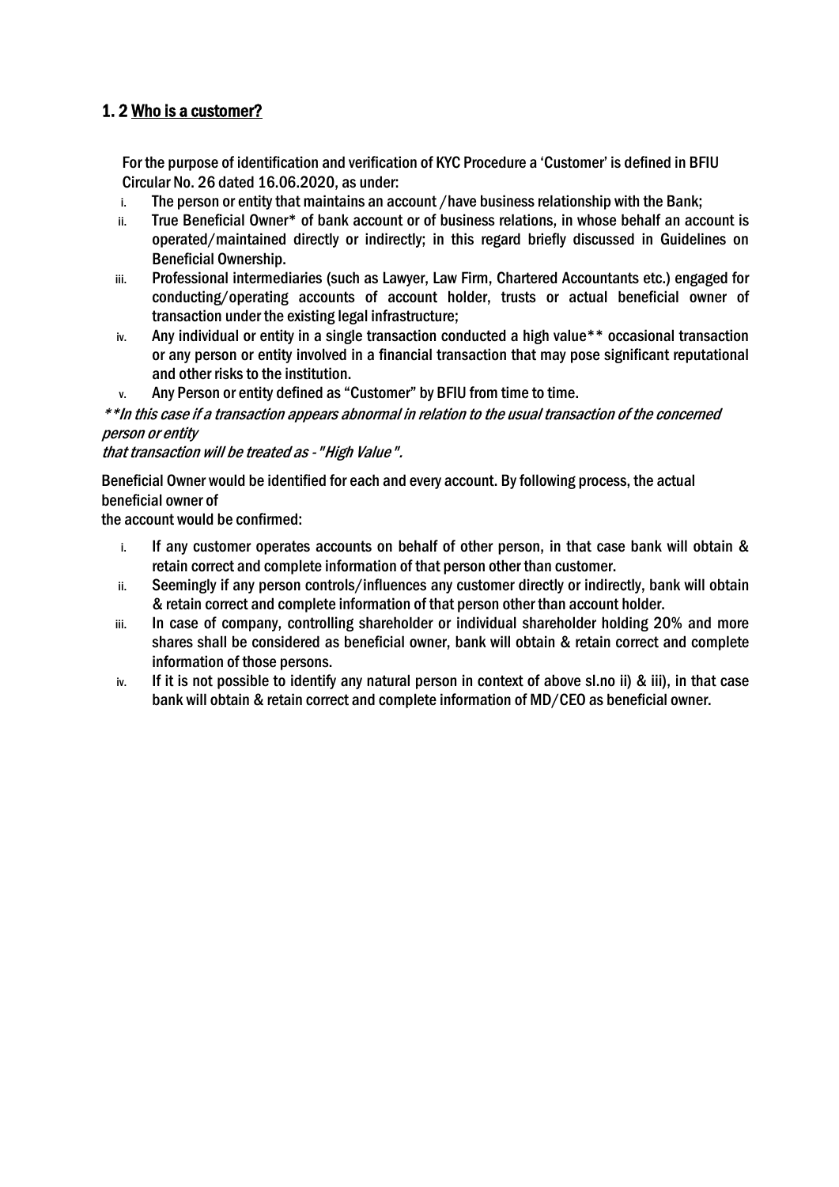## 1. 2 <u>Who is a customer?</u>

For the purpose of identification and verification of KYC Procedure a 'Customer' is defined in BFIU Circular No. 26 dated 16.06.2020, as under:

i. The person or entity that maintains an account /have business relationship with the Bank;
ii. True Beneficial Owner* of bank account or of business relations, in whose behalf an account is operated/maintained directly or indirectly; in this regard briefly discussed in Guidelines on Beneficial Ownership.
iii. Professional intermediaries (such as Lawyer, Law Firm, Chartered Accountants etc.) engaged for conducting/operating accounts of account holder, trusts or actual beneficial owner of transaction under the existing legal infrastructure;
iv. Any individual or entity in a single transaction conducted a high value** occasional transaction or any person or entity involved in a financial transaction that may pose significant reputational and other risks to the institution.
v. Any Person or entity defined as "Customer" by BFIU from time to time.

*\*\*In this case if a transaction appears abnormal in relation to the usual transaction of the concerned person or entity that transaction will be treated as - "High Value ".*

Beneficial Owner would be identified for each and every account. By following process, the actual beneficial owner of the account would be confirmed:

i. If any customer operates accounts on behalf of other person, in that case bank will obtain & retain correct and complete information of that person other than customer.
ii. Seemingly if any person controls/influences any customer directly or indirectly, bank will obtain & retain correct and complete information of that person other than account holder.
iii. In case of company, controlling shareholder or individual shareholder holding 20% and more shares shall be considered as beneficial owner, bank will obtain & retain correct and complete information of those persons.
iv. If it is not possible to identify any natural person in context of above sl.no ii) & iii), in that case bank will obtain & retain correct and complete information of MD/CEO as beneficial owner.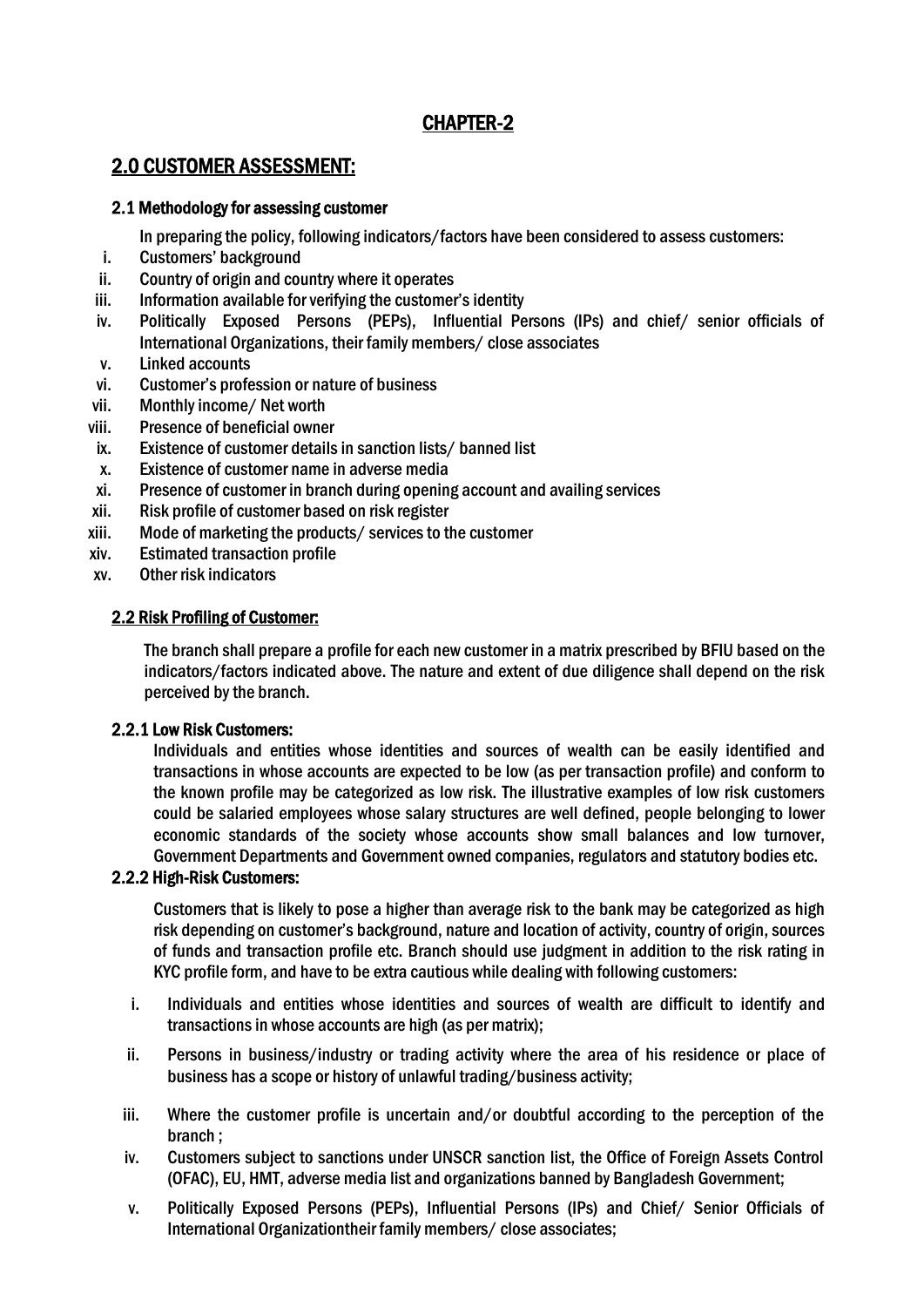# CHAPTER-2

## 2.0 CUSTOMER ASSESSMENT:

### 2.1 Methodology for assessing customer

In preparing the policy, following indicators/factors have been considered to assess customers:

i. Customers' background
ii. Country of origin and country where it operates
iii. Information available for verifying the customer's identity
iv. Politically Exposed Persons (PEPs), Influential Persons (IPs) and chief/ senior officials of International Organizations, their family members/ close associates
v. Linked accounts
vi. Customer's profession or nature of business
vii. Monthly income/ Net worth
viii. Presence of beneficial owner
ix. Existence of customer details in sanction lists/ banned list
x. Existence of customer name in adverse media
xi. Presence of customer in branch during opening account and availing services
xii. Risk profile of customer based on risk register
xiii. Mode of marketing the products/ services to the customer
xiv. Estimated transaction profile
xv. Other risk indicators

### 2.2 Risk Profiling of Customer:

The branch shall prepare a profile for each new customer in a matrix prescribed by BFIU based on the indicators/factors indicated above. The nature and extent of due diligence shall depend on the risk perceived by the branch.

#### 2.2.1 Low Risk Customers:

Individuals and entities whose identities and sources of wealth can be easily identified and transactions in whose accounts are expected to be low (as per transaction profile) and conform to the known profile may be categorized as low risk. The illustrative examples of low risk customers could be salaried employees whose salary structures are well defined, people belonging to lower economic standards of the society whose accounts show small balances and low turnover, Government Departments and Government owned companies, regulators and statutory bodies etc.

#### 2.2.2 High-Risk Customers:

Customers that is likely to pose a higher than average risk to the bank may be categorized as high risk depending on customer's background, nature and location of activity, country of origin, sources of funds and transaction profile etc. Branch should use judgment in addition to the risk rating in KYC profile form, and have to be extra cautious while dealing with following customers:

i. Individuals and entities whose identities and sources of wealth are difficult to identify and transactions in whose accounts are high (as per matrix);
ii. Persons in business/industry or trading activity where the area of his residence or place of business has a scope or history of unlawful trading/business activity;
iii. Where the customer profile is uncertain and/or doubtful according to the perception of the branch ;
iv. Customers subject to sanctions under UNSCR sanction list, the Office of Foreign Assets Control (OFAC), EU, HMT, adverse media list and organizations banned by Bangladesh Government;
v. Politically Exposed Persons (PEPs), Influential Persons (IPs) and Chief/ Senior Officials of International Organizationtheir family members/ close associates;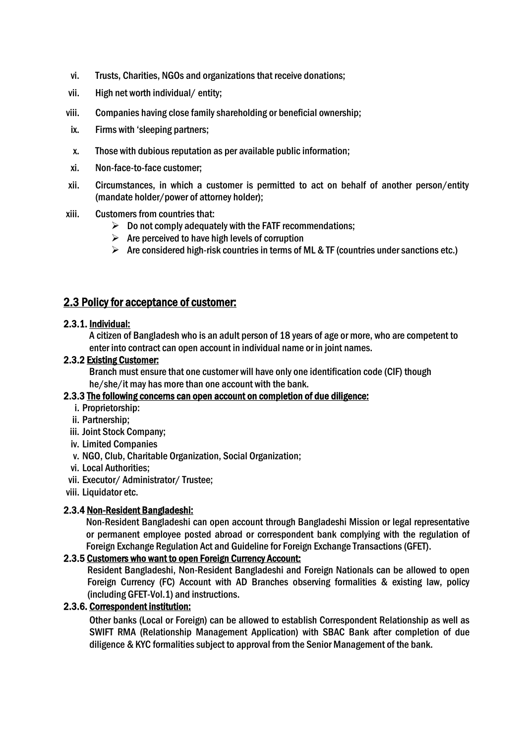vi. Trusts, Charities, NGOs and organizations that receive donations;

vii. High net worth individual/ entity;

viii. Companies having close family shareholding or beneficial ownership;

ix. Firms with 'sleeping partners;

x. Those with dubious reputation as per available public information;

xi. Non-face-to-face customer;

xii. Circumstances, in which a customer is permitted to act on behalf of another person/entity (mandate holder/power of attorney holder);

xiii. Customers from countries that:
- Do not comply adequately with the FATF recommendations;
- Are perceived to have high levels of corruption
- Are considered high-risk countries in terms of ML & TF (countries under sanctions etc.)

## 2.3 Policy for acceptance of customer:

### 2.3.1. Individual:

A citizen of Bangladesh who is an adult person of 18 years of age or more, who are competent to enter into contract can open account in individual name or in joint names.

### 2.3.2 Existing Customer:

Branch must ensure that one customer will have only one identification code (CIF) though he/she/it may has more than one account with the bank.

### 2.3.3 The following concerns can open account on completion of due diligence:

i. Proprietorship:
ii. Partnership;
iii. Joint Stock Company;
iv. Limited Companies
v. NGO, Club, Charitable Organization, Social Organization;
vi. Local Authorities;
vii. Executor/ Administrator/ Trustee;
viii. Liquidator etc.

### 2.3.4 Non-Resident Bangladeshi:

Non-Resident Bangladeshi can open account through Bangladeshi Mission or legal representative or permanent employee posted abroad or correspondent bank complying with the regulation of Foreign Exchange Regulation Act and Guideline for Foreign Exchange Transactions (GFET).

### 2.3.5 Customers who want to open Foreign Currency Account:

Resident Bangladeshi, Non-Resident Bangladeshi and Foreign Nationals can be allowed to open Foreign Currency (FC) Account with AD Branches observing formalities & existing law, policy (including GFET-Vol.1) and instructions.

### 2.3.6. Correspondent institution:

Other banks (Local or Foreign) can be allowed to establish Correspondent Relationship as well as SWIFT RMA (Relationship Management Application) with SBAC Bank after completion of due diligence & KYC formalities subject to approval from the Senior Management of the bank.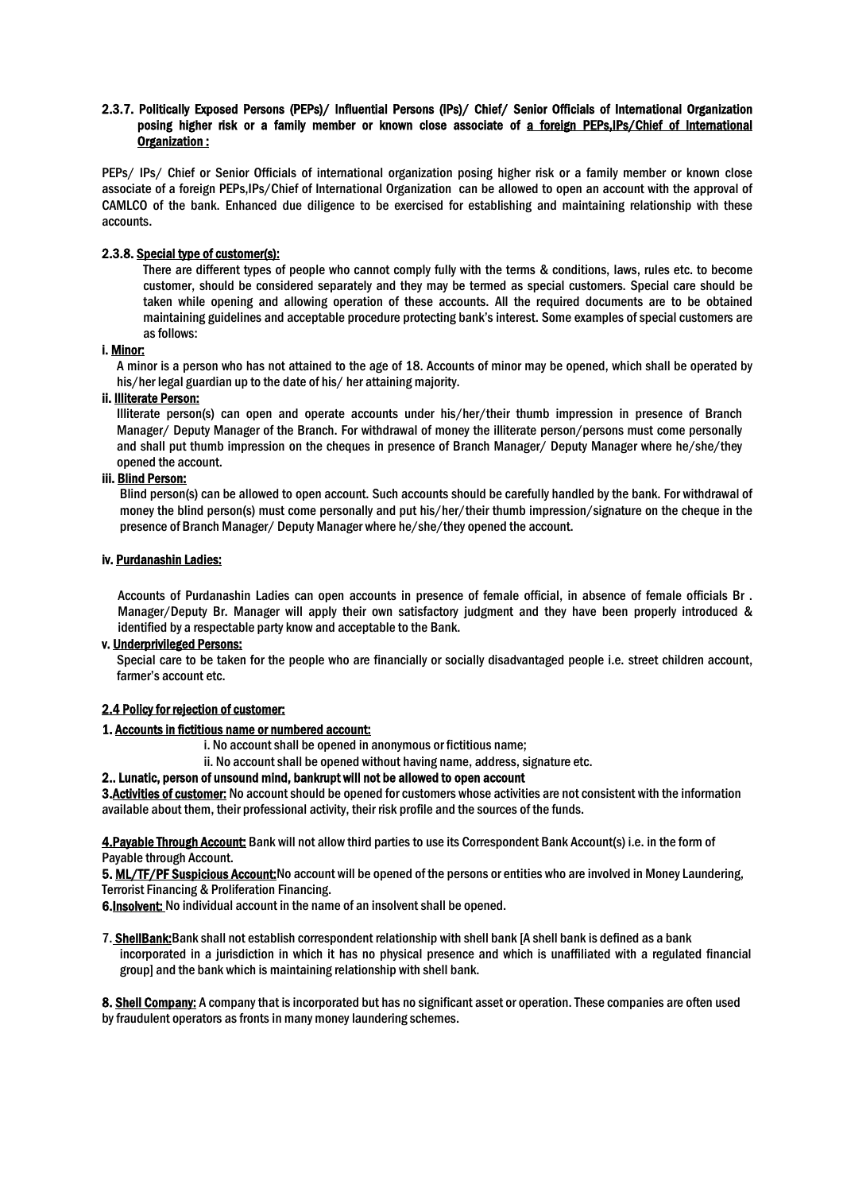### 2.3.7. Politically Exposed Persons (PEPs)/ Influential Persons (IPs)/ Chief/ Senior Officials of International Organization posing higher risk or a family member or known close associate of a foreign PEPs,IPs/Chief of International Organization :

PEPs/ IPs/ Chief or Senior Officials of international organization posing higher risk or a family member or known close associate of a foreign PEPs,IPs/Chief of International Organization can be allowed to open an account with the approval of CAMLCO of the bank. Enhanced due diligence to be exercised for establishing and maintaining relationship with these accounts.

### 2.3.8. Special type of customer(s):

There are different types of people who cannot comply fully with the terms & conditions, laws, rules etc. to become customer, should be considered separately and they may be termed as special customers. Special care should be taken while opening and allowing operation of these accounts. All the required documents are to be obtained maintaining guidelines and acceptable procedure protecting bank's interest. Some examples of special customers are as follows:

**i. Minor:**

A minor is a person who has not attained to the age of 18. Accounts of minor may be opened, which shall be operated by his/her legal guardian up to the date of his/ her attaining majority.

**ii. Illiterate Person:**

Illiterate person(s) can open and operate accounts under his/her/their thumb impression in presence of Branch Manager/ Deputy Manager of the Branch. For withdrawal of money the illiterate person/persons must come personally and shall put thumb impression on the cheques in presence of Branch Manager/ Deputy Manager where he/she/they opened the account.

**iii. Blind Person:**

Blind person(s) can be allowed to open account. Such accounts should be carefully handled by the bank. For withdrawal of money the blind person(s) must come personally and put his/her/their thumb impression/signature on the cheque in the presence of Branch Manager/ Deputy Manager where he/she/they opened the account.

**iv. Purdanashin Ladies:**

Accounts of Purdanashin Ladies can open accounts in presence of female official, in absence of female officials Br . Manager/Deputy Br. Manager will apply their own satisfactory judgment and they have been properly introduced & identified by a respectable party know and acceptable to the Bank.

**v. Underprivileged Persons:**

Special care to be taken for the people who are financially or socially disadvantaged people i.e. street children account, farmer's account etc.

### 2.4 Policy for rejection of customer:

**1. Accounts in fictitious name or numbered account:**

i. No account shall be opened in anonymous or fictitious name;

ii. No account shall be opened without having name, address, signature etc.

**2.. Lunatic, person of unsound mind, bankrupt will not be allowed to open account**

**3.Activities of customer:** No account should be opened for customers whose activities are not consistent with the information available about them, their professional activity, their risk profile and the sources of the funds.

**4.Payable Through Account:** Bank will not allow third parties to use its Correspondent Bank Account(s) i.e. in the form of Payable through Account.

**5. ML/TF/PF Suspicious Account:** No account will be opened of the persons or entities who are involved in Money Laundering, Terrorist Financing & Proliferation Financing.

**6.Insolvent:** No individual account in the name of an insolvent shall be opened.

**7. ShellBank:** Bank shall not establish correspondent relationship with shell bank [A shell bank is defined as a bank incorporated in a jurisdiction in which it has no physical presence and which is unaffiliated with a regulated financial group] and the bank which is maintaining relationship with shell bank.

**8. Shell Company:** A company that is incorporated but has no significant asset or operation. These companies are often used by fraudulent operators as fronts in many money laundering schemes.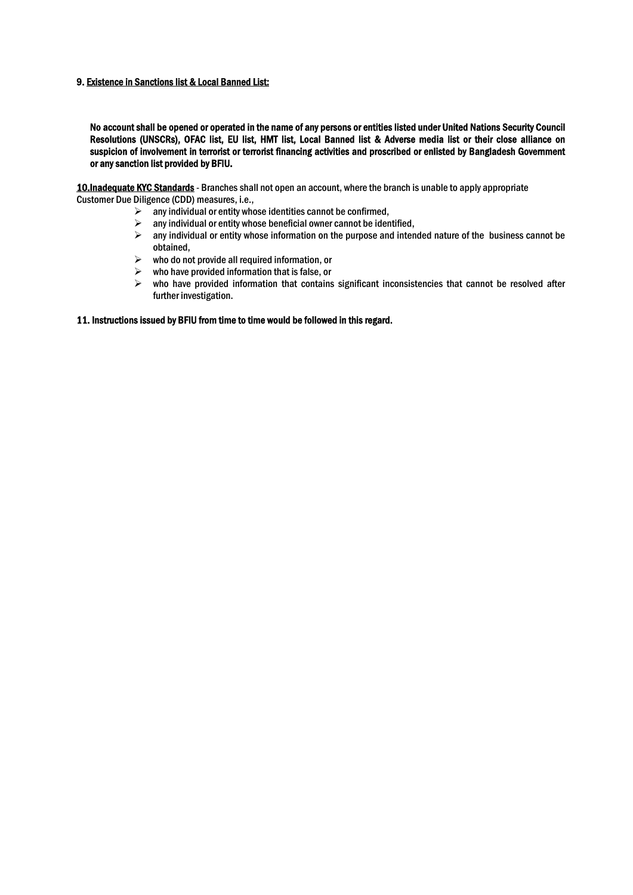**9. <u>Existence in Sanctions list & Local Banned List:</u>**

**No account shall be opened or operated in the name of any persons or entities listed under United Nations Security Council Resolutions (UNSCRs), OFAC list, EU list, HMT list, Local Banned list & Adverse media list or their close alliance on suspicion of involvement in terrorist or terrorist financing activities and proscribed or enlisted by Bangladesh Government or any sanction list provided by BFIU.**

**<u>10.Inadequate KYC Standards</u>** - Branches shall not open an account, where the branch is unable to apply appropriate Customer Due Diligence (CDD) measures, i.e.,

- any individual or entity whose identities cannot be confirmed,
- any individual or entity whose beneficial owner cannot be identified,
- any individual or entity whose information on the purpose and intended nature of the business cannot be obtained,
- who do not provide all required information, or
- who have provided information that is false, or
- who have provided information that contains significant inconsistencies that cannot be resolved after further investigation.

**11. Instructions issued by BFIU from time to time would be followed in this regard.**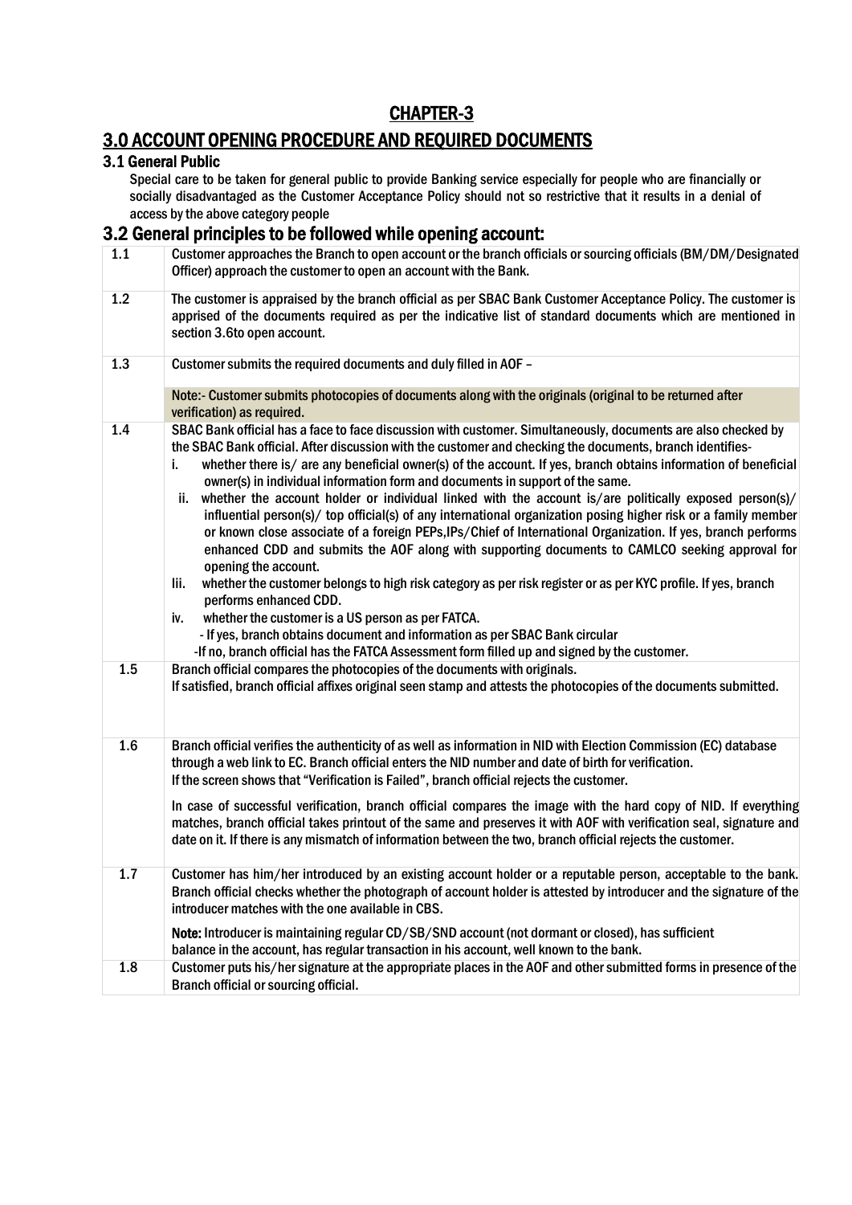# CHAPTER-3

## 3.0 ACCOUNT OPENING PROCEDURE AND REQUIRED DOCUMENTS

### 3.1 General Public

Special care to be taken for general public to provide Banking service especially for people who are financially or socially disadvantaged as the Customer Acceptance Policy should not so restrictive that it results in a denial of access by the above category people

### 3.2 General principles to be followed while opening account:

| | |
|---|---|
| 1.1 | Customer approaches the Branch to open account or the branch officials or sourcing officials (BM/DM/Designated Officer) approach the customer to open an account with the Bank. |
| 1.2 | The customer is appraised by the branch official as per SBAC Bank Customer Acceptance Policy. The customer is apprised of the documents required as per the indicative list of standard documents which are mentioned in section 3.6to open account. |
| 1.3 | Customer submits the required documents and duly filled in AOF – <br><br> Note:- Customer submits photocopies of documents along with the originals (original to be returned after verification) as required. |
| 1.4 | SBAC Bank official has a face to face discussion with customer. Simultaneously, documents are also checked by the SBAC Bank official. After discussion with the customer and checking the documents, branch identifies- <br> i. whether there is/ are any beneficial owner(s) of the account. If yes, branch obtains information of beneficial owner(s) in individual information form and documents in support of the same. <br> ii. whether the account holder or individual linked with the account is/are politically exposed person(s)/ influential person(s)/ top official(s) of any international organization posing higher risk or a family member or known close associate of a foreign PEPs,IPs/Chief of International Organization. If yes, branch performs enhanced CDD and submits the AOF along with supporting documents to CAMLCO seeking approval for opening the account. <br> Iii. whether the customer belongs to high risk category as per risk register or as per KYC profile. If yes, branch performs enhanced CDD. <br> iv. whether the customer is a US person as per FATCA. <br> - If yes, branch obtains document and information as per SBAC Bank circular <br> -If no, branch official has the FATCA Assessment form filled up and signed by the customer. |
| 1.5 | Branch official compares the photocopies of the documents with originals. <br> If satisfied, branch official affixes original seen stamp and attests the photocopies of the documents submitted. |
| 1.6 | Branch official verifies the authenticity of as well as information in NID with Election Commission (EC) database through a web link to EC. Branch official enters the NID number and date of birth for verification. <br> If the screen shows that "Verification is Failed", branch official rejects the customer. <br><br> In case of successful verification, branch official compares the image with the hard copy of NID. If everything matches, branch official takes printout of the same and preserves it with AOF with verification seal, signature and date on it. If there is any mismatch of information between the two, branch official rejects the customer. |
| 1.7 | Customer has him/her introduced by an existing account holder or a reputable person, acceptable to the bank. Branch official checks whether the photograph of account holder is attested by introducer and the signature of the introducer matches with the one available in CBS. <br><br> **Note:** Introducer is maintaining regular CD/SB/SND account (not dormant or closed), has sufficient balance in the account, has regular transaction in his account, well known to the bank. |
| 1.8 | Customer puts his/her signature at the appropriate places in the AOF and other submitted forms in presence of the Branch official or sourcing official. |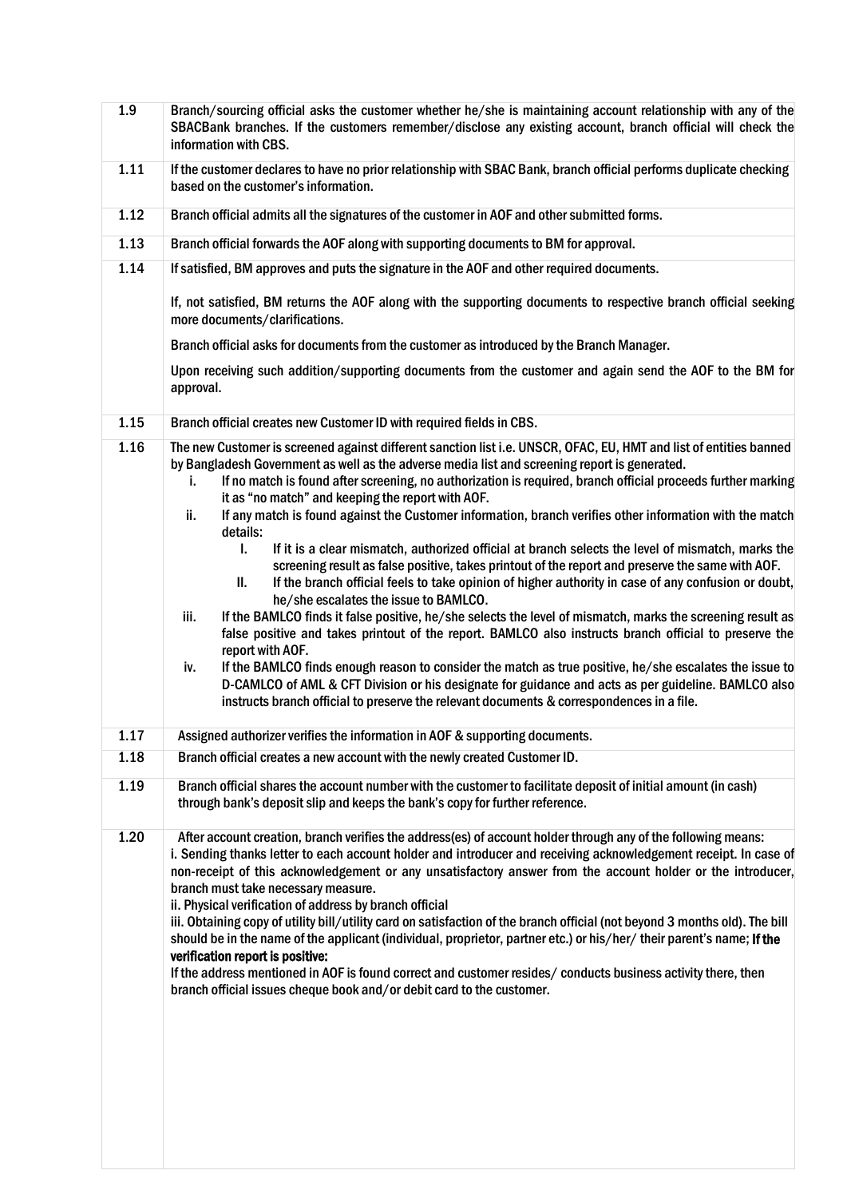| | |
|---|---|
| 1.9 | Branch/sourcing official asks the customer whether he/she is maintaining account relationship with any of the SBACBank branches. If the customers remember/disclose any existing account, branch official will check the information with CBS. |
| 1.11 | If the customer declares to have no prior relationship with SBAC Bank, branch official performs duplicate checking based on the customer's information. |
| 1.12 | Branch official admits all the signatures of the customer in AOF and other submitted forms. |
| 1.13 | Branch official forwards the AOF along with supporting documents to BM for approval. |
| 1.14 | If satisfied, BM approves and puts the signature in the AOF and other required documents.<br><br>If, not satisfied, BM returns the AOF along with the supporting documents to respective branch official seeking more documents/clarifications.<br><br>Branch official asks for documents from the customer as introduced by the Branch Manager.<br><br>Upon receiving such addition/supporting documents from the customer and again send the AOF to the BM for approval. |
| 1.15 | Branch official creates new Customer ID with required fields in CBS. |
| 1.16 | The new Customer is screened against different sanction list i.e. UNSCR, OFAC, EU, HMT and list of entities banned by Bangladesh Government as well as the adverse media list and screening report is generated.<br>i. If no match is found after screening, no authorization is required, branch official proceeds further marking it as "no match" and keeping the report with AOF.<br>ii. If any match is found against the Customer information, branch verifies other information with the match details:<br>I. If it is a clear mismatch, authorized official at branch selects the level of mismatch, marks the screening result as false positive, takes printout of the report and preserve the same with AOF.<br>II. If the branch official feels to take opinion of higher authority in case of any confusion or doubt, he/she escalates the issue to BAMLCO.<br>iii. If the BAMLCO finds it false positive, he/she selects the level of mismatch, marks the screening result as false positive and takes printout of the report. BAMLCO also instructs branch official to preserve the report with AOF.<br>iv. If the BAMLCO finds enough reason to consider the match as true positive, he/she escalates the issue to D-CAMLCO of AML & CFT Division or his designate for guidance and acts as per guideline. BAMLCO also instructs branch official to preserve the relevant documents & correspondences in a file. |
| 1.17 | Assigned authorizer verifies the information in AOF & supporting documents. |
| 1.18 | Branch official creates a new account with the newly created Customer ID. |
| 1.19 | Branch official shares the account number with the customer to facilitate deposit of initial amount (in cash) through bank's deposit slip and keeps the bank's copy for further reference. |
| 1.20 | After account creation, branch verifies the address(es) of account holder through any of the following means:<br>i. Sending thanks letter to each account holder and introducer and receiving acknowledgement receipt. In case of non-receipt of this acknowledgement or any unsatisfactory answer from the account holder or the introducer, branch must take necessary measure.<br>ii. Physical verification of address by branch official<br>iii. Obtaining copy of utility bill/utility card on satisfaction of the branch official (not beyond 3 months old). The bill should be in the name of the applicant (individual, proprietor, partner etc.) or his/her/ their parent's name; **If the verification report is positive:**<br>If the address mentioned in AOF is found correct and customer resides/ conducts business activity there, then branch official issues cheque book and/or debit card to the customer. |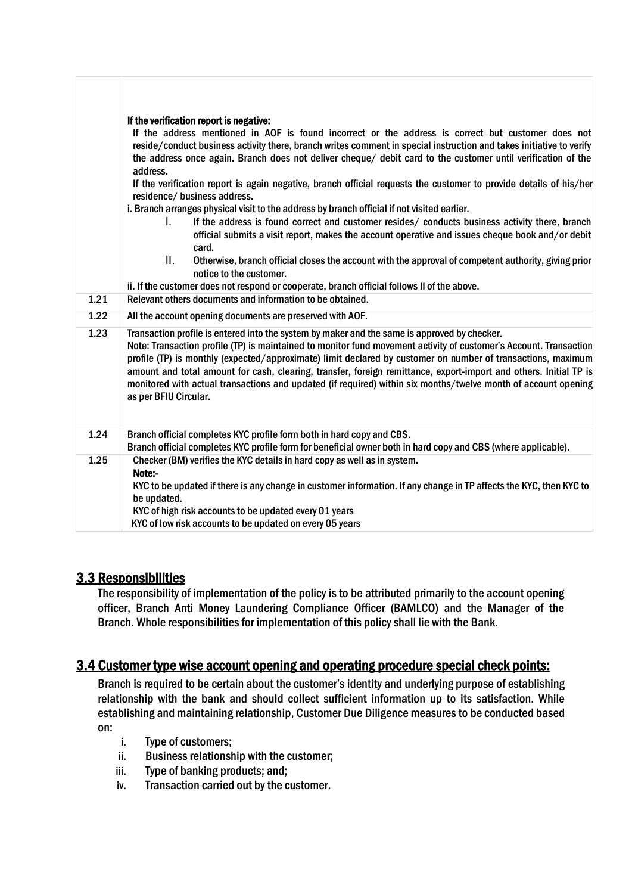| | |
|---|---|
| | **If the verification report is negative:**<br>If the address mentioned in AOF is found incorrect or the address is correct but customer does not reside/conduct business activity there, branch writes comment in special instruction and takes initiative to verify the address once again. Branch does not deliver cheque/ debit card to the customer until verification of the address.<br>If the verification report is again negative, branch official requests the customer to provide details of his/her residence/ business address.<br>i. Branch arranges physical visit to the address by branch official if not visited earlier.<br>I. If the address is found correct and customer resides/ conducts business activity there, branch official submits a visit report, makes the account operative and issues cheque book and/or debit card.<br>II. Otherwise, branch official closes the account with the approval of competent authority, giving prior notice to the customer.<br>ii. If the customer does not respond or cooperate, branch official follows II of the above. |
| 1.21 | Relevant others documents and information to be obtained. |
| 1.22 | All the account opening documents are preserved with AOF. |
| 1.23 | Transaction profile is entered into the system by maker and the same is approved by checker.<br>Note: Transaction profile (TP) is maintained to monitor fund movement activity of customer's Account. Transaction profile (TP) is monthly (expected/approximate) limit declared by customer on number of transactions, maximum amount and total amount for cash, clearing, transfer, foreign remittance, export-import and others. Initial TP is monitored with actual transactions and updated (if required) within six months/twelve month of account opening as per BFIU Circular. |
| 1.24 | Branch official completes KYC profile form both in hard copy and CBS.<br>Branch official completes KYC profile form for beneficial owner both in hard copy and CBS (where applicable). |
| 1.25 | Checker (BM) verifies the KYC details in hard copy as well as in system.<br>**Note:-**<br>KYC to be updated if there is any change in customer information. If any change in TP affects the KYC, then KYC to be updated.<br>KYC of high risk accounts to be updated every 01 years<br>KYC of low risk accounts to be updated on every 05 years |

## 3.3 Responsibilities

The responsibility of implementation of the policy is to be attributed primarily to the account opening officer, Branch Anti Money Laundering Compliance Officer (BAMLCO) and the Manager of the Branch. Whole responsibilities for implementation of this policy shall lie with the Bank.

## 3.4 Customer type wise account opening and operating procedure special check points:

Branch is required to be certain about the customer's identity and underlying purpose of establishing relationship with the bank and should collect sufficient information up to its satisfaction. While establishing and maintaining relationship, Customer Due Diligence measures to be conducted based on:

- i. Type of customers;
- ii. Business relationship with the customer;
- iii. Type of banking products; and;
- iv. Transaction carried out by the customer.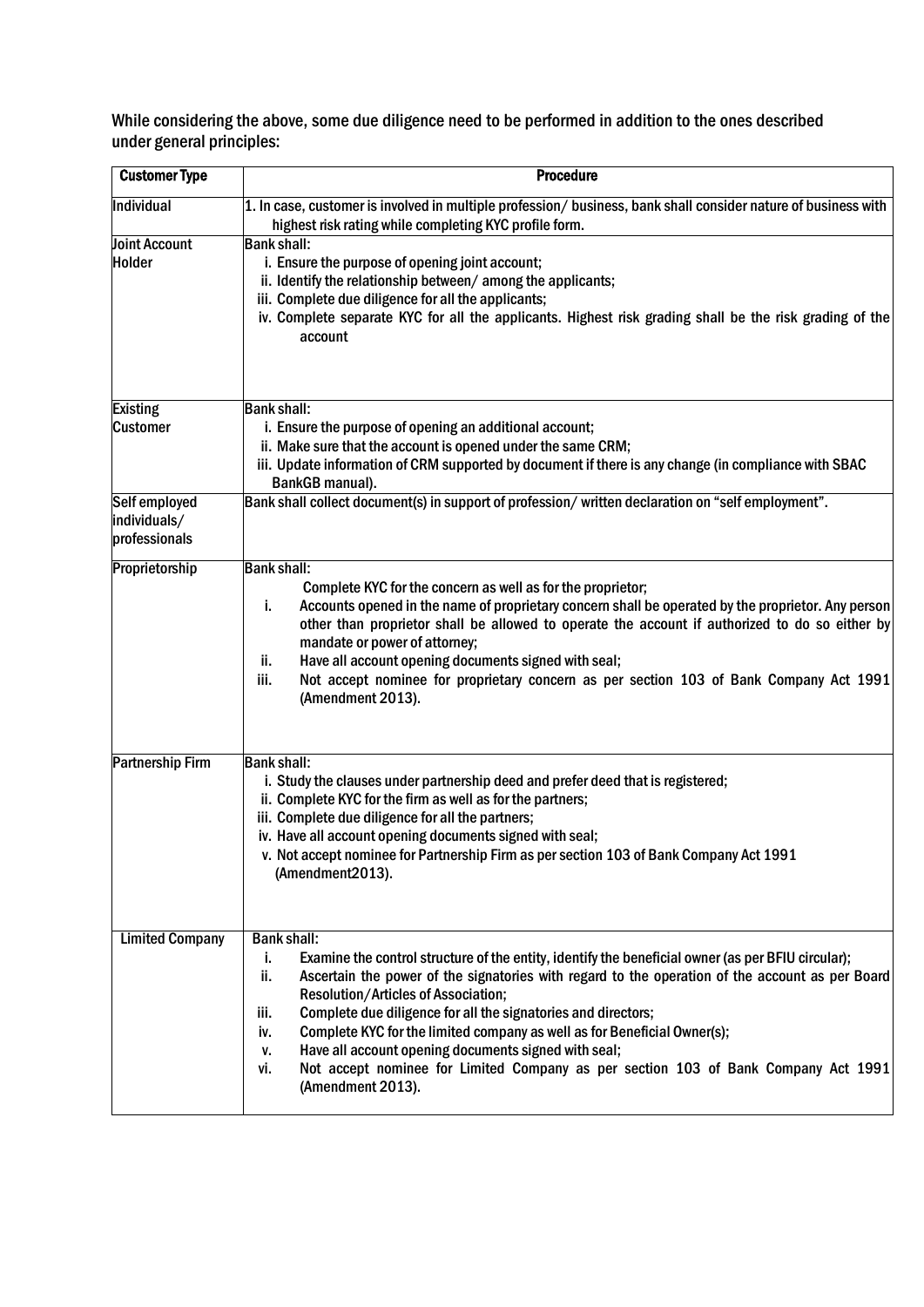While considering the above, some due diligence need to be performed in addition to the ones described under general principles:

| Customer Type | Procedure |
|---|---|
| Individual | 1. In case, customer is involved in multiple profession/ business, bank shall consider nature of business with highest risk rating while completing KYC profile form. |
| Joint Account Holder | Bank shall:<br>i. Ensure the purpose of opening joint account;<br>ii. Identify the relationship between/ among the applicants;<br>iii. Complete due diligence for all the applicants;<br>iv. Complete separate KYC for all the applicants. Highest risk grading shall be the risk grading of the account |
| Existing Customer | Bank shall:<br>i. Ensure the purpose of opening an additional account;<br>ii. Make sure that the account is opened under the same CRM;<br>iii. Update information of CRM supported by document if there is any change (in compliance with SBAC BankGB manual). |
| Self employed individuals/ professionals | Bank shall collect document(s) in support of profession/ written declaration on "self employment". |
| Proprietorship | Bank shall:<br>Complete KYC for the concern as well as for the proprietor;<br>i. Accounts opened in the name of proprietary concern shall be operated by the proprietor. Any person other than proprietor shall be allowed to operate the account if authorized to do so either by mandate or power of attorney;<br>ii. Have all account opening documents signed with seal;<br>iii. Not accept nominee for proprietary concern as per section 103 of Bank Company Act 1991 (Amendment 2013). |
| Partnership Firm | Bank shall:<br>i. Study the clauses under partnership deed and prefer deed that is registered;<br>ii. Complete KYC for the firm as well as for the partners;<br>iii. Complete due diligence for all the partners;<br>iv. Have all account opening documents signed with seal;<br>v. Not accept nominee for Partnership Firm as per section 103 of Bank Company Act 1991 (Amendment2013). |
| Limited Company | Bank shall:<br>i. Examine the control structure of the entity, identify the beneficial owner (as per BFIU circular);<br>ii. Ascertain the power of the signatories with regard to the operation of the account as per Board Resolution/Articles of Association;<br>iii. Complete due diligence for all the signatories and directors;<br>iv. Complete KYC for the limited company as well as for Beneficial Owner(s);<br>v. Have all account opening documents signed with seal;<br>vi. Not accept nominee for Limited Company as per section 103 of Bank Company Act 1991 (Amendment 2013). |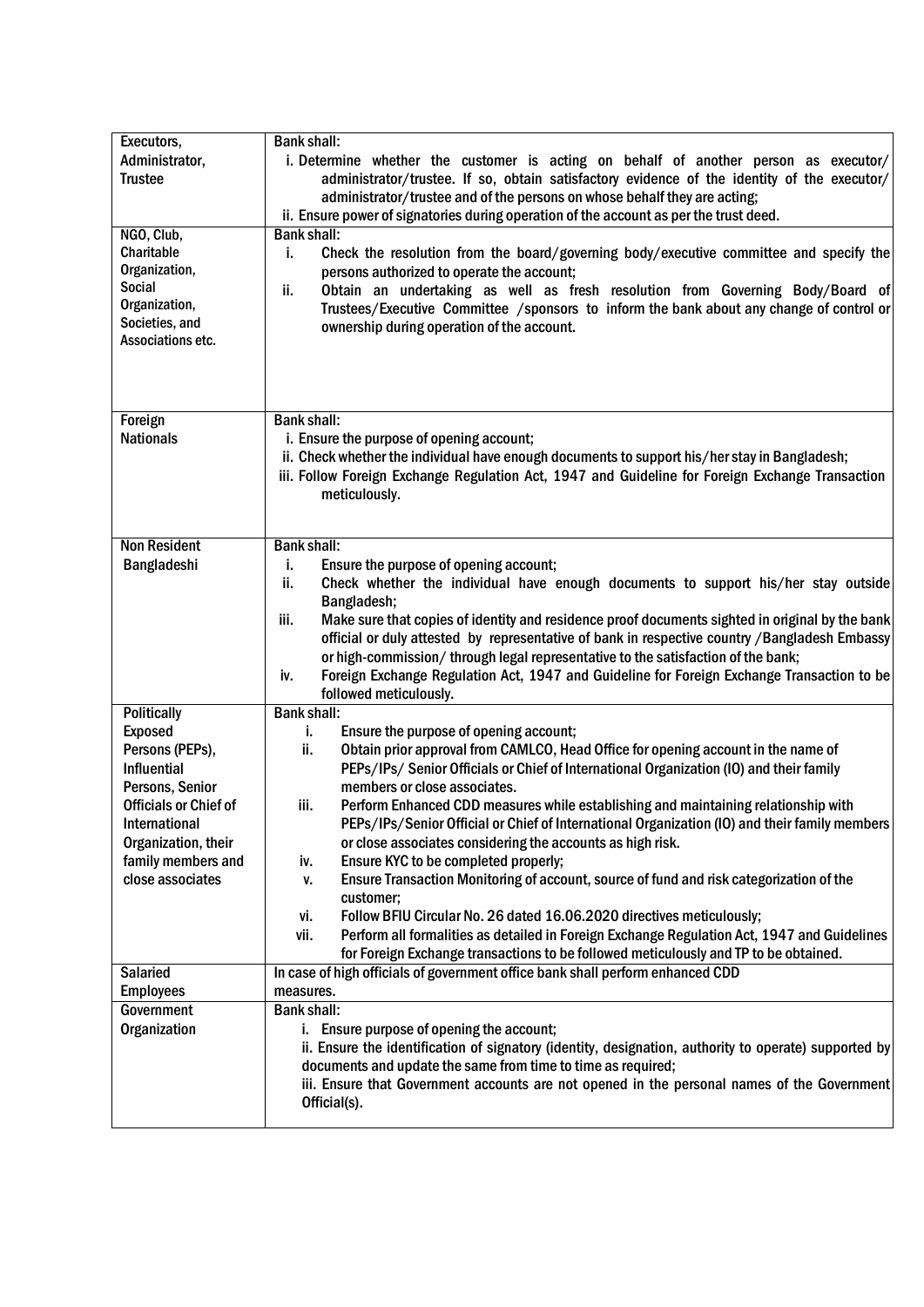| | |
|---|---|
| Executors, Administrator, Trustee | **Bank shall:**<br>i. Determine whether the customer is acting on behalf of another person as executor/ administrator/trustee. If so, obtain satisfactory evidence of the identity of the executor/ administrator/trustee and of the persons on whose behalf they are acting;<br>ii. Ensure power of signatories during operation of the account as per the trust deed. |
| NGO, Club, Charitable Organization, Social Organization, Societies, and Associations etc. | **Bank shall:**<br>i. Check the resolution from the board/governing body/executive committee and specify the persons authorized to operate the account;<br>ii. Obtain an undertaking as well as fresh resolution from Governing Body/Board of Trustees/Executive Committee /sponsors to inform the bank about any change of control or ownership during operation of the account. |
| Foreign Nationals | **Bank shall:**<br>i. Ensure the purpose of opening account;<br>ii. Check whether the individual have enough documents to support his/her stay in Bangladesh;<br>iii. Follow Foreign Exchange Regulation Act, 1947 and Guideline for Foreign Exchange Transaction meticulously. |
| Non Resident Bangladeshi | **Bank shall:**<br>i. Ensure the purpose of opening account;<br>ii. Check whether the individual have enough documents to support his/her stay outside Bangladesh;<br>iii. Make sure that copies of identity and residence proof documents sighted in original by the bank official or duly attested by representative of bank in respective country /Bangladesh Embassy or high-commission/ through legal representative to the satisfaction of the bank;<br>iv. Foreign Exchange Regulation Act, 1947 and Guideline for Foreign Exchange Transaction to be followed meticulously. |
| Politically Exposed Persons (PEPs), Influential Persons, Senior Officials or Chief of International Organization, their family members and close associates | **Bank shall:**<br>i. Ensure the purpose of opening account;<br>ii. Obtain prior approval from CAMLCO, Head Office for opening account in the name of PEPs/IPs/ Senior Officials or Chief of International Organization (IO) and their family members or close associates.<br>iii. Perform Enhanced CDD measures while establishing and maintaining relationship with PEPs/IPs/Senior Official or Chief of International Organization (IO) and their family members or close associates considering the accounts as high risk.<br>iv. Ensure KYC to be completed properly;<br>v. Ensure Transaction Monitoring of account, source of fund and risk categorization of the customer;<br>vi. Follow BFIU Circular No. 26 dated 16.06.2020 directives meticulously;<br>vii. Perform all formalities as detailed in Foreign Exchange Regulation Act, 1947 and Guidelines for Foreign Exchange transactions to be followed meticulously and TP to be obtained. |
| Salaried Employees | In case of high officials of government office bank shall perform enhanced CDD measures. |
| Government Organization | **Bank shall:**<br>i. Ensure purpose of opening the account;<br>ii. Ensure the identification of signatory (identity, designation, authority to operate) supported by documents and update the same from time to time as required;<br>iii. Ensure that Government accounts are not opened in the personal names of the Government Official(s). |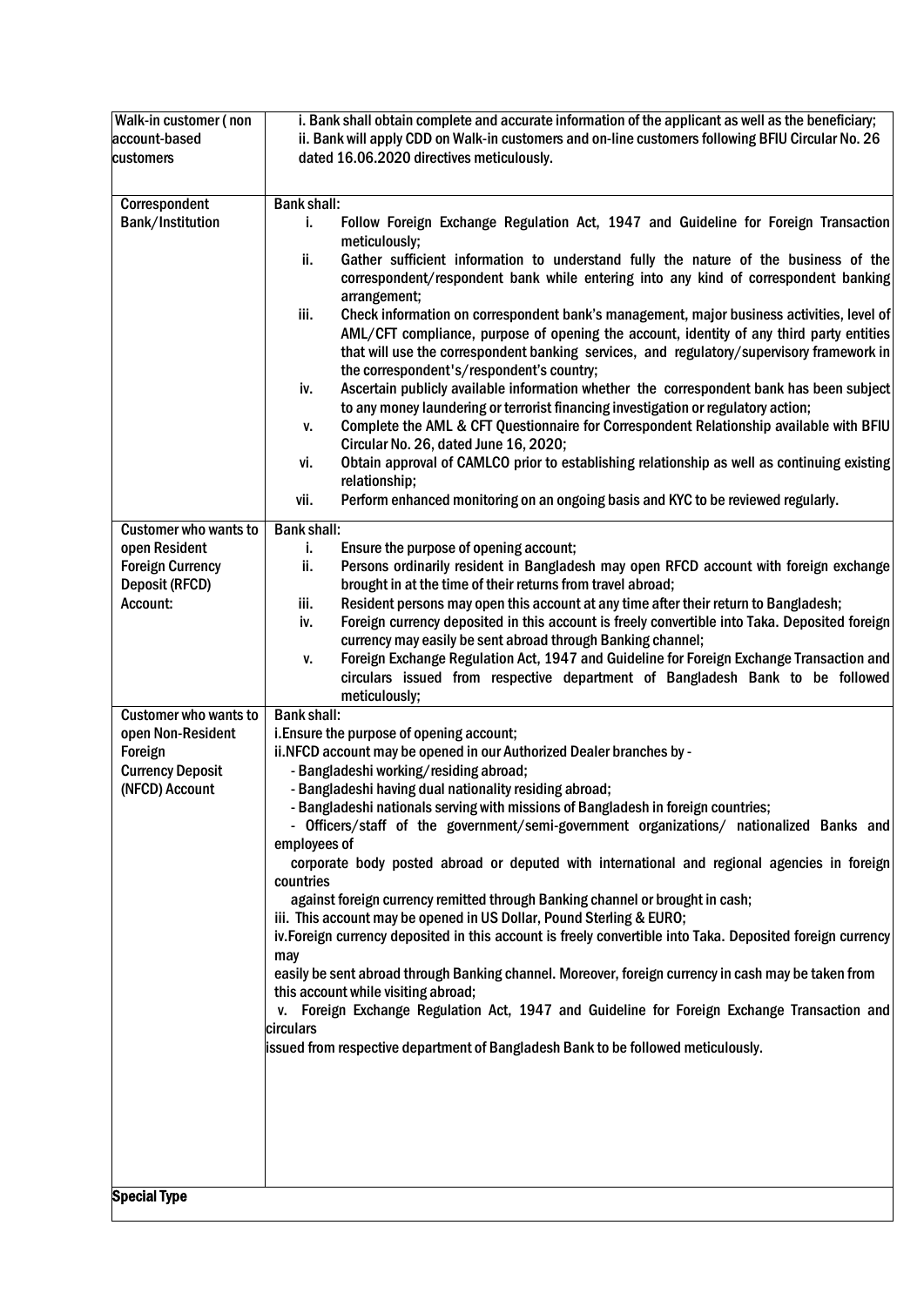| | |
|---|---|
| Walk-in customer ( non account-based customers | i. Bank shall obtain complete and accurate information of the applicant as well as the beneficiary;<br>ii. Bank will apply CDD on Walk-in customers and on-line customers following BFIU Circular No. 26 dated 16.06.2020 directives meticulously. |
| Correspondent Bank/Institution | Bank shall:<br>i. Follow Foreign Exchange Regulation Act, 1947 and Guideline for Foreign Transaction meticulously;<br>ii. Gather sufficient information to understand fully the nature of the business of the correspondent/respondent bank while entering into any kind of correspondent banking arrangement;<br>iii. Check information on correspondent bank's management, major business activities, level of AML/CFT compliance, purpose of opening the account, identity of any third party entities that will use the correspondent banking services, and regulatory/supervisory framework in the correspondent's/respondent's country;<br>iv. Ascertain publicly available information whether the correspondent bank has been subject to any money laundering or terrorist financing investigation or regulatory action;<br>v. Complete the AML & CFT Questionnaire for Correspondent Relationship available with BFIU Circular No. 26, dated June 16, 2020;<br>vi. Obtain approval of CAMLCO prior to establishing relationship as well as continuing existing relationship;<br>vii. Perform enhanced monitoring on an ongoing basis and KYC to be reviewed regularly. |
| Customer who wants to open Resident Foreign Currency Deposit (RFCD) Account: | Bank shall:<br>i. Ensure the purpose of opening account;<br>ii. Persons ordinarily resident in Bangladesh may open RFCD account with foreign exchange brought in at the time of their returns from travel abroad;<br>iii. Resident persons may open this account at any time after their return to Bangladesh;<br>iv. Foreign currency deposited in this account is freely convertible into Taka. Deposited foreign currency may easily be sent abroad through Banking channel;<br>v. Foreign Exchange Regulation Act, 1947 and Guideline for Foreign Exchange Transaction and circulars issued from respective department of Bangladesh Bank to be followed meticulously; |
| Customer who wants to open Non-Resident Foreign Currency Deposit (NFCD) Account | Bank shall:<br>i.Ensure the purpose of opening account;<br>ii.NFCD account may be opened in our Authorized Dealer branches by -<br>- Bangladeshi working/residing abroad;<br>- Bangladeshi having dual nationality residing abroad;<br>- Bangladeshi nationals serving with missions of Bangladesh in foreign countries;<br>- Officers/staff of the government/semi-government organizations/ nationalized Banks and employees of corporate body posted abroad or deputed with international and regional agencies in foreign countries against foreign currency remitted through Banking channel or brought in cash;<br>iii. This account may be opened in US Dollar, Pound Sterling & EURO;<br>iv.Foreign currency deposited in this account is freely convertible into Taka. Deposited foreign currency may easily be sent abroad through Banking channel. Moreover, foreign currency in cash may be taken from this account while visiting abroad;<br>v. Foreign Exchange Regulation Act, 1947 and Guideline for Foreign Exchange Transaction and circulars issued from respective department of Bangladesh Bank to be followed meticulously. |
| **Special Type** | |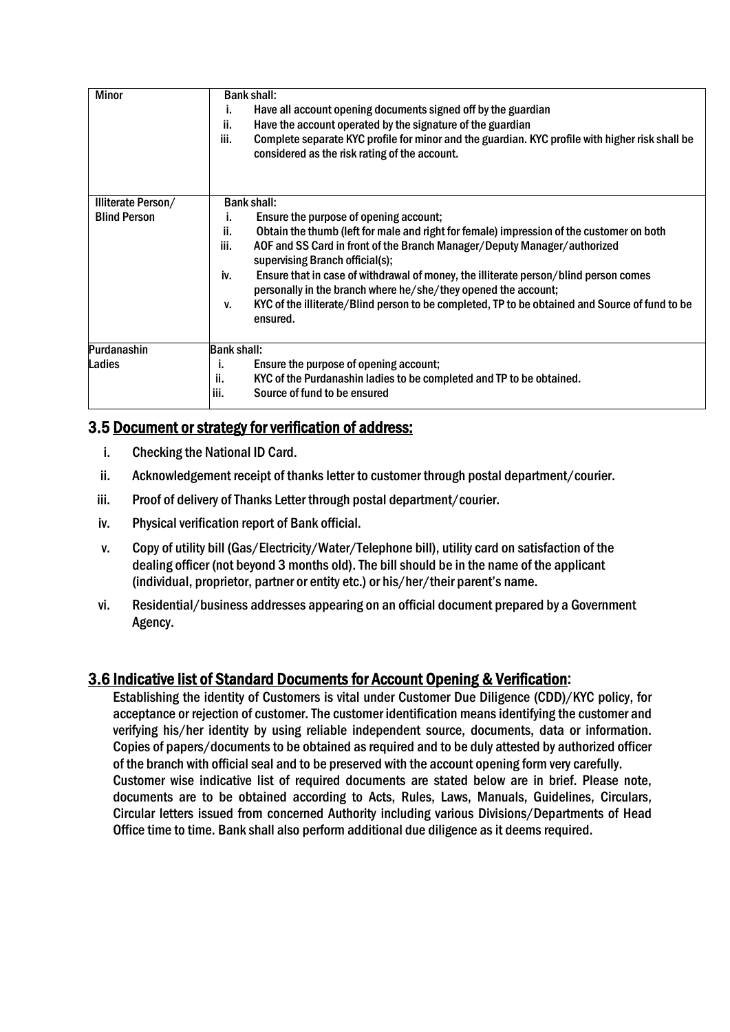| Minor | Bank shall:<br>i. Have all account opening documents signed off by the guardian<br>ii. Have the account operated by the signature of the guardian<br>iii. Complete separate KYC profile for minor and the guardian. KYC profile with higher risk shall be considered as the risk rating of the account. |
|---|---|
| Illiterate Person/ Blind Person | Bank shall:<br>i. Ensure the purpose of opening account;<br>ii. Obtain the thumb (left for male and right for female) impression of the customer on both<br>iii. AOF and SS Card in front of the Branch Manager/Deputy Manager/authorized supervising Branch official(s);<br>iv. Ensure that in case of withdrawal of money, the illiterate person/blind person comes personally in the branch where he/she/they opened the account;<br>v. KYC of the illiterate/Blind person to be completed, TP to be obtained and Source of fund to be ensured. |
| Purdanashin Ladies | Bank shall:<br>i. Ensure the purpose of opening account;<br>ii. KYC of the Purdanashin ladies to be completed and TP to be obtained.<br>iii. Source of fund to be ensured |

## 3.5 Document or strategy for verification of address:

i. Checking the National ID Card.

ii. Acknowledgement receipt of thanks letter to customer through postal department/courier.

iii. Proof of delivery of Thanks Letter through postal department/courier.

iv. Physical verification report of Bank official.

v. Copy of utility bill (Gas/Electricity/Water/Telephone bill), utility card on satisfaction of the dealing officer (not beyond 3 months old). The bill should be in the name of the applicant (individual, proprietor, partner or entity etc.) or his/her/their parent's name.

vi. Residential/business addresses appearing on an official document prepared by a Government Agency.

## 3.6 Indicative list of Standard Documents for Account Opening & Verification:

Establishing the identity of Customers is vital under Customer Due Diligence (CDD)/KYC policy, for acceptance or rejection of customer. The customer identification means identifying the customer and verifying his/her identity by using reliable independent source, documents, data or information. Copies of papers/documents to be obtained as required and to be duly attested by authorized officer of the branch with official seal and to be preserved with the account opening form very carefully.

Customer wise indicative list of required documents are stated below are in brief. Please note, documents are to be obtained according to Acts, Rules, Laws, Manuals, Guidelines, Circulars, Circular letters issued from concerned Authority including various Divisions/Departments of Head Office time to time. Bank shall also perform additional due diligence as it deems required.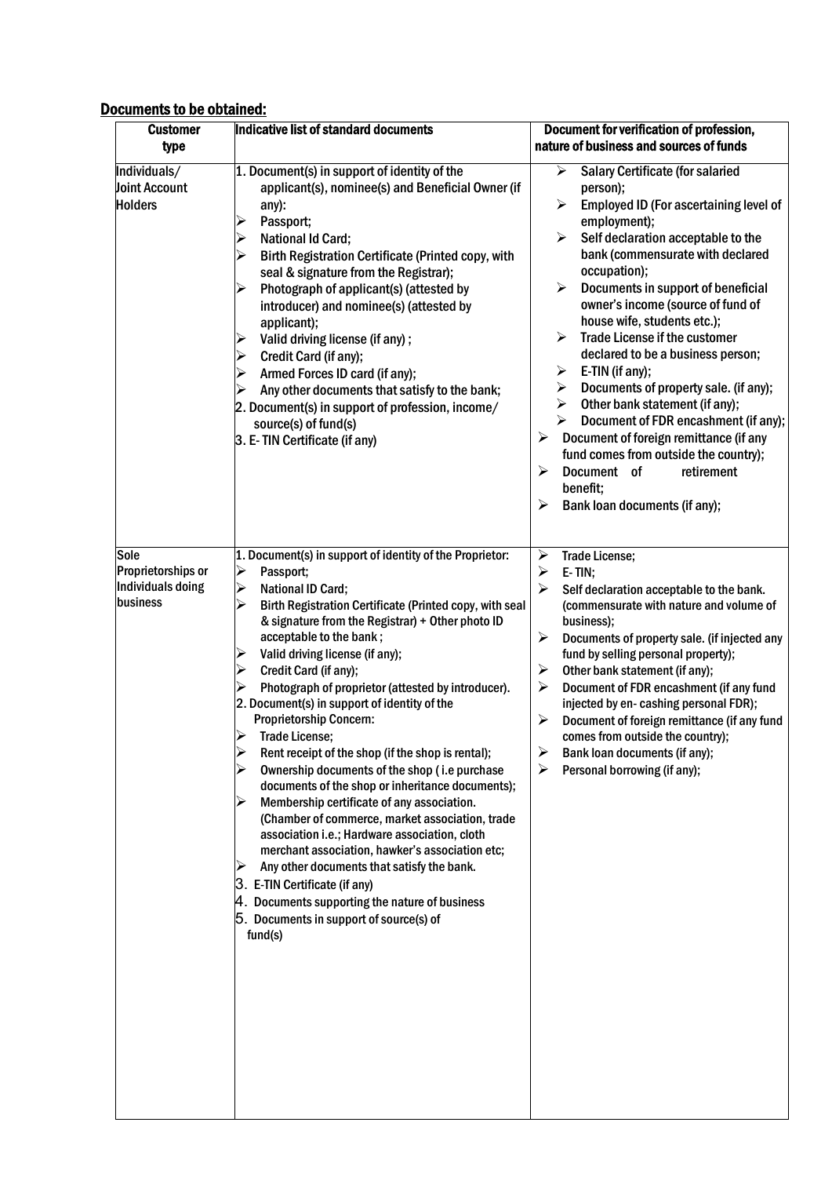## Documents to be obtained:

| Customer type | Indicative list of standard documents | Document for verification of profession, nature of business and sources of funds |
|---|---|---|
| Individuals/ Joint Account Holders | 1. Document(s) in support of identity of the applicant(s), nominee(s) and Beneficial Owner (if any):<br>➢ Passport;<br>➢ National Id Card;<br>➢ Birth Registration Certificate (Printed copy, with seal & signature from the Registrar);<br>➢ Photograph of applicant(s) (attested by introducer) and nominee(s) (attested by applicant);<br>➢ Valid driving license (if any) ;<br>➢ Credit Card (if any);<br>➢ Armed Forces ID card (if any);<br>➢ Any other documents that satisfy to the bank;<br>2. Document(s) in support of profession, income/ source(s) of fund(s)<br>3. E- TIN Certificate (if any) | ➢ Salary Certificate (for salaried person);<br>➢ Employed ID (For ascertaining level of employment);<br>➢ Self declaration acceptable to the bank (commensurate with declared occupation);<br>➢ Documents in support of beneficial owner's income (source of fund of house wife, students etc.);<br>➢ Trade License if the customer declared to be a business person;<br>➢ E-TIN (if any);<br>➢ Documents of property sale. (if any);<br>➢ Other bank statement (if any);<br>➢ Document of FDR encashment (if any);<br>➢ Document of foreign remittance (if any fund comes from outside the country);<br>➢ Document of retirement benefit;<br>➢ Bank loan documents (if any); |
| Sole Proprietorships or Individuals doing business | 1. Document(s) in support of identity of the Proprietor:<br>➢ Passport;<br>➢ National ID Card;<br>➢ Birth Registration Certificate (Printed copy, with seal & signature from the Registrar) + Other photo ID acceptable to the bank ;<br>➢ Valid driving license (if any);<br>➢ Credit Card (if any);<br>➢ Photograph of proprietor (attested by introducer).<br>2. Document(s) in support of identity of the Proprietorship Concern:<br>➢ Trade License;<br>➢ Rent receipt of the shop (if the shop is rental);<br>➢ Ownership documents of the shop ( i.e purchase documents of the shop or inheritance documents);<br>➢ Membership certificate of any association. (Chamber of commerce, market association, trade association i.e.; Hardware association, cloth merchant association, hawker's association etc;<br>➢ Any other documents that satisfy the bank.<br>3. E-TIN Certificate (if any)<br>4. Documents supporting the nature of business<br>5. Documents in support of source(s) of fund(s) | ➢ Trade License;<br>➢ E- TIN;<br>➢ Self declaration acceptable to the bank. (commensurate with nature and volume of business);<br>➢ Documents of property sale. (if injected any fund by selling personal property);<br>➢ Other bank statement (if any);<br>➢ Document of FDR encashment (if any fund injected by en- cashing personal FDR);<br>➢ Document of foreign remittance (if any fund comes from outside the country);<br>➢ Bank loan documents (if any);<br>➢ Personal borrowing (if any); |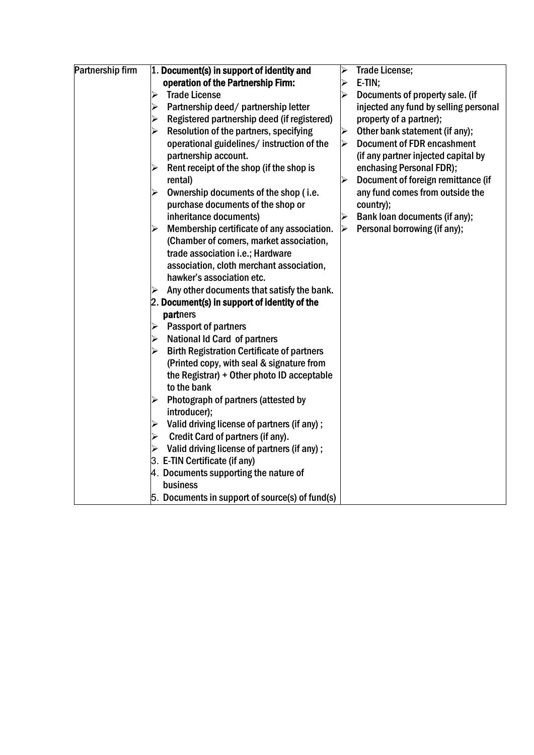| Partnership firm | 1. **Document(s) in support of identity and operation of the Partnership Firm:**<br>➢ Trade License<br>➢ Partnership deed/ partnership letter<br>➢ Registered partnership deed (if registered)<br>➢ Resolution of the partners, specifying operational guidelines/ instruction of the partnership account.<br>➢ Rent receipt of the shop (if the shop is rental)<br>➢ Ownership documents of the shop ( i.e. purchase documents of the shop or inheritance documents)<br>➢ Membership certificate of any association. (Chamber of comers, market association, trade association i.e.; Hardware association, cloth merchant association, hawker's association etc.<br>➢ Any other documents that satisfy the bank.<br>2. **Document(s) in support of identity of the partners**<br>➢ Passport of partners<br>➢ National Id Card of partners<br>➢ Birth Registration Certificate of partners (Printed copy, with seal & signature from the Registrar) + Other photo ID acceptable to the bank<br>➢ Photograph of partners (attested by introducer);<br>➢ Valid driving license of partners (if any) ;<br>➢ Credit Card of partners (if any).<br>➢ Valid driving license of partners (if any) ;<br>3. E-TIN Certificate (if any)<br>4. Documents supporting the nature of business<br>5. Documents in support of source(s) of fund(s) | ➢ Trade License;<br>➢ E-TIN;<br>➢ Documents of property sale. (if injected any fund by selling personal property of a partner);<br>➢ Other bank statement (if any);<br>➢ Document of FDR encashment (if any partner injected capital by enchasing Personal FDR);<br>➢ Document of foreign remittance (if any fund comes from outside the country);<br>➢ Bank loan documents (if any);<br>➢ Personal borrowing (if any); |
|---|---|---|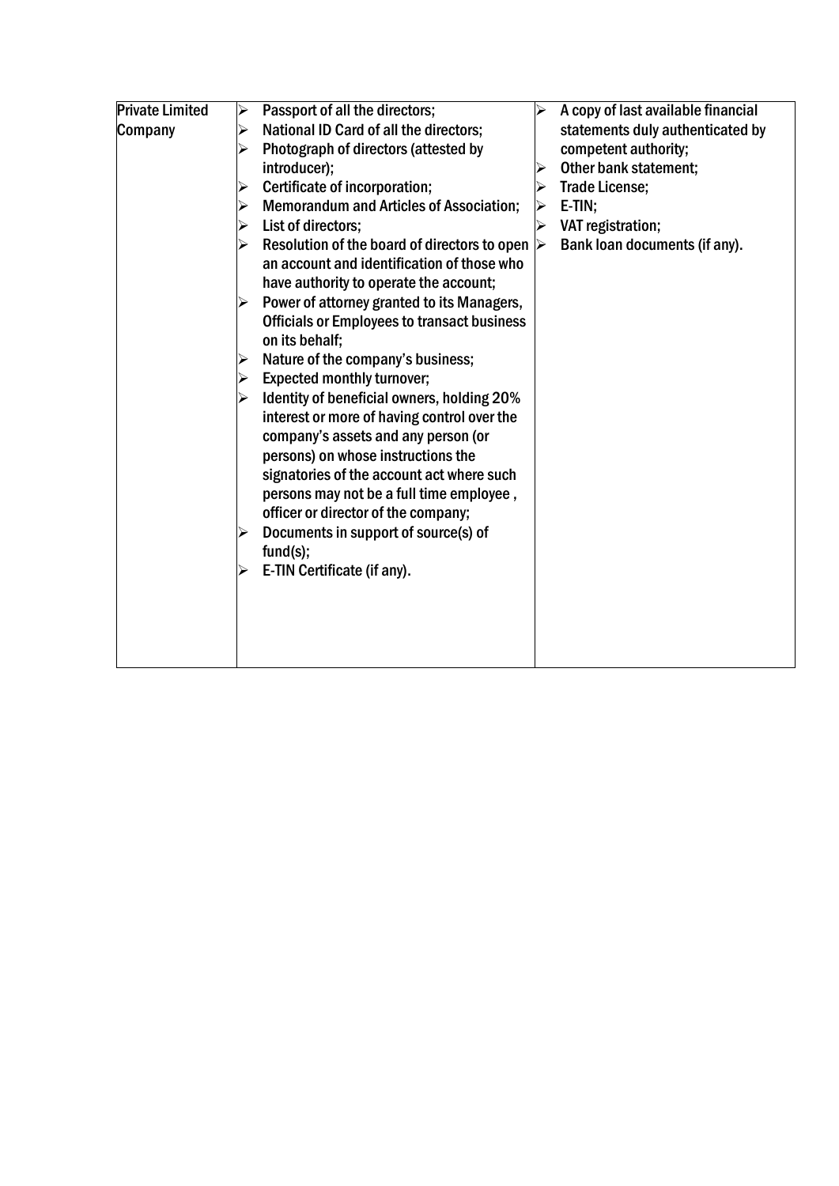| Private Limited Company | ➢ Passport of all the directors;<br>➢ National ID Card of all the directors;<br>➢ Photograph of directors (attested by introducer);<br>➢ Certificate of incorporation;<br>➢ Memorandum and Articles of Association;<br>➢ List of directors;<br>➢ Resolution of the board of directors to open an account and identification of those who have authority to operate the account;<br>➢ Power of attorney granted to its Managers, Officials or Employees to transact business on its behalf;<br>➢ Nature of the company's business;<br>➢ Expected monthly turnover;<br>➢ Identity of beneficial owners, holding 20% interest or more of having control over the company's assets and any person (or persons) on whose instructions the signatories of the account act where such persons may not be a full time employee , officer or director of the company;<br>➢ Documents in support of source(s) of fund(s);<br>➢ E-TIN Certificate (if any). | ➢ A copy of last available financial statements duly authenticated by competent authority;<br>➢ Other bank statement;<br>➢ Trade License;<br>➢ E-TIN;<br>➢ VAT registration;<br>➢ Bank loan documents (if any). |
|---|---|---|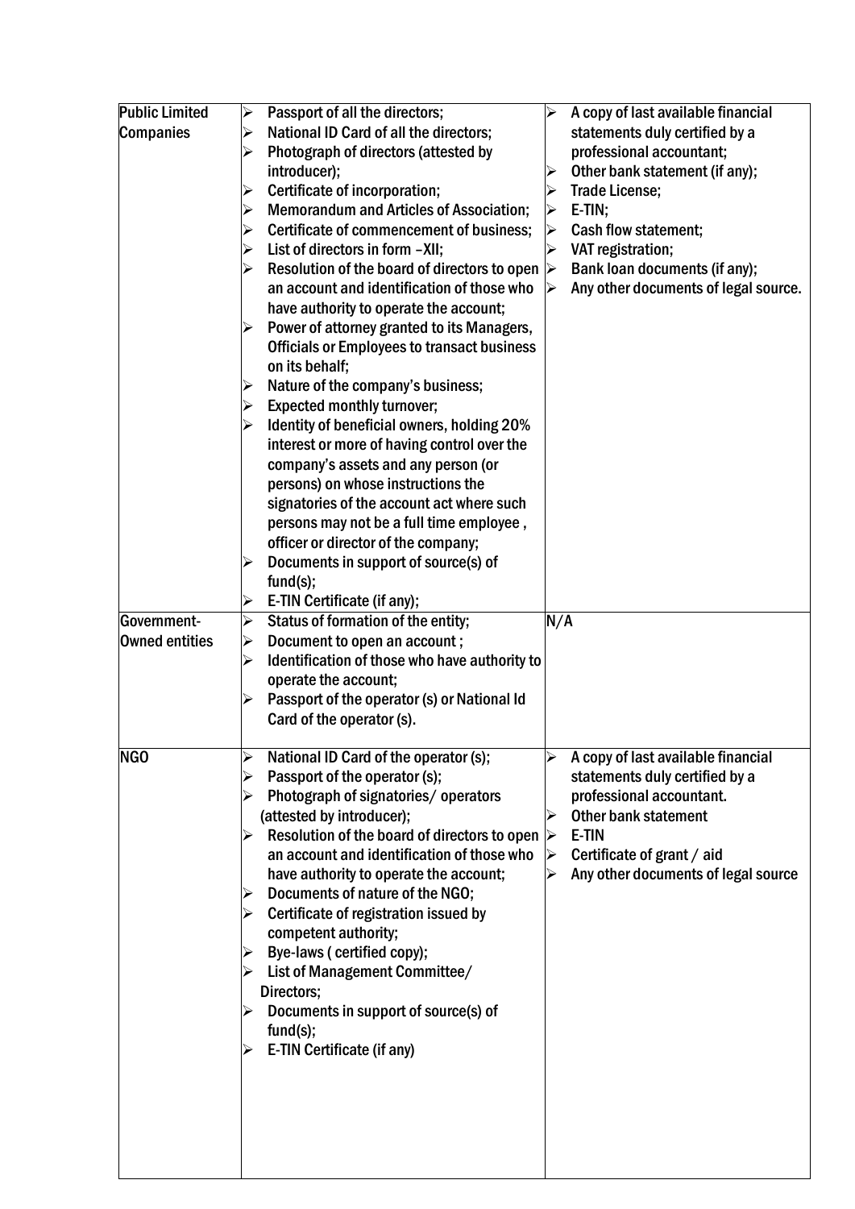| Public Limited Companies | ➢ Passport of all the directors;<br>➢ National ID Card of all the directors;<br>➢ Photograph of directors (attested by introducer);<br>➢ Certificate of incorporation;<br>➢ Memorandum and Articles of Association;<br>➢ Certificate of commencement of business;<br>➢ List of directors in form –XII;<br>➢ Resolution of the board of directors to open an account and identification of those who have authority to operate the account;<br>➢ Power of attorney granted to its Managers, Officials or Employees to transact business on its behalf;<br>➢ Nature of the company's business;<br>➢ Expected monthly turnover;<br>➢ Identity of beneficial owners, holding 20% interest or more of having control over the company's assets and any person (or persons) on whose instructions the signatories of the account act where such persons may not be a full time employee , officer or director of the company;<br>➢ Documents in support of source(s) of fund(s);<br>➢ E-TIN Certificate (if any); | ➢ A copy of last available financial statements duly certified by a professional accountant;<br>➢ Other bank statement (if any);<br>➢ Trade License;<br>➢ E-TIN;<br>➢ Cash flow statement;<br>➢ VAT registration;<br>➢ Bank loan documents (if any);<br>➢ Any other documents of legal source. |
|---|---|---|
| Government-Owned entities | ➢ Status of formation of the entity;<br>➢ Document to open an account ;<br>➢ Identification of those who have authority to operate the account;<br>➢ Passport of the operator (s) or National Id Card of the operator (s). | N/A |
| NGO | ➢ National ID Card of the operator (s);<br>➢ Passport of the operator (s);<br>➢ Photograph of signatories/ operators (attested by introducer);<br>➢ Resolution of the board of directors to open an account and identification of those who have authority to operate the account;<br>➢ Documents of nature of the NGO;<br>➢ Certificate of registration issued by competent authority;<br>➢ Bye-laws ( certified copy);<br>➢ List of Management Committee/ Directors;<br>➢ Documents in support of source(s) of fund(s);<br>➢ E-TIN Certificate (if any) | ➢ A copy of last available financial statements duly certified by a professional accountant.<br>➢ Other bank statement<br>➢ E-TIN<br>➢ Certificate of grant / aid<br>➢ Any other documents of legal source |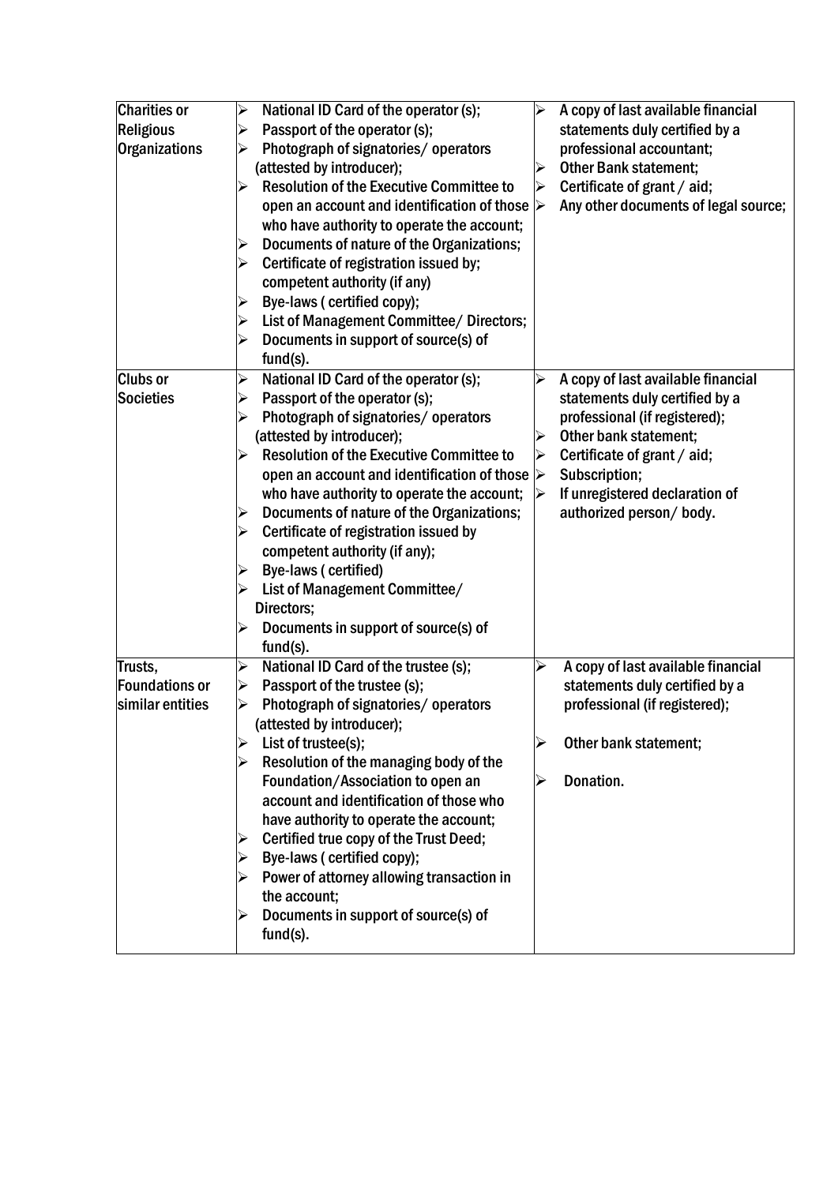| Charities or Religious Organizations | ➢ National ID Card of the operator (s);<br>➢ Passport of the operator (s);<br>➢ Photograph of signatories/ operators (attested by introducer);<br>➢ Resolution of the Executive Committee to open an account and identification of those who have authority to operate the account;<br>➢ Documents of nature of the Organizations;<br>➢ Certificate of registration issued by; competent authority (if any)<br>➢ Bye-laws ( certified copy);<br>➢ List of Management Committee/ Directors;<br>➢ Documents in support of source(s) of fund(s). | ➢ A copy of last available financial statements duly certified by a professional accountant;<br>➢ Other Bank statement;<br>➢ Certificate of grant / aid;<br>➢ Any other documents of legal source; |
|---|---|---|
| Clubs or Societies | ➢ National ID Card of the operator (s);<br>➢ Passport of the operator (s);<br>➢ Photograph of signatories/ operators (attested by introducer);<br>➢ Resolution of the Executive Committee to open an account and identification of those who have authority to operate the account;<br>➢ Documents of nature of the Organizations;<br>➢ Certificate of registration issued by competent authority (if any);<br>➢ Bye-laws ( certified)<br>➢ List of Management Committee/ Directors;<br>➢ Documents in support of source(s) of fund(s). | ➢ A copy of last available financial statements duly certified by a professional (if registered);<br>➢ Other bank statement;<br>➢ Certificate of grant / aid;<br>➢ Subscription;<br>➢ If unregistered declaration of authorized person/ body. |
| Trusts, Foundations or similar entities | ➢ National ID Card of the trustee (s);<br>➢ Passport of the trustee (s);<br>➢ Photograph of signatories/ operators (attested by introducer);<br>➢ List of trustee(s);<br>➢ Resolution of the managing body of the Foundation/Association to open an account and identification of those who have authority to operate the account;<br>➢ Certified true copy of the Trust Deed;<br>➢ Bye-laws ( certified copy);<br>➢ Power of attorney allowing transaction in the account;<br>➢ Documents in support of source(s) of fund(s). | ➢ A copy of last available financial statements duly certified by a professional (if registered);<br>➢ Other bank statement;<br>➢ Donation. |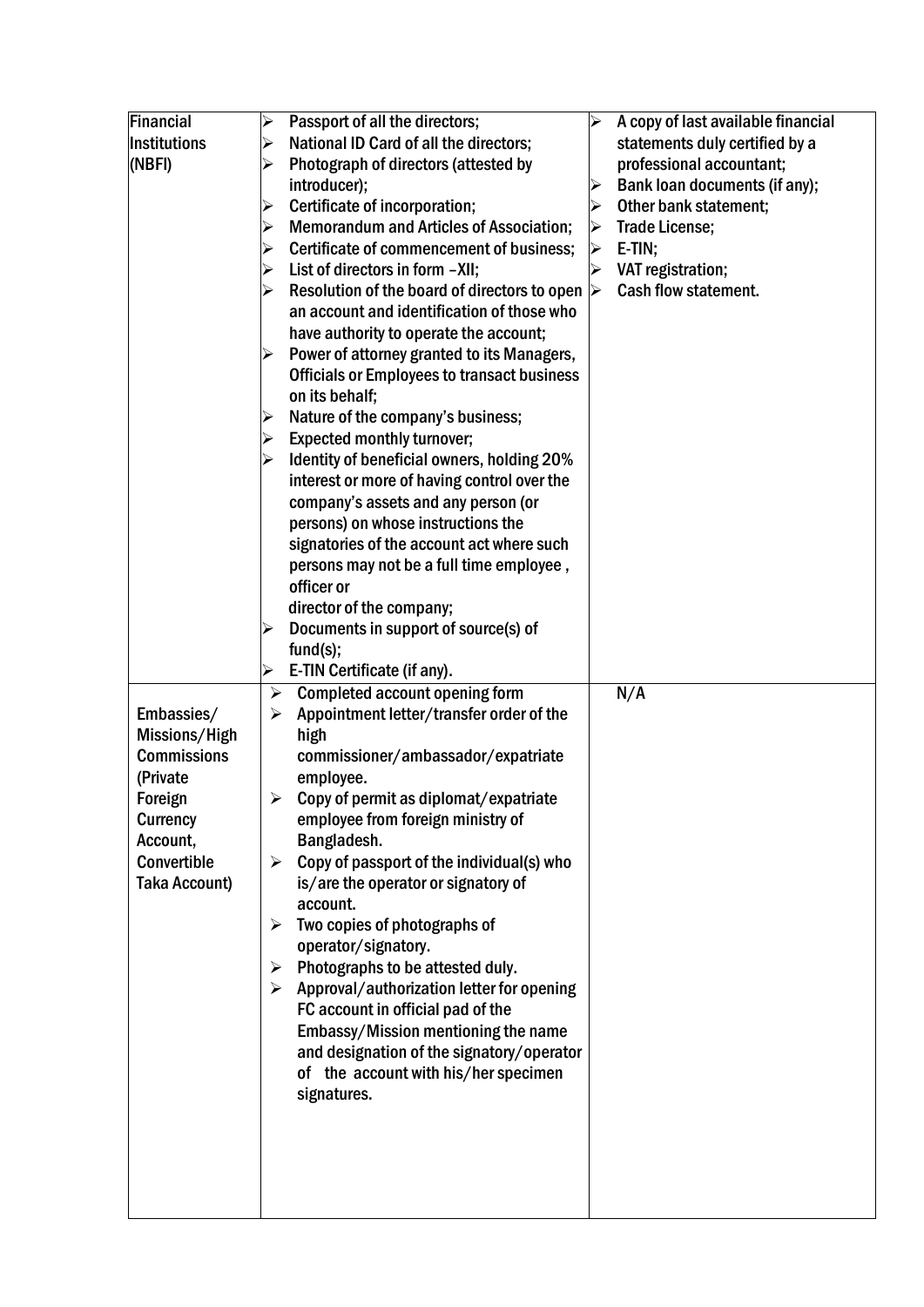| | | |
|---|---|---|
| Financial Institutions (NBFI) | ➢ Passport of all the directors;<br>➢ National ID Card of all the directors;<br>➢ Photograph of directors (attested by introducer);<br>➢ Certificate of incorporation;<br>➢ Memorandum and Articles of Association;<br>➢ Certificate of commencement of business;<br>➢ List of directors in form –XII;<br>➢ Resolution of the board of directors to open an account and identification of those who have authority to operate the account;<br>➢ Power of attorney granted to its Managers, Officials or Employees to transact business on its behalf;<br>➢ Nature of the company's business;<br>➢ Expected monthly turnover;<br>➢ Identity of beneficial owners, holding 20% interest or more of having control over the company's assets and any person (or persons) on whose instructions the signatories of the account act where such persons may not be a full time employee , officer or director of the company;<br>➢ Documents in support of source(s) of fund(s);<br>➢ E-TIN Certificate (if any). | ➢ A copy of last available financial statements duly certified by a professional accountant;<br>➢ Bank loan documents (if any);<br>➢ Other bank statement;<br>➢ Trade License;<br>➢ E-TIN;<br>➢ VAT registration;<br>➢ Cash flow statement. |
| Embassies/ Missions/High Commissions (Private Foreign Currency Account, Convertible Taka Account) | ➢ Completed account opening form<br>➢ Appointment letter/transfer order of the high commissioner/ambassador/expatriate employee.<br>➢ Copy of permit as diplomat/expatriate employee from foreign ministry of Bangladesh.<br>➢ Copy of passport of the individual(s) who is/are the operator or signatory of account.<br>➢ Two copies of photographs of operator/signatory.<br>➢ Photographs to be attested duly.<br>➢ Approval/authorization letter for opening FC account in official pad of the Embassy/Mission mentioning the name and designation of the signatory/operator of the account with his/her specimen signatures. | N/A |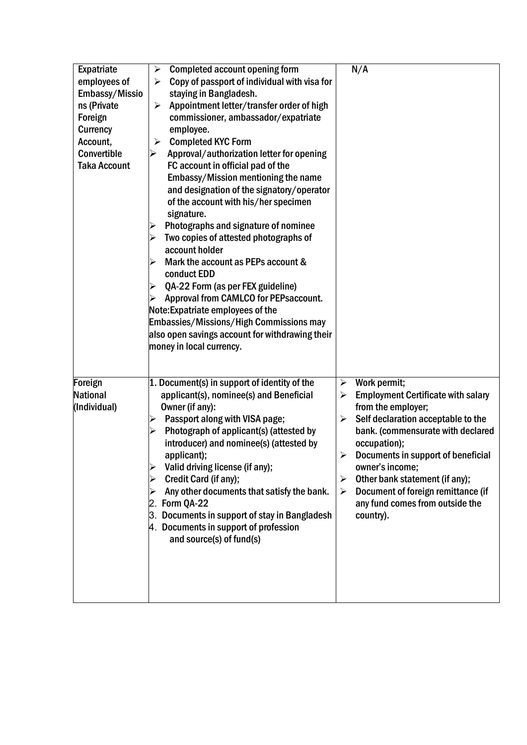| | | |
|---|---|---|
| Expatriate employees of Embassy/Missions (Private Foreign Currency Account, Convertible Taka Account | ➢ Completed account opening form<br>➢ Copy of passport of individual with visa for staying in Bangladesh.<br>➢ Appointment letter/transfer order of high commissioner, ambassador/expatriate employee.<br>➢ Completed KYC Form<br>➢ Approval/authorization letter for opening FC account in official pad of the Embassy/Mission mentioning the name and designation of the signatory/operator of the account with his/her specimen signature.<br>➢ Photographs and signature of nominee<br>➢ Two copies of attested photographs of account holder<br>➢ Mark the account as PEPs account & conduct EDD<br>➢ QA-22 Form (as per FEX guideline)<br>➢ Approval from CAMLCO for PEPsaccount.<br>Note:Expatriate employees of the Embassies/Missions/High Commissions may also open savings account for withdrawing their money in local currency. | N/A |
| Foreign National (Individual) | 1. Document(s) in support of identity of the applicant(s), nominee(s) and Beneficial Owner (if any):<br>➢ Passport along with VISA page;<br>➢ Photograph of applicant(s) (attested by introducer) and nominee(s) (attested by applicant);<br>➢ Valid driving license (if any);<br>➢ Credit Card (if any);<br>➢ Any other documents that satisfy the bank.<br>2. Form QA-22<br>3. Documents in support of stay in Bangladesh<br>4. Documents in support of profession and source(s) of fund(s) | ➢ Work permit;<br>➢ Employment Certificate with salary from the employer;<br>➢ Self declaration acceptable to the bank. (commensurate with declared occupation);<br>➢ Documents in support of beneficial owner's income;<br>➢ Other bank statement (if any);<br>➢ Document of foreign remittance (if any fund comes from outside the country). |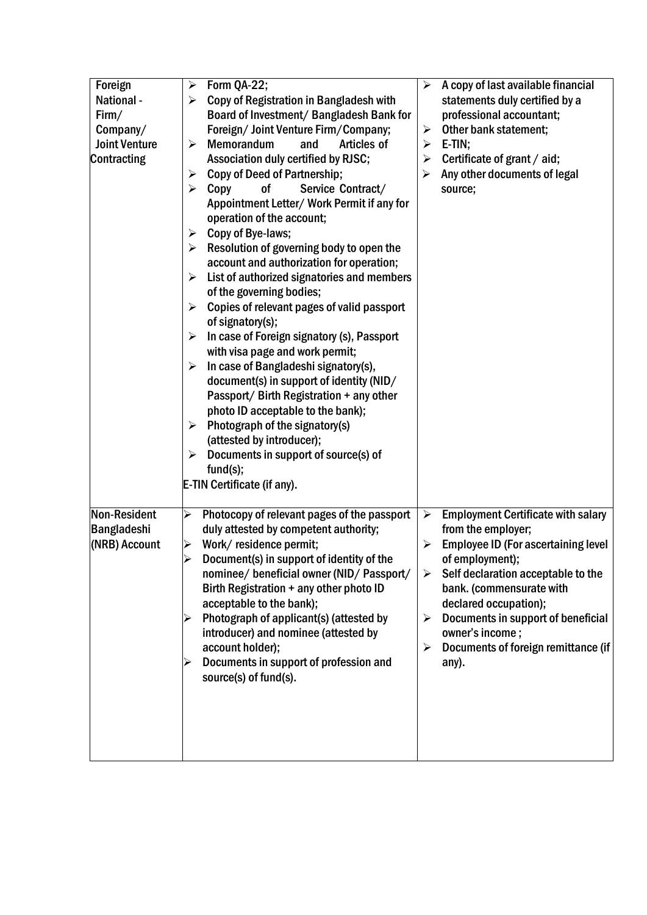| | | |
|---|---|---|
| Foreign National - Firm/ Company/ Joint Venture Contracting | ➢ Form QA-22;<br>➢ Copy of Registration in Bangladesh with Board of Investment/ Bangladesh Bank for Foreign/ Joint Venture Firm/Company;<br>➢ Memorandum and Articles of Association duly certified by RJSC;<br>➢ Copy of Deed of Partnership;<br>➢ Copy of Service Contract/ Appointment Letter/ Work Permit if any for operation of the account;<br>➢ Copy of Bye-laws;<br>➢ Resolution of governing body to open the account and authorization for operation;<br>➢ List of authorized signatories and members of the governing bodies;<br>➢ Copies of relevant pages of valid passport of signatory(s);<br>➢ In case of Foreign signatory (s), Passport with visa page and work permit;<br>➢ In case of Bangladeshi signatory(s), document(s) in support of identity (NID/ Passport/ Birth Registration + any other photo ID acceptable to the bank);<br>➢ Photograph of the signatory(s) (attested by introducer);<br>➢ Documents in support of source(s) of fund(s);<br>E-TIN Certificate (if any). | ➢ A copy of last available financial statements duly certified by a professional accountant;<br>➢ Other bank statement;<br>➢ E-TIN;<br>➢ Certificate of grant / aid;<br>➢ Any other documents of legal source; |
| Non-Resident Bangladeshi (NRB) Account | ➢ Photocopy of relevant pages of the passport duly attested by competent authority;<br>➢ Work/ residence permit;<br>➢ Document(s) in support of identity of the nominee/ beneficial owner (NID/ Passport/ Birth Registration + any other photo ID acceptable to the bank);<br>➢ Photograph of applicant(s) (attested by introducer) and nominee (attested by account holder);<br>➢ Documents in support of profession and source(s) of fund(s). | ➢ Employment Certificate with salary from the employer;<br>➢ Employee ID (For ascertaining level of employment);<br>➢ Self declaration acceptable to the bank. (commensurate with declared occupation);<br>➢ Documents in support of beneficial owner's income ;<br>➢ Documents of foreign remittance (if any). |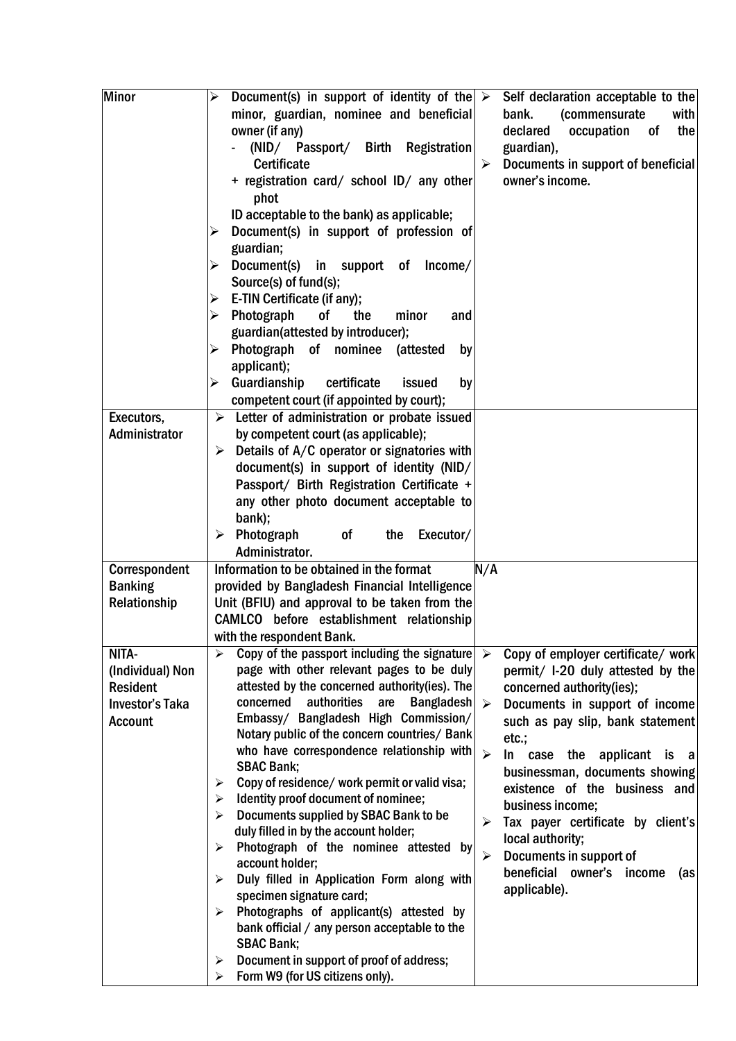| | | |
|---|---|---|
| Minor | ➢ Document(s) in support of identity of the minor, guardian, nominee and beneficial owner (if any)<br>- (NID/ Passport/ Birth Registration Certificate<br>+ registration card/ school ID/ any other phot<br>ID acceptable to the bank) as applicable;<br>➢ Document(s) in support of profession of guardian;<br>➢ Document(s) in support of Income/ Source(s) of fund(s);<br>➢ E-TIN Certificate (if any);<br>➢ Photograph of the minor and guardian(attested by introducer);<br>➢ Photograph of nominee (attested by applicant);<br>➢ Guardianship certificate issued by competent court (if appointed by court); | ➢ Self declaration acceptable to the bank. (commensurate with declared occupation of the guardian),<br>➢ Documents in support of beneficial owner's income. |
| Executors, Administrator | ➢ Letter of administration or probate issued by competent court (as applicable);<br>➢ Details of A/C operator or signatories with document(s) in support of identity (NID/ Passport/ Birth Registration Certificate + any other photo document acceptable to bank);<br>➢ Photograph of the Executor/ Administrator. | |
| Correspondent Banking Relationship | Information to be obtained in the format provided by Bangladesh Financial Intelligence Unit (BFIU) and approval to be taken from the CAMLCO before establishment relationship with the respondent Bank. | N/A |
| NITA- (Individual) Non Resident Investor's Taka Account | ➢ Copy of the passport including the signature page with other relevant pages to be duly attested by the concerned authority(ies). The concerned authorities are Bangladesh Embassy/ Bangladesh High Commission/ Notary public of the concern countries/ Bank who have correspondence relationship with SBAC Bank;<br>➢ Copy of residence/ work permit or valid visa;<br>➢ Identity proof document of nominee;<br>➢ Documents supplied by SBAC Bank to be duly filled in by the account holder;<br>➢ Photograph of the nominee attested by account holder;<br>➢ Duly filled in Application Form along with specimen signature card;<br>➢ Photographs of applicant(s) attested by bank official / any person acceptable to the SBAC Bank;<br>➢ Document in support of proof of address;<br>➢ Form W9 (for US citizens only). | ➢ Copy of employer certificate/ work permit/ I-20 duly attested by the concerned authority(ies);<br>➢ Documents in support of income such as pay slip, bank statement etc.;<br>➢ In case the applicant is a businessman, documents showing existence of the business and business income;<br>➢ Tax payer certificate by client's local authority;<br>➢ Documents in support of beneficial owner's income (as applicable). |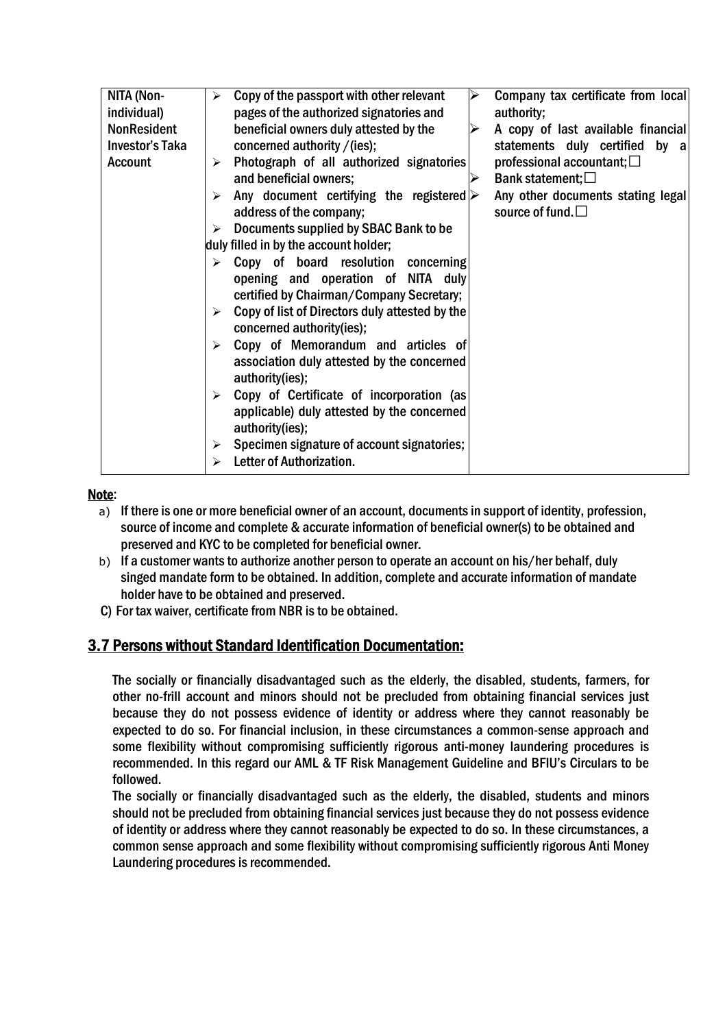| NITA (Non-individual) NonResident Investor's Taka Account | ➢ Copy of the passport with other relevant pages of the authorized signatories and beneficial owners duly attested by the concerned authority /(ies);<br>➢ Photograph of all authorized signatories and beneficial owners;<br>➢ Any document certifying the registered address of the company;<br>➢ Documents supplied by SBAC Bank to be duly filled in by the account holder;<br>➢ Copy of board resolution concerning opening and operation of NITA duly certified by Chairman/Company Secretary;<br>➢ Copy of list of Directors duly attested by the concerned authority(ies);<br>➢ Copy of Memorandum and articles of association duly attested by the concerned authority(ies);<br>➢ Copy of Certificate of incorporation (as applicable) duly attested by the concerned authority(ies);<br>➢ Specimen signature of account signatories;<br>➢ Letter of Authorization. | ➢ Company tax certificate from local authority;<br>➢ A copy of last available financial statements duly certified by a professional accountant;☐<br>➢ Bank statement;☐<br>➢ Any other documents stating legal source of fund.☐ |
|---|---|---|

**Note**:

a) If there is one or more beneficial owner of an account, documents in support of identity, profession, source of income and complete & accurate information of beneficial owner(s) to be obtained and preserved and KYC to be completed for beneficial owner.

b) If a customer wants to authorize another person to operate an account on his/her behalf, duly singed mandate form to be obtained. In addition, complete and accurate information of mandate holder have to be obtained and preserved.

C) For tax waiver, certificate from NBR is to be obtained.

## 3.7 Persons without Standard Identification Documentation:

The socially or financially disadvantaged such as the elderly, the disabled, students, farmers, for other no-frill account and minors should not be precluded from obtaining financial services just because they do not possess evidence of identity or address where they cannot reasonably be expected to do so. For financial inclusion, in these circumstances a common-sense approach and some flexibility without compromising sufficiently rigorous anti-money laundering procedures is recommended. In this regard our AML & TF Risk Management Guideline and BFIU's Circulars to be followed.

The socially or financially disadvantaged such as the elderly, the disabled, students and minors should not be precluded from obtaining financial services just because they do not possess evidence of identity or address where they cannot reasonably be expected to do so. In these circumstances, a common sense approach and some flexibility without compromising sufficiently rigorous Anti Money Laundering procedures is recommended.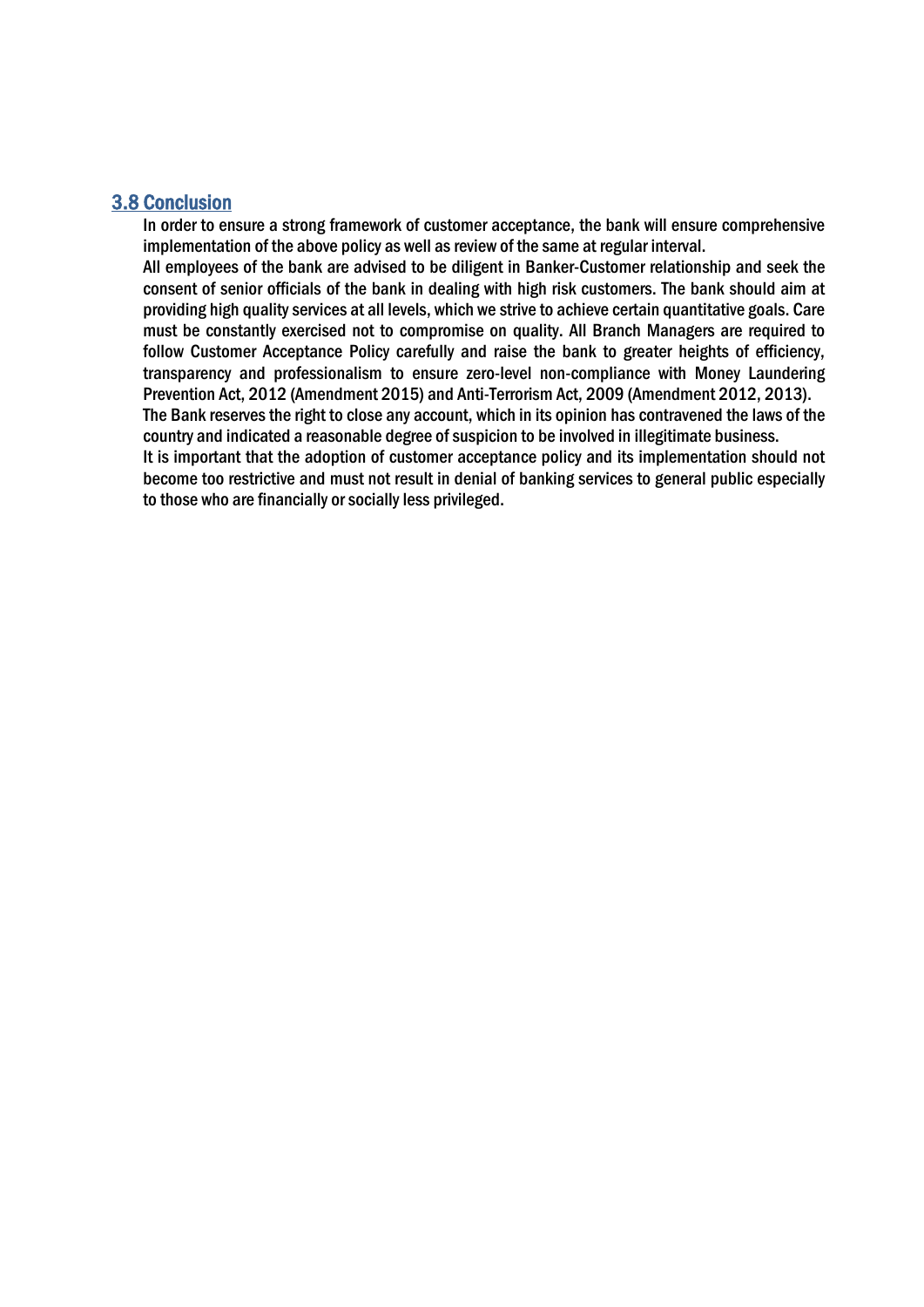## 3.8 Conclusion

In order to ensure a strong framework of customer acceptance, the bank will ensure comprehensive implementation of the above policy as well as review of the same at regular interval.

All employees of the bank are advised to be diligent in Banker-Customer relationship and seek the consent of senior officials of the bank in dealing with high risk customers. The bank should aim at providing high quality services at all levels, which we strive to achieve certain quantitative goals. Care must be constantly exercised not to compromise on quality. All Branch Managers are required to follow Customer Acceptance Policy carefully and raise the bank to greater heights of efficiency, transparency and professionalism to ensure zero-level non-compliance with Money Laundering Prevention Act, 2012 (Amendment 2015) and Anti-Terrorism Act, 2009 (Amendment 2012, 2013).

The Bank reserves the right to close any account, which in its opinion has contravened the laws of the country and indicated a reasonable degree of suspicion to be involved in illegitimate business.

It is important that the adoption of customer acceptance policy and its implementation should not become too restrictive and must not result in denial of banking services to general public especially to those who are financially or socially less privileged.